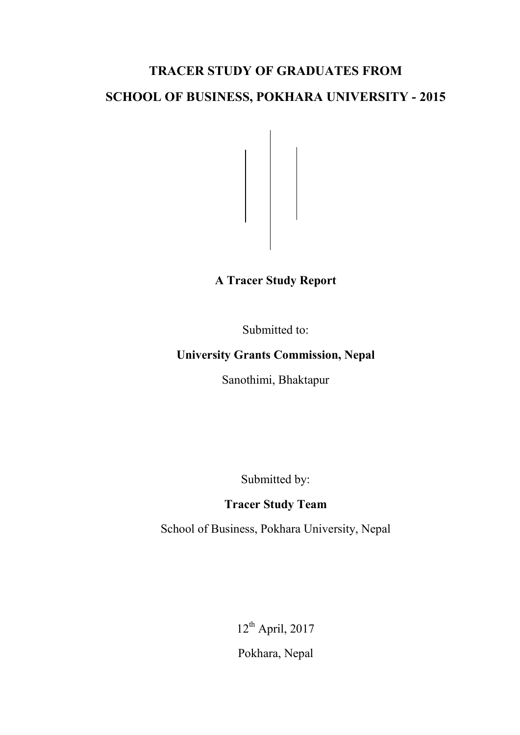# TRACER STUDY OF GRADUATES FROM SCHOOL OF BUSINESS, POKHARA UNIVERSITY - 2015

**A Tracer Study Report**

Submitted to:

**University Grants Commission, Nepal**

Sanothimi, Bhaktapur

Submitted by:

**Tracer Study Team**

School of Business, Pokhara University, Nepal

12th April, 2017

Pokhara, Nepal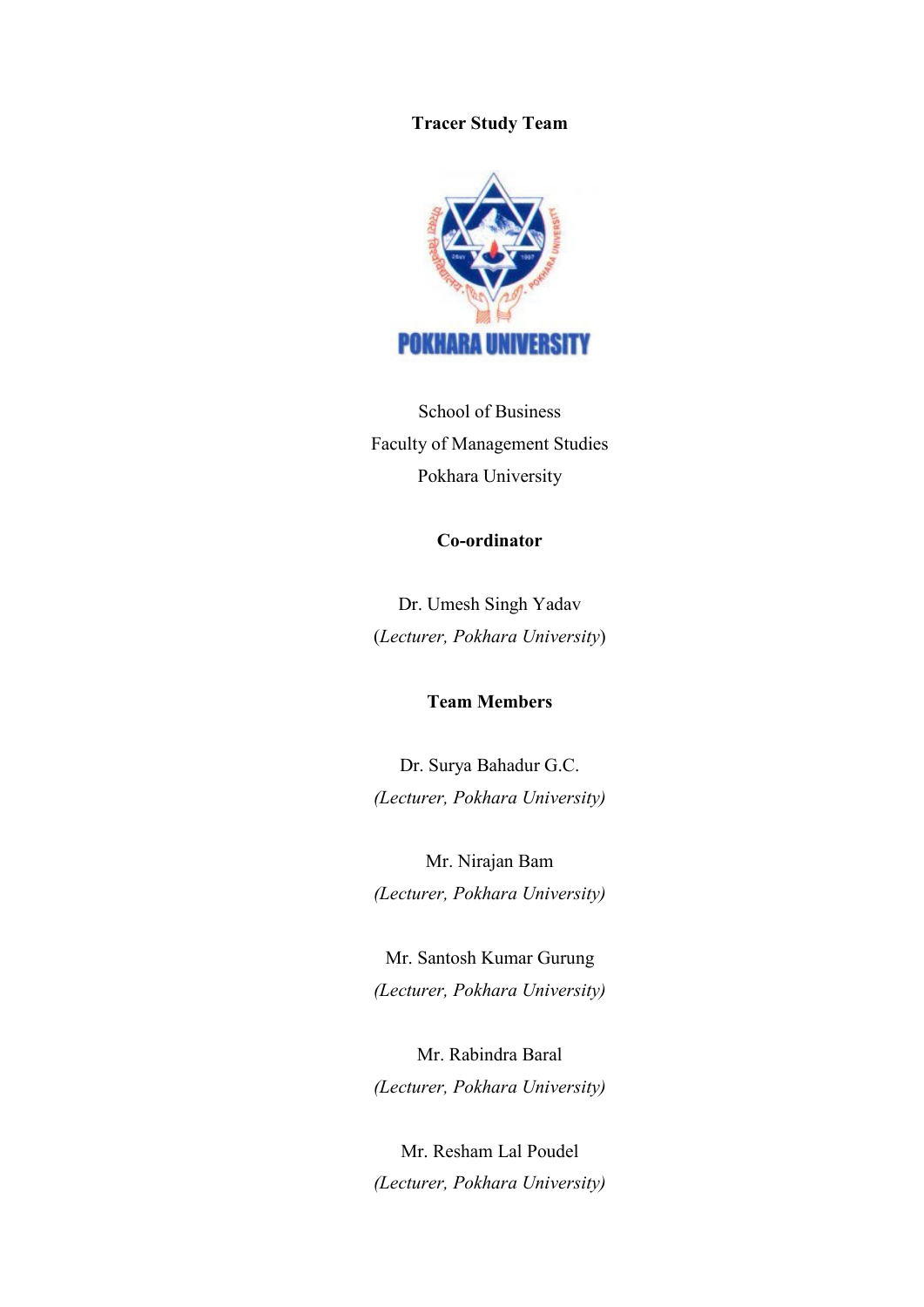**Tracer Study Team**

School of Business
Faculty of Management Studies
Pokhara University

**Co-ordinator**

Dr. Umesh Singh Yadav
(*Lecturer, Pokhara University*)

**Team Members**

Dr. Surya Bahadur G.C.
*(Lecturer, Pokhara University)*

Mr. Nirajan Bam
*(Lecturer, Pokhara University)*

Mr. Santosh Kumar Gurung
*(Lecturer, Pokhara University)*

Mr. Rabindra Baral
*(Lecturer, Pokhara University)*

Mr. Resham Lal Poudel
*(Lecturer, Pokhara University)*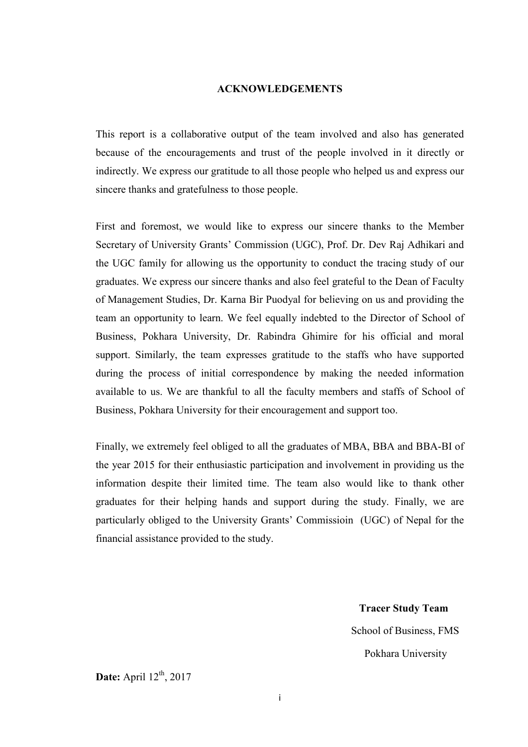## ACKNOWLEDGEMENTS

This report is a collaborative output of the team involved and also has generated because of the encouragements and trust of the people involved in it directly or indirectly. We express our gratitude to all those people who helped us and express our sincere thanks and gratefulness to those people.

First and foremost, we would like to express our sincere thanks to the Member Secretary of University Grants' Commission (UGC), Prof. Dr. Dev Raj Adhikari and the UGC family for allowing us the opportunity to conduct the tracing study of our graduates. We express our sincere thanks and also feel grateful to the Dean of Faculty of Management Studies, Dr. Karna Bir Puodyal for believing on us and providing the team an opportunity to learn. We feel equally indebted to the Director of School of Business, Pokhara University, Dr. Rabindra Ghimire for his official and moral support. Similarly, the team expresses gratitude to the staffs who have supported during the process of initial correspondence by making the needed information available to us. We are thankful to all the faculty members and staffs of School of Business, Pokhara University for their encouragement and support too.

Finally, we extremely feel obliged to all the graduates of MBA, BBA and BBA-BI of the year 2015 for their enthusiastic participation and involvement in providing us the information despite their limited time. The team also would like to thank other graduates for their helping hands and support during the study. Finally, we are particularly obliged to the University Grants' Commissioin (UGC) of Nepal for the financial assistance provided to the study.

**Tracer Study Team**

School of Business, FMS

Pokhara University

**Date:** April 12th, 2017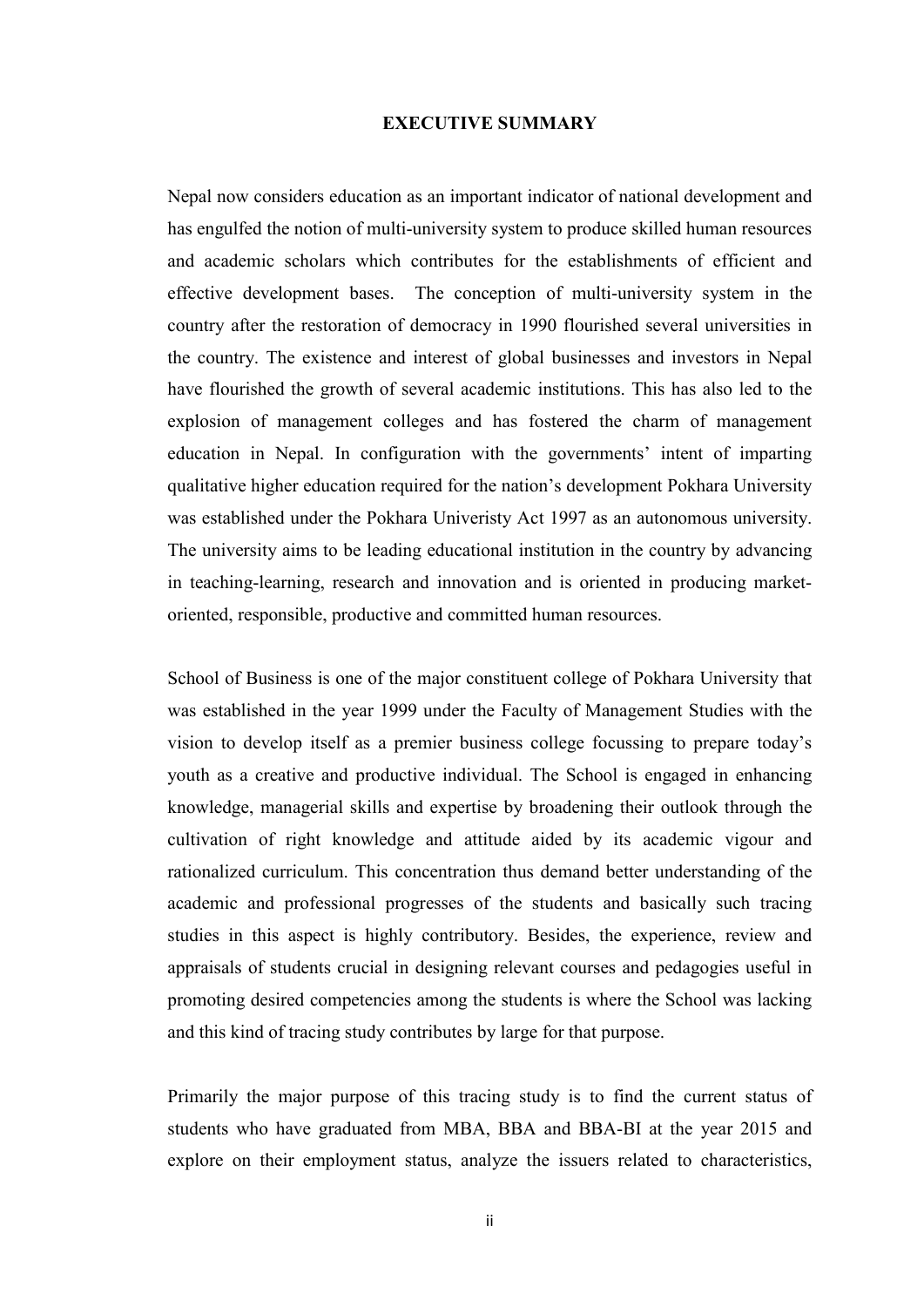# EXECUTIVE SUMMARY

Nepal now considers education as an important indicator of national development and has engulfed the notion of multi-university system to produce skilled human resources and academic scholars which contributes for the establishments of efficient and effective development bases. The conception of multi-university system in the country after the restoration of democracy in 1990 flourished several universities in the country. The existence and interest of global businesses and investors in Nepal have flourished the growth of several academic institutions. This has also led to the explosion of management colleges and has fostered the charm of management education in Nepal. In configuration with the governments' intent of imparting qualitative higher education required for the nation's development Pokhara University was established under the Pokhara Univeristy Act 1997 as an autonomous university. The university aims to be leading educational institution in the country by advancing in teaching-learning, research and innovation and is oriented in producing market-oriented, responsible, productive and committed human resources.

School of Business is one of the major constituent college of Pokhara University that was established in the year 1999 under the Faculty of Management Studies with the vision to develop itself as a premier business college focussing to prepare today's youth as a creative and productive individual. The School is engaged in enhancing knowledge, managerial skills and expertise by broadening their outlook through the cultivation of right knowledge and attitude aided by its academic vigour and rationalized curriculum. This concentration thus demand better understanding of the academic and professional progresses of the students and basically such tracing studies in this aspect is highly contributory. Besides, the experience, review and appraisals of students crucial in designing relevant courses and pedagogies useful in promoting desired competencies among the students is where the School was lacking and this kind of tracing study contributes by large for that purpose.

Primarily the major purpose of this tracing study is to find the current status of students who have graduated from MBA, BBA and BBA-BI at the year 2015 and explore on their employment status, analyze the issuers related to characteristics,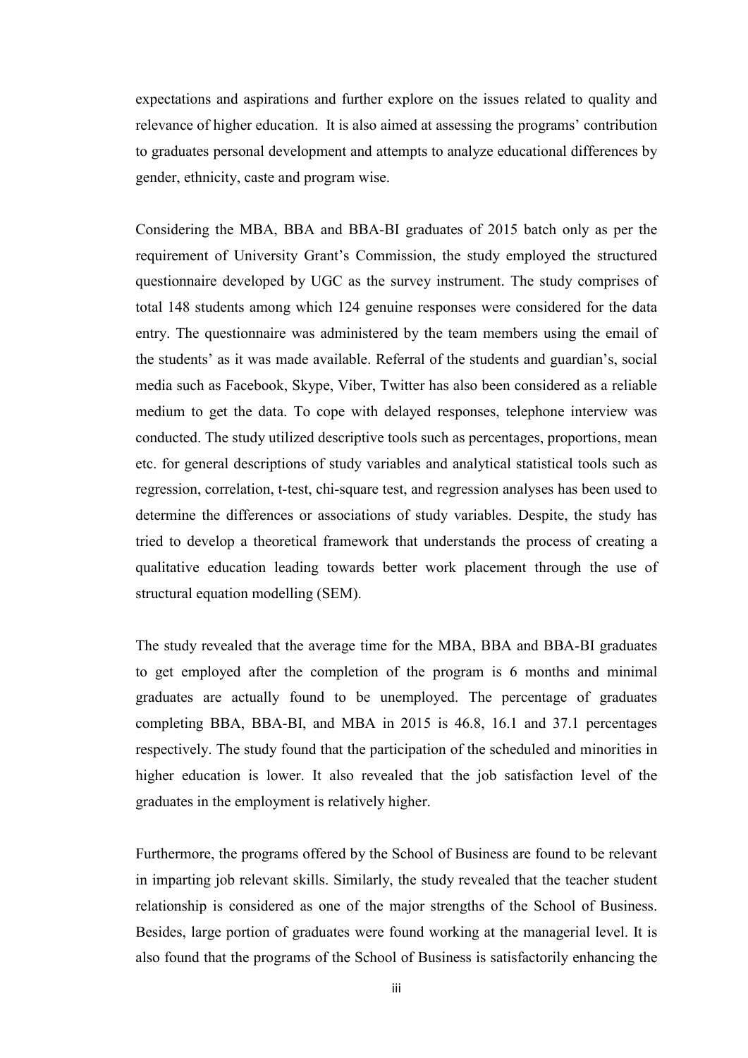expectations and aspirations and further explore on the issues related to quality and relevance of higher education. It is also aimed at assessing the programs' contribution to graduates personal development and attempts to analyze educational differences by gender, ethnicity, caste and program wise.

Considering the MBA, BBA and BBA-BI graduates of 2015 batch only as per the requirement of University Grant's Commission, the study employed the structured questionnaire developed by UGC as the survey instrument. The study comprises of total 148 students among which 124 genuine responses were considered for the data entry. The questionnaire was administered by the team members using the email of the students' as it was made available. Referral of the students and guardian's, social media such as Facebook, Skype, Viber, Twitter has also been considered as a reliable medium to get the data. To cope with delayed responses, telephone interview was conducted. The study utilized descriptive tools such as percentages, proportions, mean etc. for general descriptions of study variables and analytical statistical tools such as regression, correlation, t-test, chi-square test, and regression analyses has been used to determine the differences or associations of study variables. Despite, the study has tried to develop a theoretical framework that understands the process of creating a qualitative education leading towards better work placement through the use of structural equation modelling (SEM).

The study revealed that the average time for the MBA, BBA and BBA-BI graduates to get employed after the completion of the program is 6 months and minimal graduates are actually found to be unemployed. The percentage of graduates completing BBA, BBA-BI, and MBA in 2015 is 46.8, 16.1 and 37.1 percentages respectively. The study found that the participation of the scheduled and minorities in higher education is lower. It also revealed that the job satisfaction level of the graduates in the employment is relatively higher.

Furthermore, the programs offered by the School of Business are found to be relevant in imparting job relevant skills. Similarly, the study revealed that the teacher student relationship is considered as one of the major strengths of the School of Business. Besides, large portion of graduates were found working at the managerial level. It is also found that the programs of the School of Business is satisfactorily enhancing the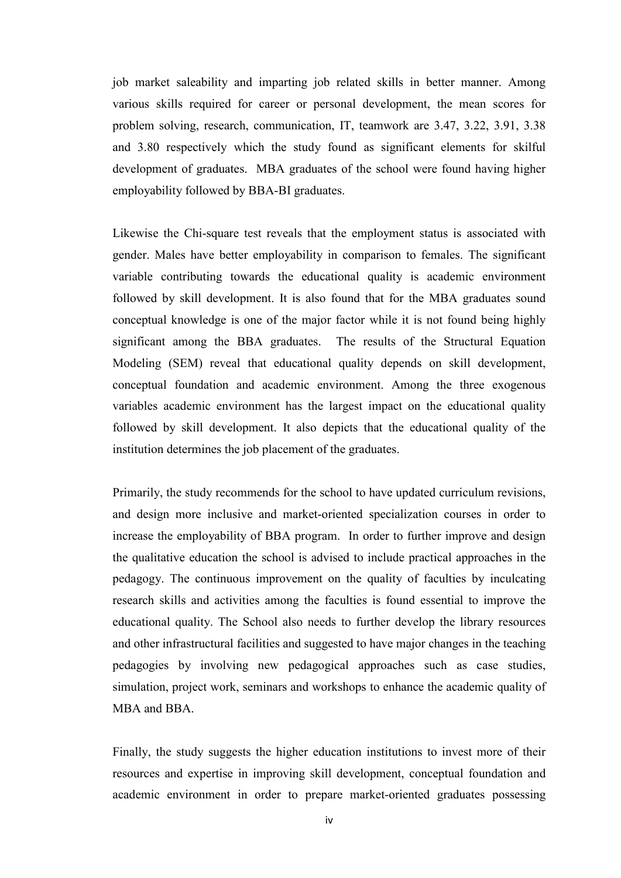job market saleability and imparting job related skills in better manner. Among various skills required for career or personal development, the mean scores for problem solving, research, communication, IT, teamwork are 3.47, 3.22, 3.91, 3.38 and 3.80 respectively which the study found as significant elements for skilful development of graduates. MBA graduates of the school were found having higher employability followed by BBA-BI graduates.

Likewise the Chi-square test reveals that the employment status is associated with gender. Males have better employability in comparison to females. The significant variable contributing towards the educational quality is academic environment followed by skill development. It is also found that for the MBA graduates sound conceptual knowledge is one of the major factor while it is not found being highly significant among the BBA graduates. The results of the Structural Equation Modeling (SEM) reveal that educational quality depends on skill development, conceptual foundation and academic environment. Among the three exogenous variables academic environment has the largest impact on the educational quality followed by skill development. It also depicts that the educational quality of the institution determines the job placement of the graduates.

Primarily, the study recommends for the school to have updated curriculum revisions, and design more inclusive and market-oriented specialization courses in order to increase the employability of BBA program. In order to further improve and design the qualitative education the school is advised to include practical approaches in the pedagogy. The continuous improvement on the quality of faculties by inculcating research skills and activities among the faculties is found essential to improve the educational quality. The School also needs to further develop the library resources and other infrastructural facilities and suggested to have major changes in the teaching pedagogies by involving new pedagogical approaches such as case studies, simulation, project work, seminars and workshops to enhance the academic quality of MBA and BBA.

Finally, the study suggests the higher education institutions to invest more of their resources and expertise in improving skill development, conceptual foundation and academic environment in order to prepare market-oriented graduates possessing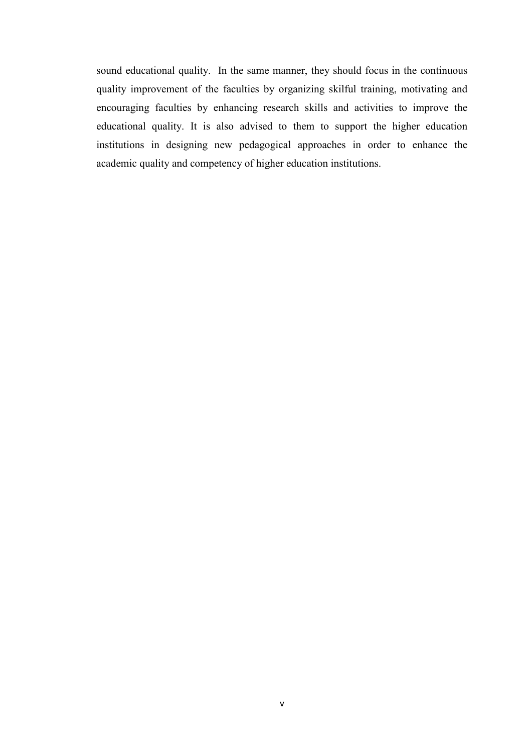sound educational quality. In the same manner, they should focus in the continuous quality improvement of the faculties by organizing skilful training, motivating and encouraging faculties by enhancing research skills and activities to improve the educational quality. It is also advised to them to support the higher education institutions in designing new pedagogical approaches in order to enhance the academic quality and competency of higher education institutions.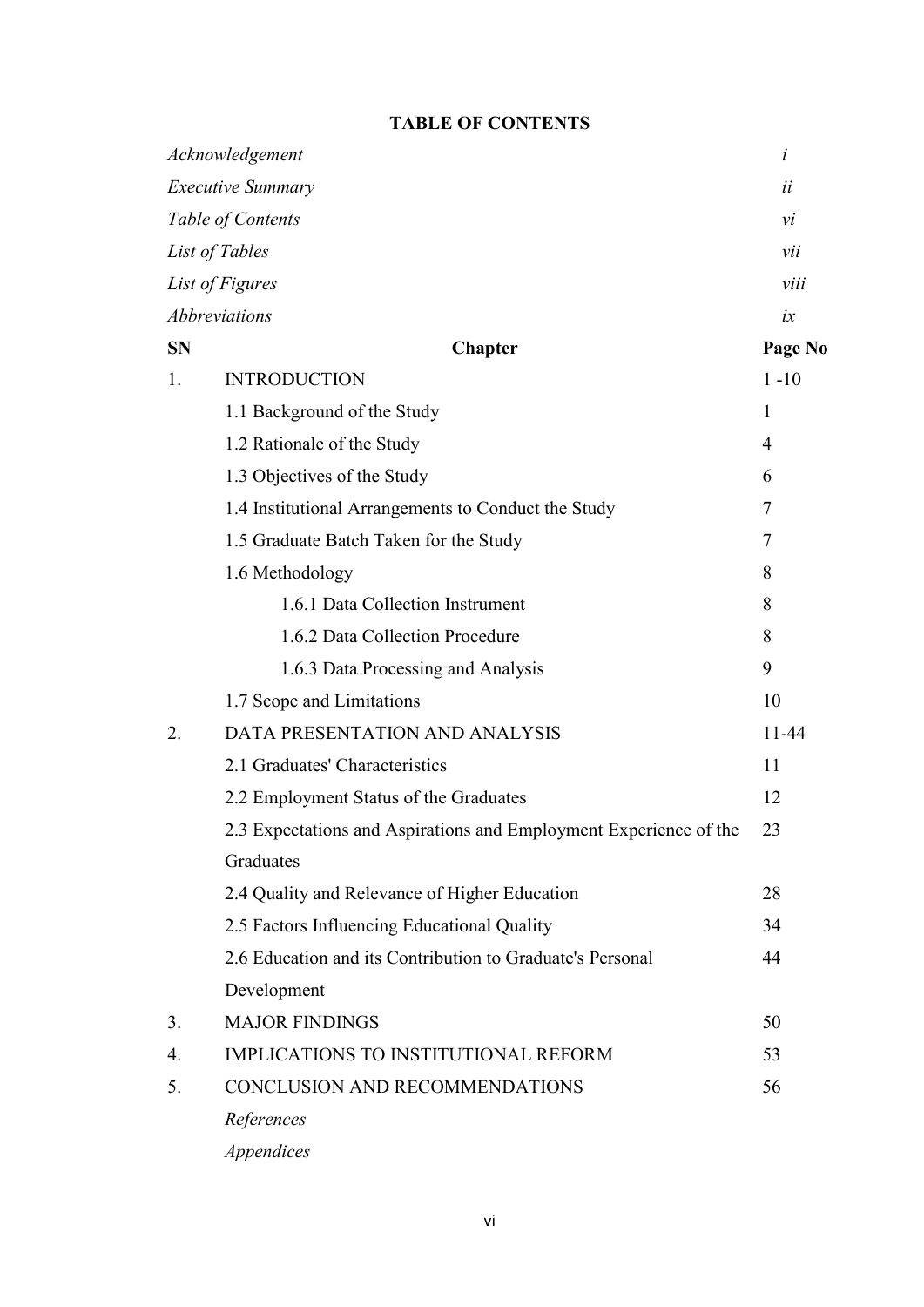# TABLE OF CONTENTS

| | | |
|---|---|---|
| *Acknowledgement* | | *i* |
| *Executive Summary* | | *ii* |
| *Table of Contents* | | *vi* |
| *List of Tables* | | *vii* |
| *List of Figures* | | *viii* |
| *Abbreviations* | | *ix* |
| **SN** | **Chapter** | **Page No** |
| 1. | INTRODUCTION | 1 -10 |
| | 1.1 Background of the Study | 1 |
| | 1.2 Rationale of the Study | 4 |
| | 1.3 Objectives of the Study | 6 |
| | 1.4 Institutional Arrangements to Conduct the Study | 7 |
| | 1.5 Graduate Batch Taken for the Study | 7 |
| | 1.6 Methodology | 8 |
| | 1.6.1 Data Collection Instrument | 8 |
| | 1.6.2 Data Collection Procedure | 8 |
| | 1.6.3 Data Processing and Analysis | 9 |
| | 1.7 Scope and Limitations | 10 |
| 2. | DATA PRESENTATION AND ANALYSIS | 11-44 |
| | 2.1 Graduates' Characteristics | 11 |
| | 2.2 Employment Status of the Graduates | 12 |
| | 2.3 Expectations and Aspirations and Employment Experience of the Graduates | 23 |
| | 2.4 Quality and Relevance of Higher Education | 28 |
| | 2.5 Factors Influencing Educational Quality | 34 |
| | 2.6 Education and its Contribution to Graduate's Personal Development | 44 |
| 3. | MAJOR FINDINGS | 50 |
| 4. | IMPLICATIONS TO INSTITUTIONAL REFORM | 53 |
| 5. | CONCLUSION AND RECOMMENDATIONS | 56 |
| | *References* | |
| | *Appendices* | |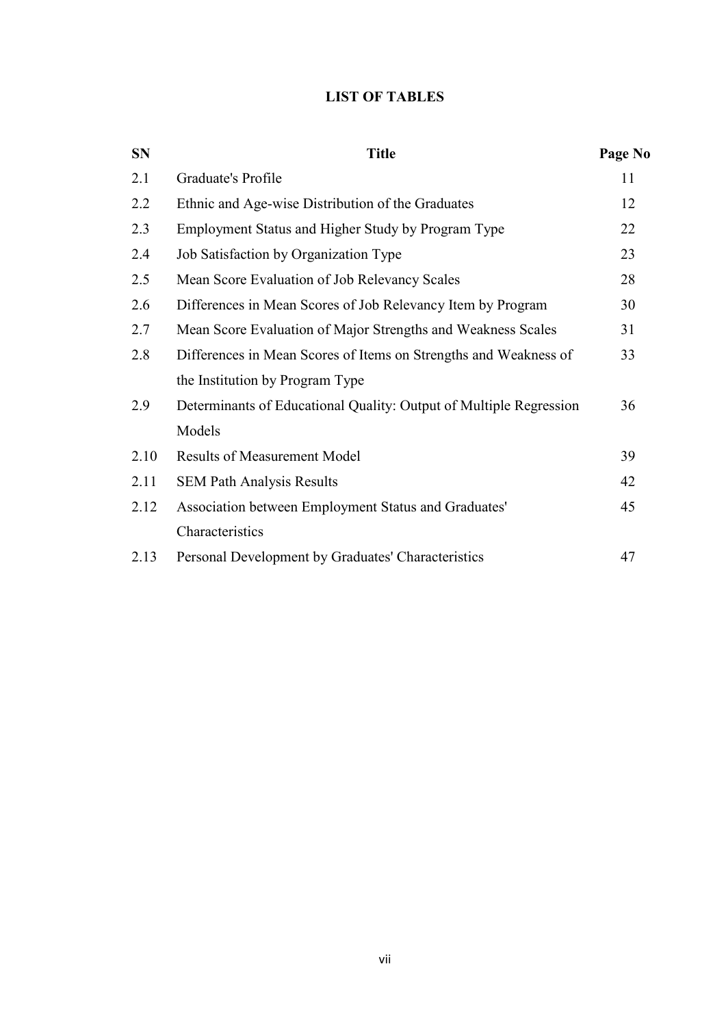# LIST OF TABLES

| SN | Title | Page No |
|---|---|---|
| 2.1 | Graduate's Profile | 11 |
| 2.2 | Ethnic and Age-wise Distribution of the Graduates | 12 |
| 2.3 | Employment Status and Higher Study by Program Type | 22 |
| 2.4 | Job Satisfaction by Organization Type | 23 |
| 2.5 | Mean Score Evaluation of Job Relevancy Scales | 28 |
| 2.6 | Differences in Mean Scores of Job Relevancy Item by Program | 30 |
| 2.7 | Mean Score Evaluation of Major Strengths and Weakness Scales | 31 |
| 2.8 | Differences in Mean Scores of Items on Strengths and Weakness of the Institution by Program Type | 33 |
| 2.9 | Determinants of Educational Quality: Output of Multiple Regression Models | 36 |
| 2.10 | Results of Measurement Model | 39 |
| 2.11 | SEM Path Analysis Results | 42 |
| 2.12 | Association between Employment Status and Graduates' Characteristics | 45 |
| 2.13 | Personal Development by Graduates' Characteristics | 47 |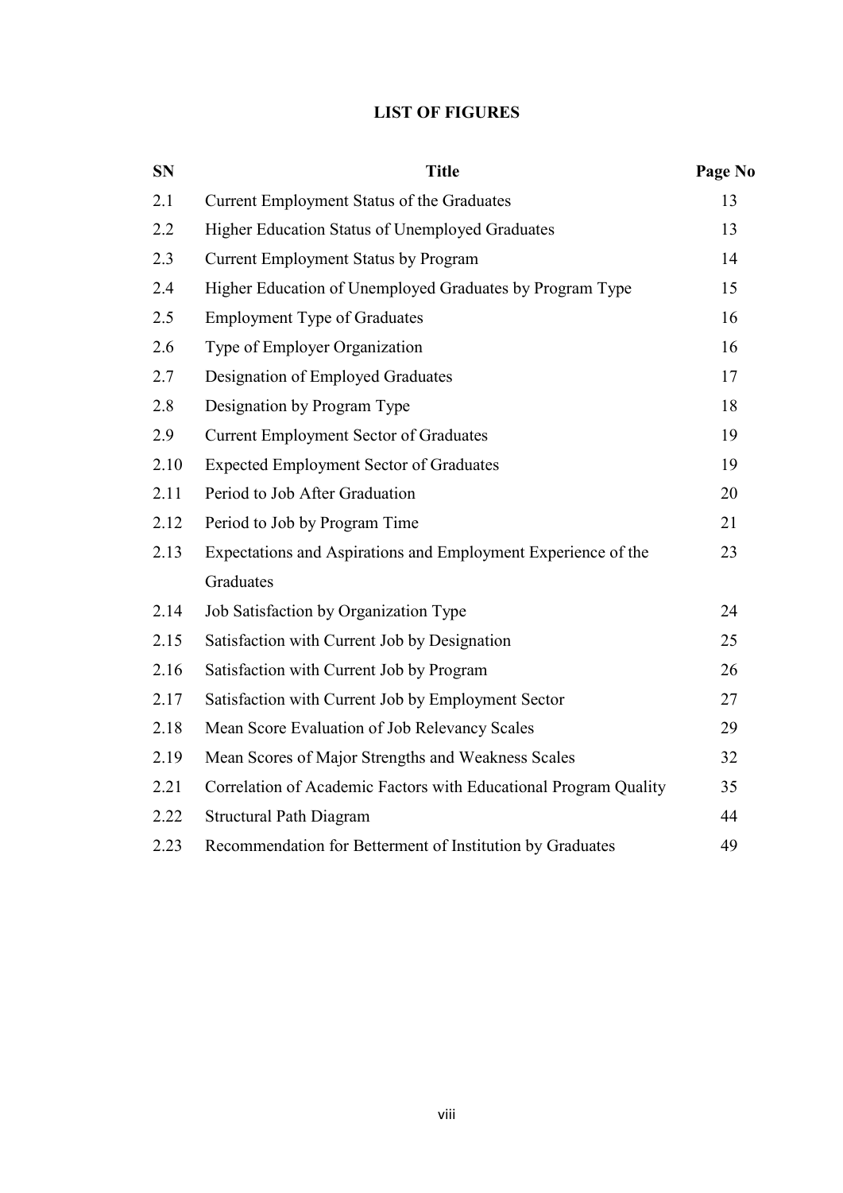## LIST OF FIGURES

| SN | Title | Page No |
|---|---|---|
| 2.1 | Current Employment Status of the Graduates | 13 |
| 2.2 | Higher Education Status of Unemployed Graduates | 13 |
| 2.3 | Current Employment Status by Program | 14 |
| 2.4 | Higher Education of Unemployed Graduates by Program Type | 15 |
| 2.5 | Employment Type of Graduates | 16 |
| 2.6 | Type of Employer Organization | 16 |
| 2.7 | Designation of Employed Graduates | 17 |
| 2.8 | Designation by Program Type | 18 |
| 2.9 | Current Employment Sector of Graduates | 19 |
| 2.10 | Expected Employment Sector of Graduates | 19 |
| 2.11 | Period to Job After Graduation | 20 |
| 2.12 | Period to Job by Program Time | 21 |
| 2.13 | Expectations and Aspirations and Employment Experience of the Graduates | 23 |
| 2.14 | Job Satisfaction by Organization Type | 24 |
| 2.15 | Satisfaction with Current Job by Designation | 25 |
| 2.16 | Satisfaction with Current Job by Program | 26 |
| 2.17 | Satisfaction with Current Job by Employment Sector | 27 |
| 2.18 | Mean Score Evaluation of Job Relevancy Scales | 29 |
| 2.19 | Mean Scores of Major Strengths and Weakness Scales | 32 |
| 2.21 | Correlation of Academic Factors with Educational Program Quality | 35 |
| 2.22 | Structural Path Diagram | 44 |
| 2.23 | Recommendation for Betterment of Institution by Graduates | 49 |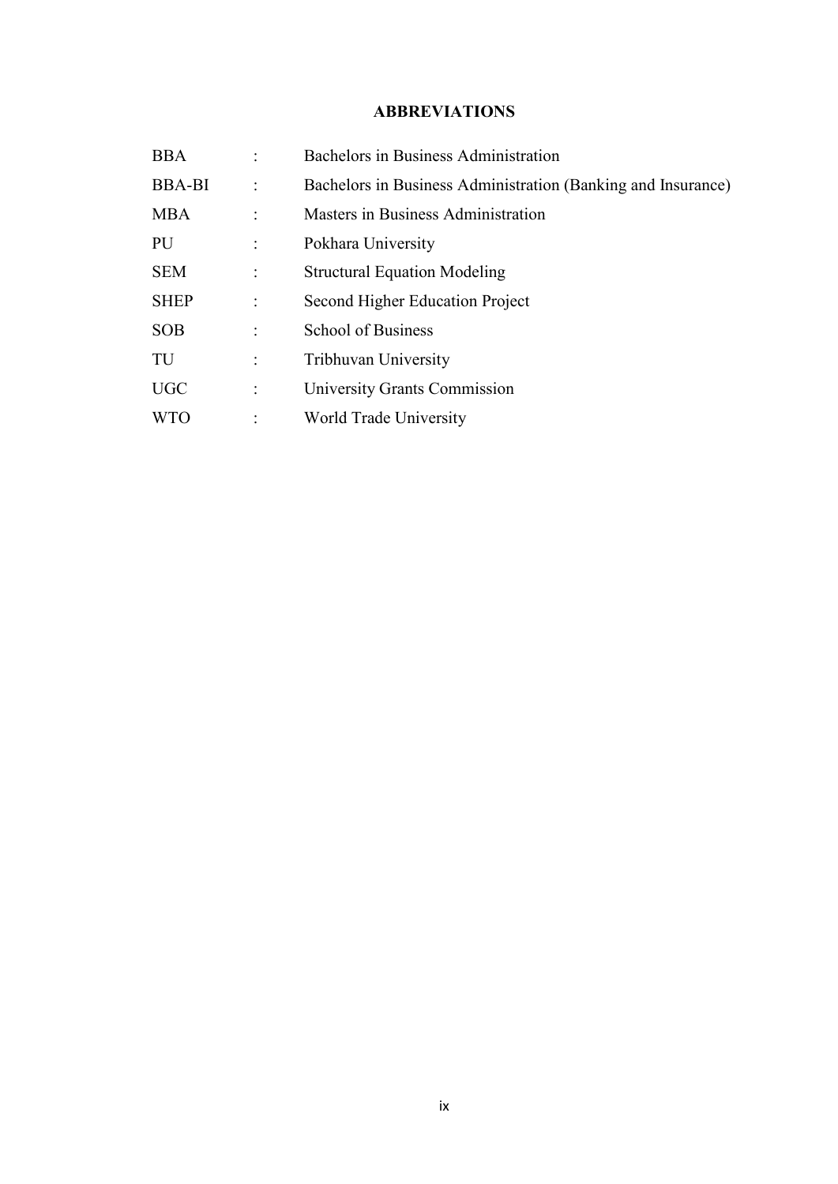## ABBREVIATIONS

| | | |
|---|---|---|
| BBA | : | Bachelors in Business Administration |
| BBA-BI | : | Bachelors in Business Administration (Banking and Insurance) |
| MBA | : | Masters in Business Administration |
| PU | : | Pokhara University |
| SEM | : | Structural Equation Modeling |
| SHEP | : | Second Higher Education Project |
| SOB | : | School of Business |
| TU | : | Tribhuvan University |
| UGC | : | University Grants Commission |
| WTO | : | World Trade University |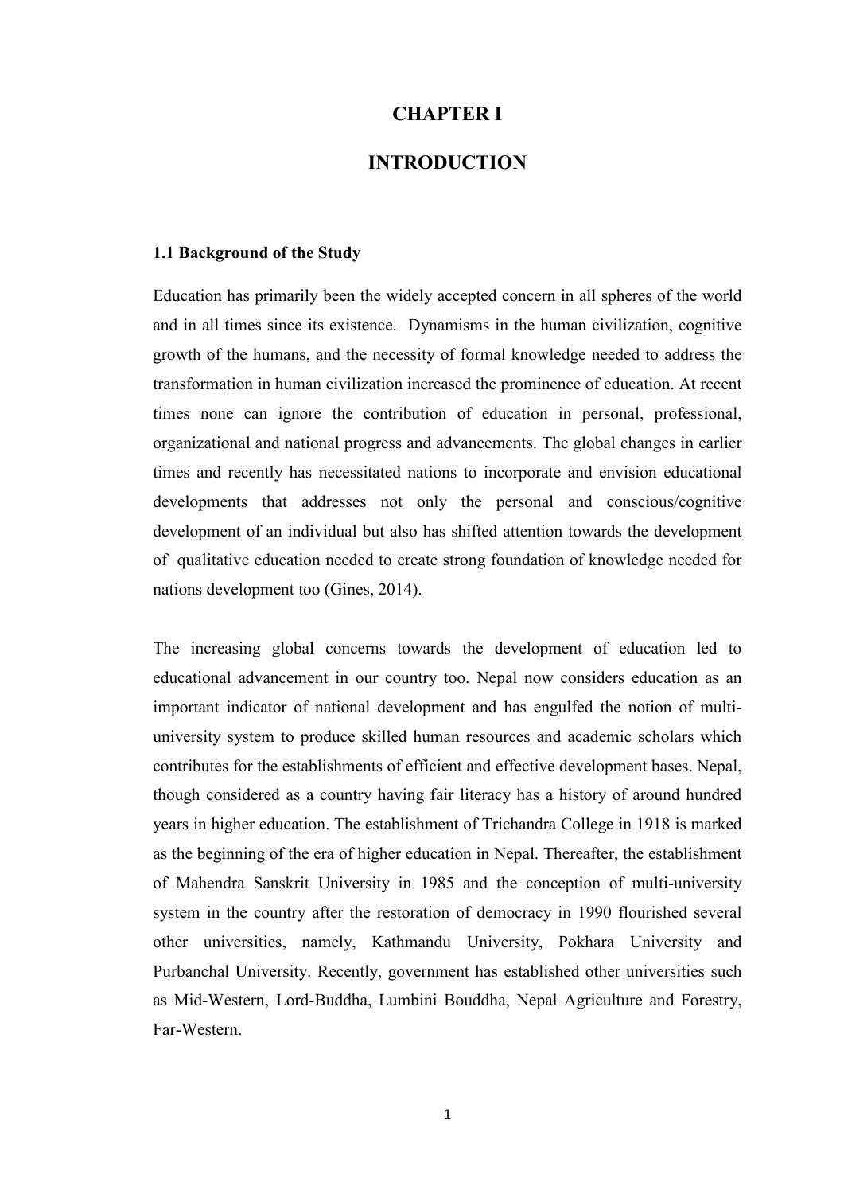# CHAPTER I

# INTRODUCTION

## 1.1 Background of the Study

Education has primarily been the widely accepted concern in all spheres of the world and in all times since its existence. Dynamisms in the human civilization, cognitive growth of the humans, and the necessity of formal knowledge needed to address the transformation in human civilization increased the prominence of education. At recent times none can ignore the contribution of education in personal, professional, organizational and national progress and advancements. The global changes in earlier times and recently has necessitated nations to incorporate and envision educational developments that addresses not only the personal and conscious/cognitive development of an individual but also has shifted attention towards the development of qualitative education needed to create strong foundation of knowledge needed for nations development too (Gines, 2014).

The increasing global concerns towards the development of education led to educational advancement in our country too. Nepal now considers education as an important indicator of national development and has engulfed the notion of multi-university system to produce skilled human resources and academic scholars which contributes for the establishments of efficient and effective development bases. Nepal, though considered as a country having fair literacy has a history of around hundred years in higher education. The establishment of Trichandra College in 1918 is marked as the beginning of the era of higher education in Nepal. Thereafter, the establishment of Mahendra Sanskrit University in 1985 and the conception of multi-university system in the country after the restoration of democracy in 1990 flourished several other universities, namely, Kathmandu University, Pokhara University and Purbanchal University. Recently, government has established other universities such as Mid-Western, Lord-Buddha, Lumbini Bouddha, Nepal Agriculture and Forestry, Far-Western.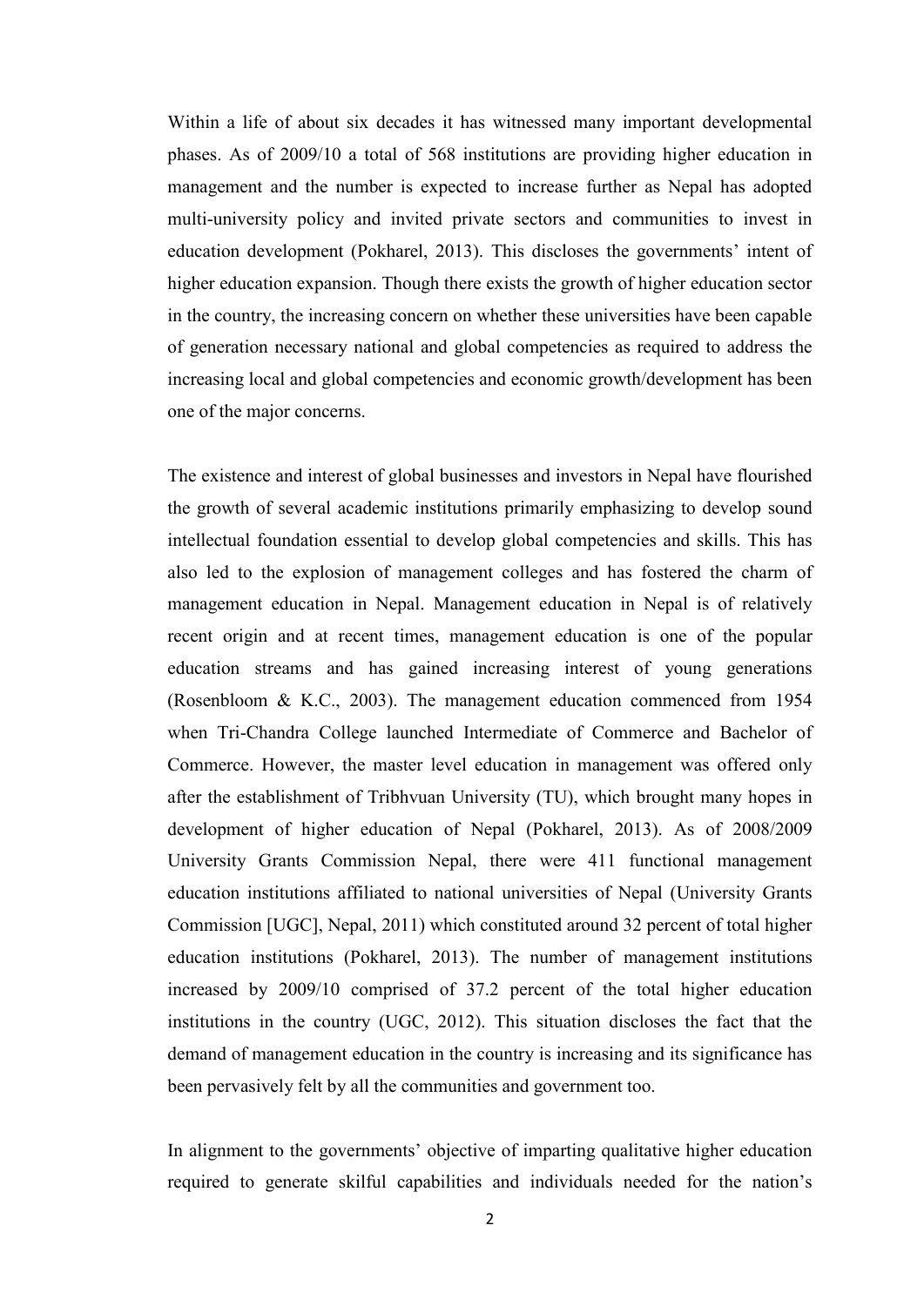Within a life of about six decades it has witnessed many important developmental phases. As of 2009/10 a total of 568 institutions are providing higher education in management and the number is expected to increase further as Nepal has adopted multi-university policy and invited private sectors and communities to invest in education development (Pokharel, 2013). This discloses the governments' intent of higher education expansion. Though there exists the growth of higher education sector in the country, the increasing concern on whether these universities have been capable of generation necessary national and global competencies as required to address the increasing local and global competencies and economic growth/development has been one of the major concerns.

The existence and interest of global businesses and investors in Nepal have flourished the growth of several academic institutions primarily emphasizing to develop sound intellectual foundation essential to develop global competencies and skills. This has also led to the explosion of management colleges and has fostered the charm of management education in Nepal. Management education in Nepal is of relatively recent origin and at recent times, management education is one of the popular education streams and has gained increasing interest of young generations (Rosenbloom & K.C., 2003). The management education commenced from 1954 when Tri-Chandra College launched Intermediate of Commerce and Bachelor of Commerce. However, the master level education in management was offered only after the establishment of Tribhvuan University (TU), which brought many hopes in development of higher education of Nepal (Pokharel, 2013). As of 2008/2009 University Grants Commission Nepal, there were 411 functional management education institutions affiliated to national universities of Nepal (University Grants Commission [UGC], Nepal, 2011) which constituted around 32 percent of total higher education institutions (Pokharel, 2013). The number of management institutions increased by 2009/10 comprised of 37.2 percent of the total higher education institutions in the country (UGC, 2012). This situation discloses the fact that the demand of management education in the country is increasing and its significance has been pervasively felt by all the communities and government too.

In alignment to the governments' objective of imparting qualitative higher education required to generate skilful capabilities and individuals needed for the nation's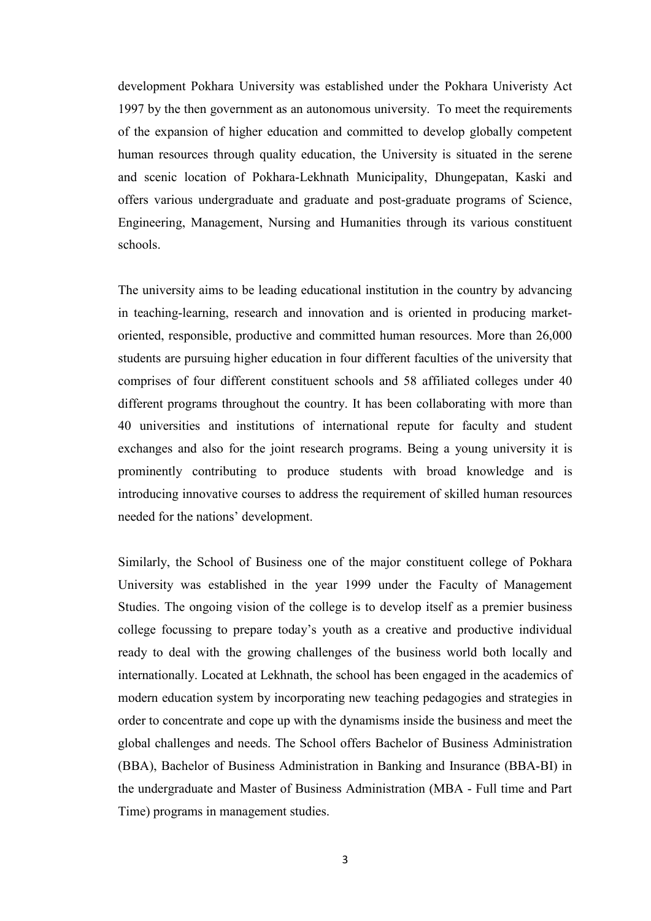development Pokhara University was established under the Pokhara Univeristy Act 1997 by the then government as an autonomous university. To meet the requirements of the expansion of higher education and committed to develop globally competent human resources through quality education, the University is situated in the serene and scenic location of Pokhara-Lekhnath Municipality, Dhungepatan, Kaski and offers various undergraduate and graduate and post-graduate programs of Science, Engineering, Management, Nursing and Humanities through its various constituent schools.

The university aims to be leading educational institution in the country by advancing in teaching-learning, research and innovation and is oriented in producing market-oriented, responsible, productive and committed human resources. More than 26,000 students are pursuing higher education in four different faculties of the university that comprises of four different constituent schools and 58 affiliated colleges under 40 different programs throughout the country. It has been collaborating with more than 40 universities and institutions of international repute for faculty and student exchanges and also for the joint research programs. Being a young university it is prominently contributing to produce students with broad knowledge and is introducing innovative courses to address the requirement of skilled human resources needed for the nations' development.

Similarly, the School of Business one of the major constituent college of Pokhara University was established in the year 1999 under the Faculty of Management Studies. The ongoing vision of the college is to develop itself as a premier business college focussing to prepare today's youth as a creative and productive individual ready to deal with the growing challenges of the business world both locally and internationally. Located at Lekhnath, the school has been engaged in the academics of modern education system by incorporating new teaching pedagogies and strategies in order to concentrate and cope up with the dynamisms inside the business and meet the global challenges and needs. The School offers Bachelor of Business Administration (BBA), Bachelor of Business Administration in Banking and Insurance (BBA-BI) in the undergraduate and Master of Business Administration (MBA - Full time and Part Time) programs in management studies.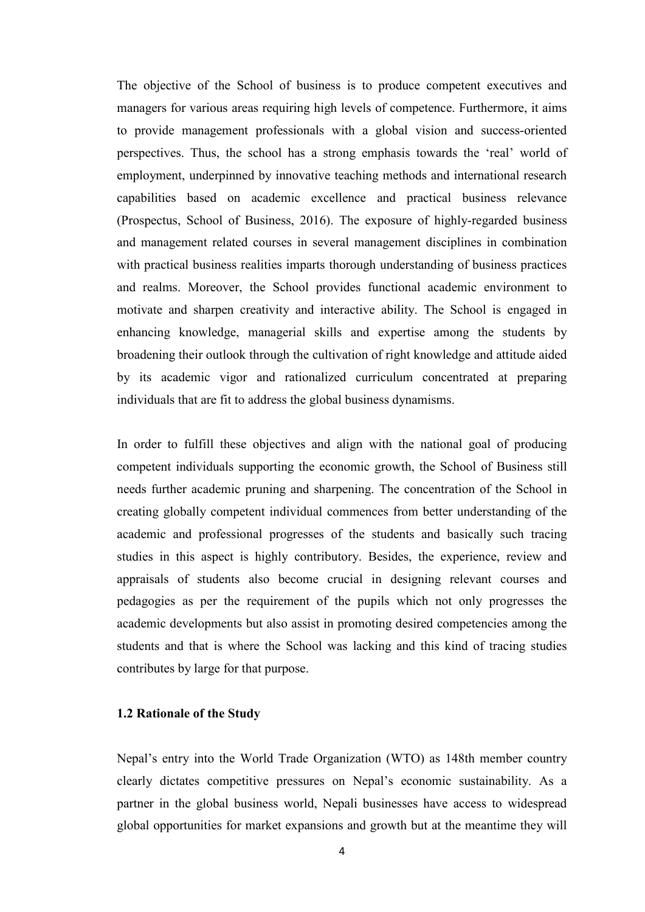The objective of the School of business is to produce competent executives and managers for various areas requiring high levels of competence. Furthermore, it aims to provide management professionals with a global vision and success-oriented perspectives. Thus, the school has a strong emphasis towards the 'real' world of employment, underpinned by innovative teaching methods and international research capabilities based on academic excellence and practical business relevance (Prospectus, School of Business, 2016). The exposure of highly-regarded business and management related courses in several management disciplines in combination with practical business realities imparts thorough understanding of business practices and realms. Moreover, the School provides functional academic environment to motivate and sharpen creativity and interactive ability. The School is engaged in enhancing knowledge, managerial skills and expertise among the students by broadening their outlook through the cultivation of right knowledge and attitude aided by its academic vigor and rationalized curriculum concentrated at preparing individuals that are fit to address the global business dynamisms.

In order to fulfill these objectives and align with the national goal of producing competent individuals supporting the economic growth, the School of Business still needs further academic pruning and sharpening. The concentration of the School in creating globally competent individual commences from better understanding of the academic and professional progresses of the students and basically such tracing studies in this aspect is highly contributory. Besides, the experience, review and appraisals of students also become crucial in designing relevant courses and pedagogies as per the requirement of the pupils which not only progresses the academic developments but also assist in promoting desired competencies among the students and that is where the School was lacking and this kind of tracing studies contributes by large for that purpose.

### 1.2 Rationale of the Study

Nepal's entry into the World Trade Organization (WTO) as 148th member country clearly dictates competitive pressures on Nepal's economic sustainability. As a partner in the global business world, Nepali businesses have access to widespread global opportunities for market expansions and growth but at the meantime they will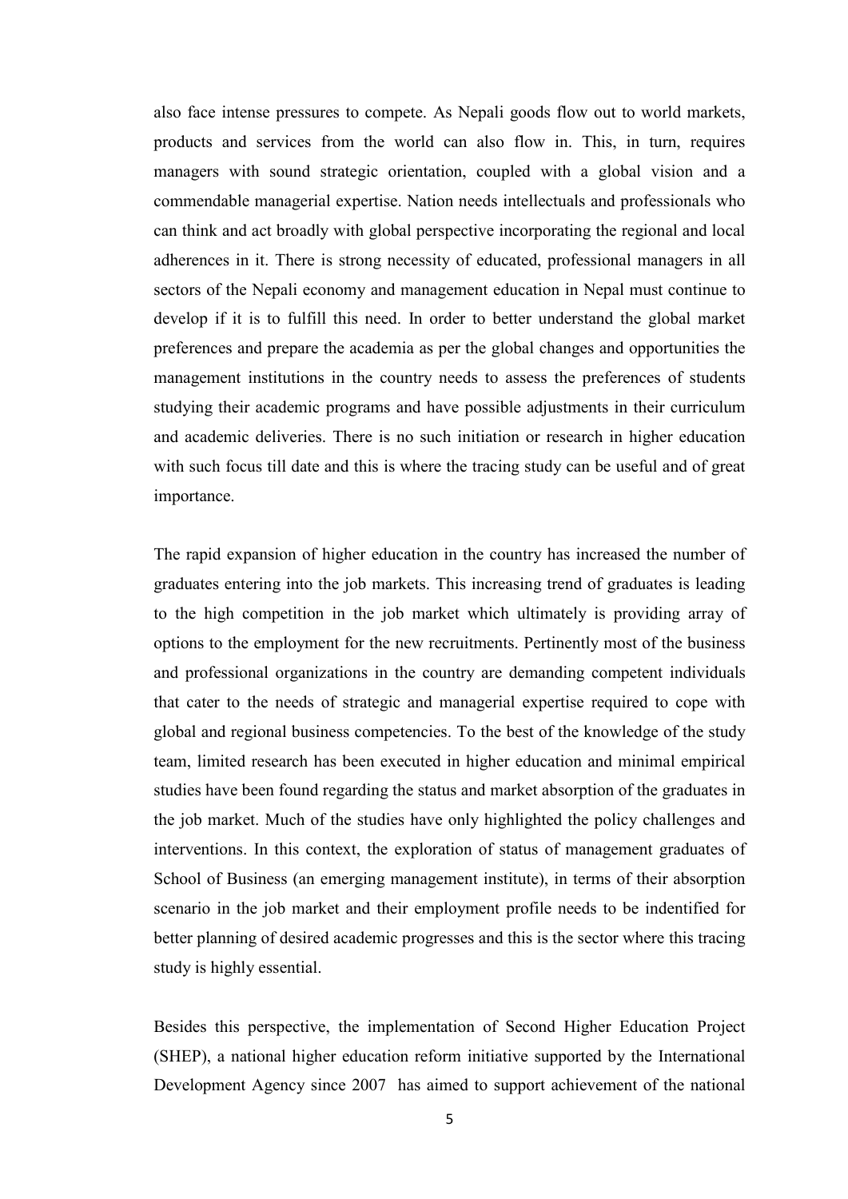also face intense pressures to compete. As Nepali goods flow out to world markets, products and services from the world can also flow in. This, in turn, requires managers with sound strategic orientation, coupled with a global vision and a commendable managerial expertise. Nation needs intellectuals and professionals who can think and act broadly with global perspective incorporating the regional and local adherences in it. There is strong necessity of educated, professional managers in all sectors of the Nepali economy and management education in Nepal must continue to develop if it is to fulfill this need. In order to better understand the global market preferences and prepare the academia as per the global changes and opportunities the management institutions in the country needs to assess the preferences of students studying their academic programs and have possible adjustments in their curriculum and academic deliveries. There is no such initiation or research in higher education with such focus till date and this is where the tracing study can be useful and of great importance.

The rapid expansion of higher education in the country has increased the number of graduates entering into the job markets. This increasing trend of graduates is leading to the high competition in the job market which ultimately is providing array of options to the employment for the new recruitments. Pertinently most of the business and professional organizations in the country are demanding competent individuals that cater to the needs of strategic and managerial expertise required to cope with global and regional business competencies. To the best of the knowledge of the study team, limited research has been executed in higher education and minimal empirical studies have been found regarding the status and market absorption of the graduates in the job market. Much of the studies have only highlighted the policy challenges and interventions. In this context, the exploration of status of management graduates of School of Business (an emerging management institute), in terms of their absorption scenario in the job market and their employment profile needs to be indentified for better planning of desired academic progresses and this is the sector where this tracing study is highly essential.

Besides this perspective, the implementation of Second Higher Education Project (SHEP), a national higher education reform initiative supported by the International Development Agency since 2007 has aimed to support achievement of the national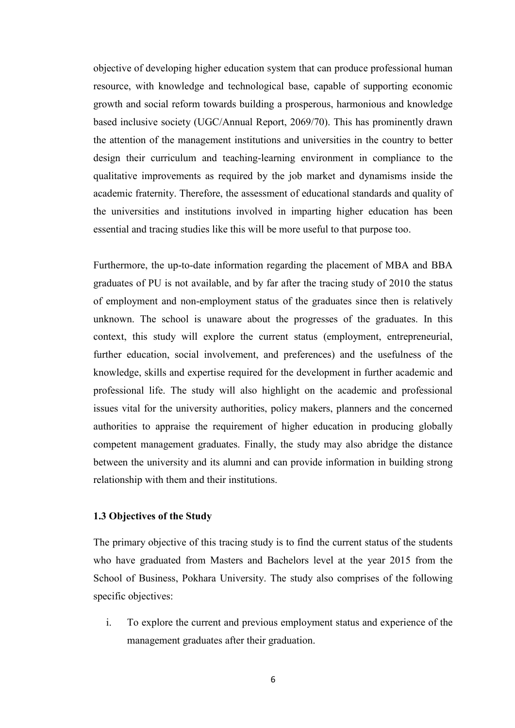objective of developing higher education system that can produce professional human resource, with knowledge and technological base, capable of supporting economic growth and social reform towards building a prosperous, harmonious and knowledge based inclusive society (UGC/Annual Report, 2069/70). This has prominently drawn the attention of the management institutions and universities in the country to better design their curriculum and teaching-learning environment in compliance to the qualitative improvements as required by the job market and dynamisms inside the academic fraternity. Therefore, the assessment of educational standards and quality of the universities and institutions involved in imparting higher education has been essential and tracing studies like this will be more useful to that purpose too.

Furthermore, the up-to-date information regarding the placement of MBA and BBA graduates of PU is not available, and by far after the tracing study of 2010 the status of employment and non-employment status of the graduates since then is relatively unknown. The school is unaware about the progresses of the graduates. In this context, this study will explore the current status (employment, entrepreneurial, further education, social involvement, and preferences) and the usefulness of the knowledge, skills and expertise required for the development in further academic and professional life. The study will also highlight on the academic and professional issues vital for the university authorities, policy makers, planners and the concerned authorities to appraise the requirement of higher education in producing globally competent management graduates. Finally, the study may also abridge the distance between the university and its alumni and can provide information in building strong relationship with them and their institutions.

### 1.3 Objectives of the Study

The primary objective of this tracing study is to find the current status of the students who have graduated from Masters and Bachelors level at the year 2015 from the School of Business, Pokhara University. The study also comprises of the following specific objectives:

i. To explore the current and previous employment status and experience of the management graduates after their graduation.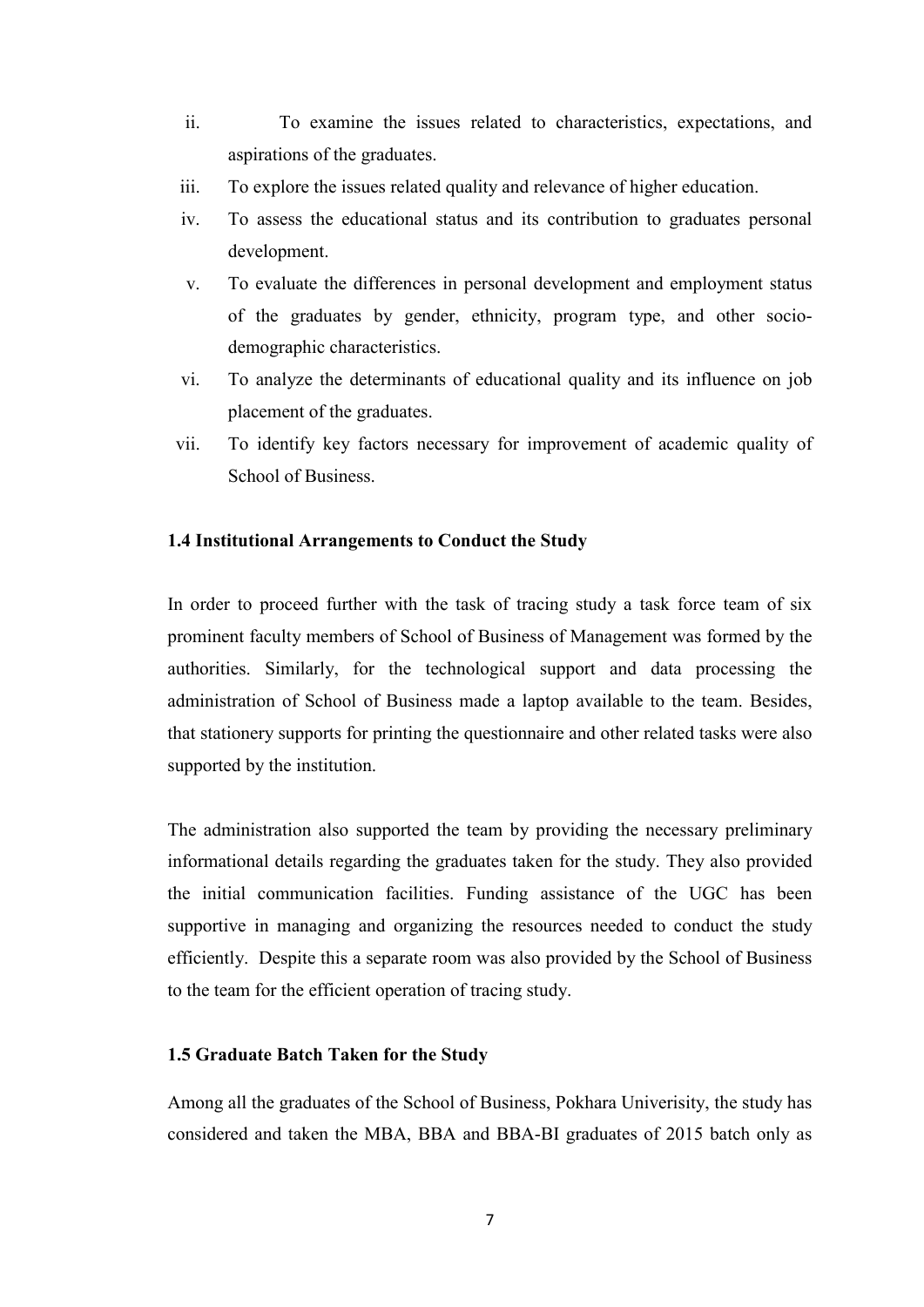ii. To examine the issues related to characteristics, expectations, and aspirations of the graduates.
iii. To explore the issues related quality and relevance of higher education.
iv. To assess the educational status and its contribution to graduates personal development.
v. To evaluate the differences in personal development and employment status of the graduates by gender, ethnicity, program type, and other socio-demographic characteristics.
vi. To analyze the determinants of educational quality and its influence on job placement of the graduates.
vii. To identify key factors necessary for improvement of academic quality of School of Business.

### 1.4 Institutional Arrangements to Conduct the Study

In order to proceed further with the task of tracing study a task force team of six prominent faculty members of School of Business of Management was formed by the authorities. Similarly, for the technological support and data processing the administration of School of Business made a laptop available to the team. Besides, that stationery supports for printing the questionnaire and other related tasks were also supported by the institution.

The administration also supported the team by providing the necessary preliminary informational details regarding the graduates taken for the study. They also provided the initial communication facilities. Funding assistance of the UGC has been supportive in managing and organizing the resources needed to conduct the study efficiently. Despite this a separate room was also provided by the School of Business to the team for the efficient operation of tracing study.

### 1.5 Graduate Batch Taken for the Study

Among all the graduates of the School of Business, Pokhara Univerisity, the study has considered and taken the MBA, BBA and BBA-BI graduates of 2015 batch only as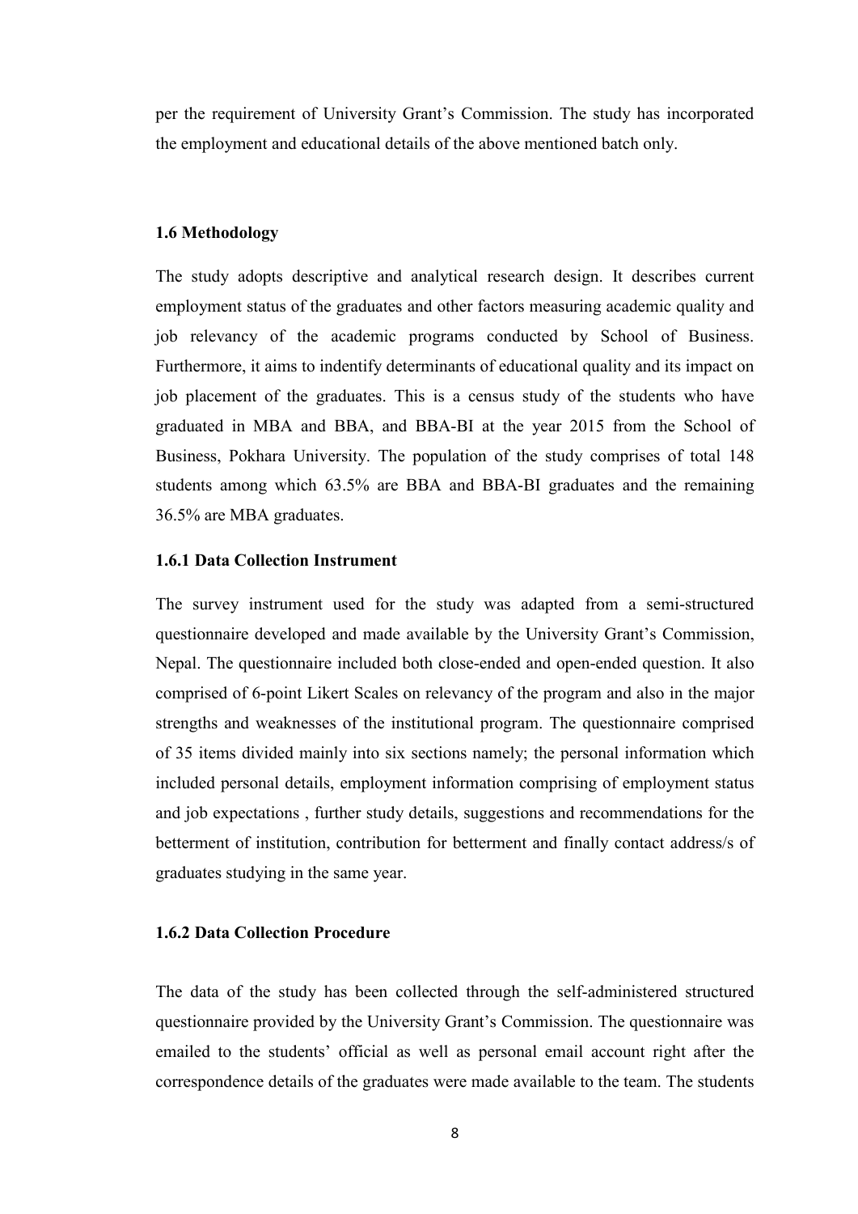per the requirement of University Grant's Commission. The study has incorporated the employment and educational details of the above mentioned batch only.

### 1.6 Methodology

The study adopts descriptive and analytical research design. It describes current employment status of the graduates and other factors measuring academic quality and job relevancy of the academic programs conducted by School of Business. Furthermore, it aims to indentify determinants of educational quality and its impact on job placement of the graduates. This is a census study of the students who have graduated in MBA and BBA, and BBA-BI at the year 2015 from the School of Business, Pokhara University. The population of the study comprises of total 148 students among which 63.5% are BBA and BBA-BI graduates and the remaining 36.5% are MBA graduates.

#### 1.6.1 Data Collection Instrument

The survey instrument used for the study was adapted from a semi-structured questionnaire developed and made available by the University Grant's Commission, Nepal. The questionnaire included both close-ended and open-ended question. It also comprised of 6-point Likert Scales on relevancy of the program and also in the major strengths and weaknesses of the institutional program. The questionnaire comprised of 35 items divided mainly into six sections namely; the personal information which included personal details, employment information comprising of employment status and job expectations , further study details, suggestions and recommendations for the betterment of institution, contribution for betterment and finally contact address/s of graduates studying in the same year.

#### 1.6.2 Data Collection Procedure

The data of the study has been collected through the self-administered structured questionnaire provided by the University Grant's Commission. The questionnaire was emailed to the students' official as well as personal email account right after the correspondence details of the graduates were made available to the team. The students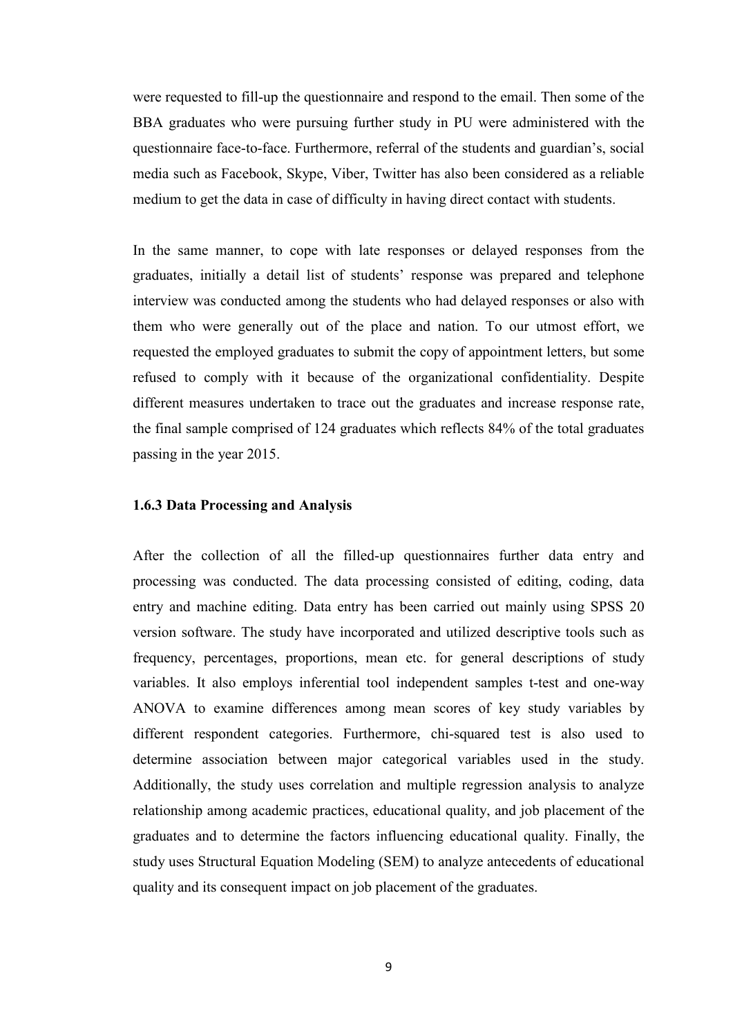were requested to fill-up the questionnaire and respond to the email. Then some of the BBA graduates who were pursuing further study in PU were administered with the questionnaire face-to-face. Furthermore, referral of the students and guardian's, social media such as Facebook, Skype, Viber, Twitter has also been considered as a reliable medium to get the data in case of difficulty in having direct contact with students.

In the same manner, to cope with late responses or delayed responses from the graduates, initially a detail list of students' response was prepared and telephone interview was conducted among the students who had delayed responses or also with them who were generally out of the place and nation. To our utmost effort, we requested the employed graduates to submit the copy of appointment letters, but some refused to comply with it because of the organizational confidentiality. Despite different measures undertaken to trace out the graduates and increase response rate, the final sample comprised of 124 graduates which reflects 84% of the total graduates passing in the year 2015.

### 1.6.3 Data Processing and Analysis

After the collection of all the filled-up questionnaires further data entry and processing was conducted. The data processing consisted of editing, coding, data entry and machine editing. Data entry has been carried out mainly using SPSS 20 version software. The study have incorporated and utilized descriptive tools such as frequency, percentages, proportions, mean etc. for general descriptions of study variables. It also employs inferential tool independent samples t-test and one-way ANOVA to examine differences among mean scores of key study variables by different respondent categories. Furthermore, chi-squared test is also used to determine association between major categorical variables used in the study. Additionally, the study uses correlation and multiple regression analysis to analyze relationship among academic practices, educational quality, and job placement of the graduates and to determine the factors influencing educational quality. Finally, the study uses Structural Equation Modeling (SEM) to analyze antecedents of educational quality and its consequent impact on job placement of the graduates.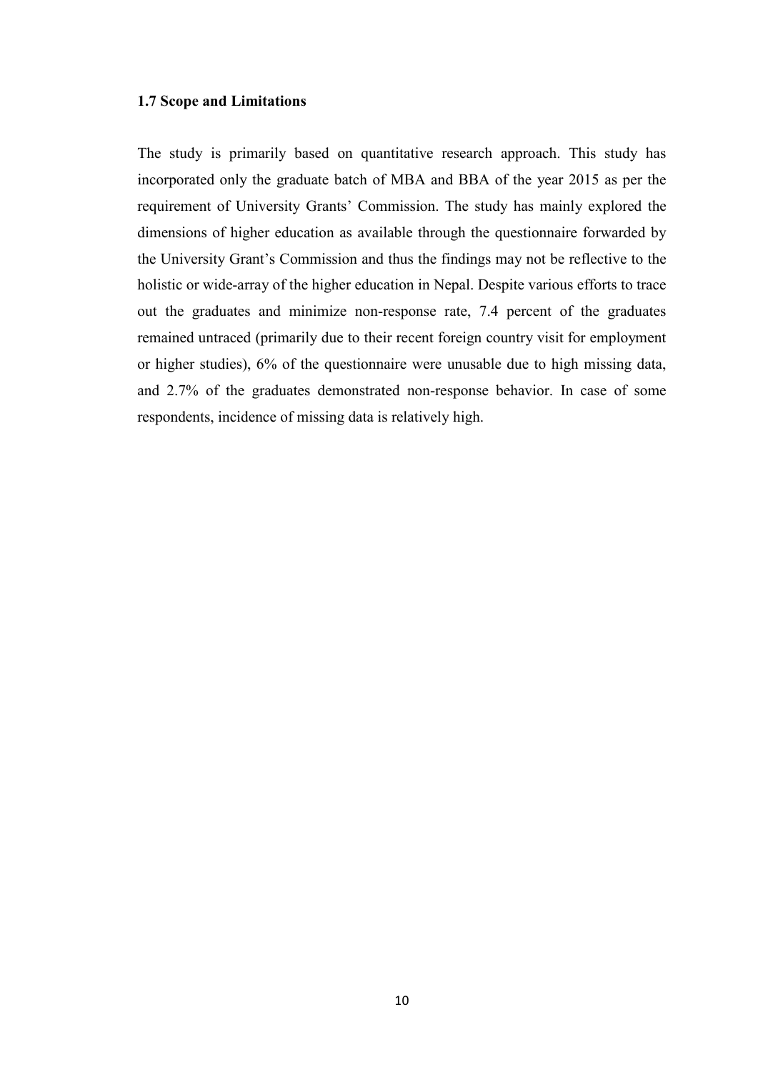### 1.7 Scope and Limitations

The study is primarily based on quantitative research approach. This study has incorporated only the graduate batch of MBA and BBA of the year 2015 as per the requirement of University Grants' Commission. The study has mainly explored the dimensions of higher education as available through the questionnaire forwarded by the University Grant's Commission and thus the findings may not be reflective to the holistic or wide-array of the higher education in Nepal. Despite various efforts to trace out the graduates and minimize non-response rate, 7.4 percent of the graduates remained untraced (primarily due to their recent foreign country visit for employment or higher studies), 6% of the questionnaire were unusable due to high missing data, and 2.7% of the graduates demonstrated non-response behavior. In case of some respondents, incidence of missing data is relatively high.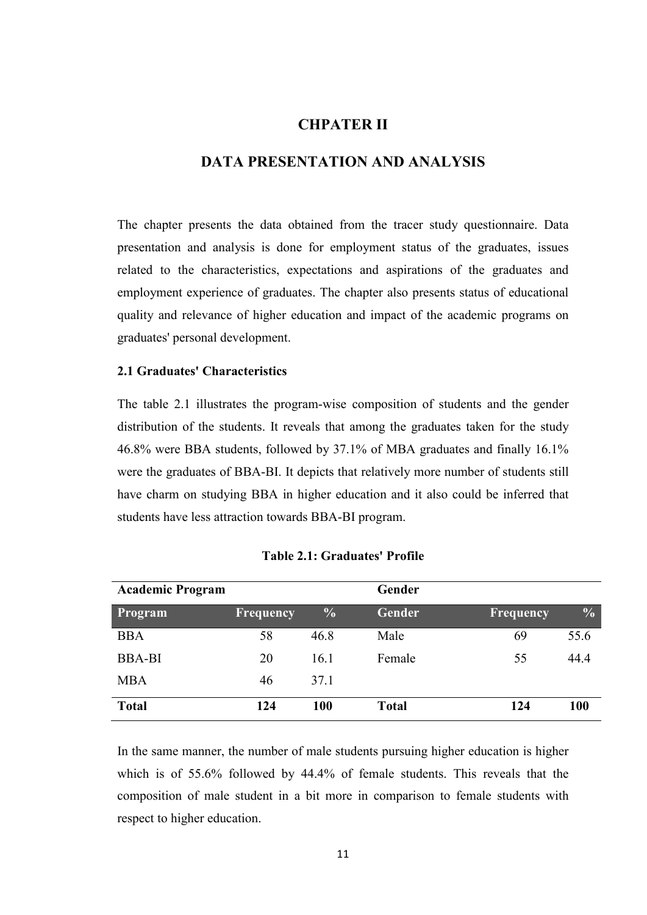# CHPATER II

# DATA PRESENTATION AND ANALYSIS

The chapter presents the data obtained from the tracer study questionnaire. Data presentation and analysis is done for employment status of the graduates, issues related to the characteristics, expectations and aspirations of the graduates and employment experience of graduates. The chapter also presents status of educational quality and relevance of higher education and impact of the academic programs on graduates' personal development.

## 2.1 Graduates' Characteristics

The table 2.1 illustrates the program-wise composition of students and the gender distribution of the students. It reveals that among the graduates taken for the study 46.8% were BBA students, followed by 37.1% of MBA graduates and finally 16.1% were the graduates of BBA-BI. It depicts that relatively more number of students still have charm on studying BBA in higher education and it also could be inferred that students have less attraction towards BBA-BI program.

**Table 2.1: Graduates' Profile**

| Academic Program | | | Gender | | |
|---|---|---|---|---|---|
| **Program** | **Frequency** | **%** | **Gender** | **Frequency** | **%** |
| BBA | 58 | 46.8 | Male | 69 | 55.6 |
| BBA-BI | 20 | 16.1 | Female | 55 | 44.4 |
| MBA | 46 | 37.1 | | | |
| **Total** | **124** | **100** | **Total** | **124** | **100** |

In the same manner, the number of male students pursuing higher education is higher which is of 55.6% followed by 44.4% of female students. This reveals that the composition of male student in a bit more in comparison to female students with respect to higher education.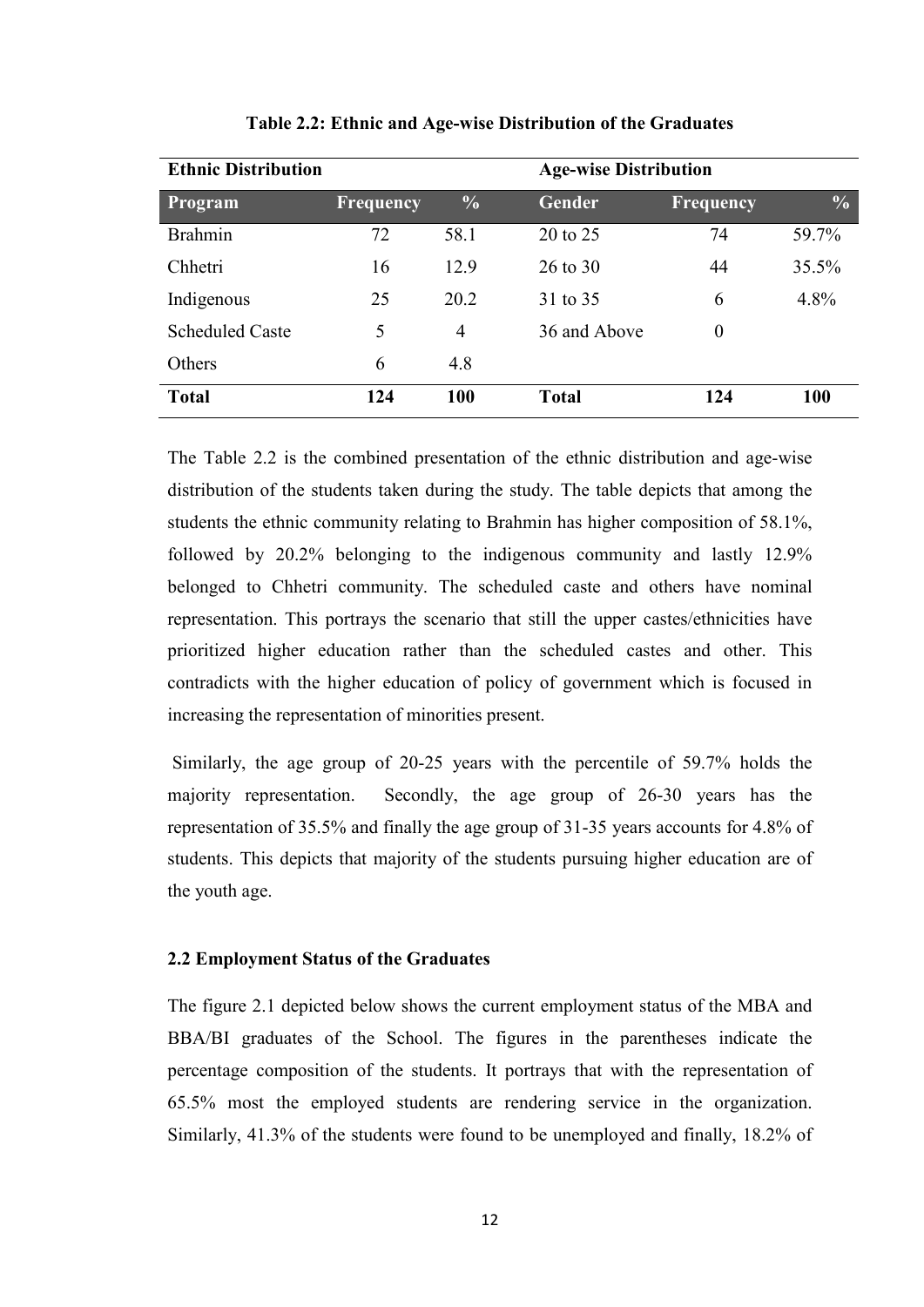**Table 2.2: Ethnic and Age-wise Distribution of the Graduates**

| Ethnic Distribution | | | Age-wise Distribution | | |
|---|---|---|---|---|---|
| **Program** | **Frequency** | **%** | **Gender** | **Frequency** | **%** |
| Brahmin | 72 | 58.1 | 20 to 25 | 74 | 59.7% |
| Chhetri | 16 | 12.9 | 26 to 30 | 44 | 35.5% |
| Indigenous | 25 | 20.2 | 31 to 35 | 6 | 4.8% |
| Scheduled Caste | 5 | 4 | 36 and Above | 0 | |
| Others | 6 | 4.8 | | | |
| **Total** | **124** | **100** | **Total** | **124** | **100** |

The Table 2.2 is the combined presentation of the ethnic distribution and age-wise distribution of the students taken during the study. The table depicts that among the students the ethnic community relating to Brahmin has higher composition of 58.1%, followed by 20.2% belonging to the indigenous community and lastly 12.9% belonged to Chhetri community. The scheduled caste and others have nominal representation. This portrays the scenario that still the upper castes/ethnicities have prioritized higher education rather than the scheduled castes and other. This contradicts with the higher education of policy of government which is focused in increasing the representation of minorities present.

Similarly, the age group of 20-25 years with the percentile of 59.7% holds the majority representation. Secondly, the age group of 26-30 years has the representation of 35.5% and finally the age group of 31-35 years accounts for 4.8% of students. This depicts that majority of the students pursuing higher education are of the youth age.

### 2.2 Employment Status of the Graduates

The figure 2.1 depicted below shows the current employment status of the MBA and BBA/BI graduates of the School. The figures in the parentheses indicate the percentage composition of the students. It portrays that with the representation of 65.5% most the employed students are rendering service in the organization. Similarly, 41.3% of the students were found to be unemployed and finally, 18.2% of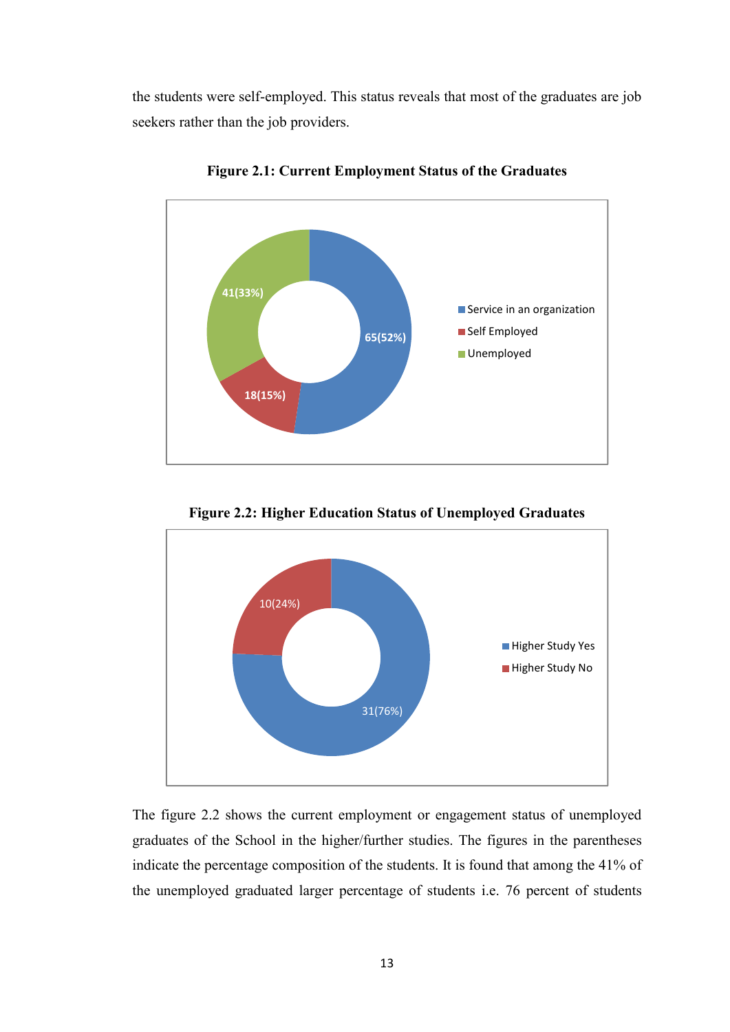the students were self-employed. This status reveals that most of the graduates are job seekers rather than the job providers.

**Figure 2.1: Current Employment Status of the Graduates**

| Category | Number (Percentage) |
|---|---|
| Service in an organization | 65(52%) |
| Self Employed | 18(15%) |
| Unemployed | 41(33%) |

**Figure 2.2: Higher Education Status of Unemployed Graduates**

| Category | Number (Percentage) |
|---|---|
| Higher Study Yes | 31(76%) |
| Higher Study No | 10(24%) |

The figure 2.2 shows the current employment or engagement status of unemployed graduates of the School in the higher/further studies. The figures in the parentheses indicate the percentage composition of the students. It is found that among the 41% of the unemployed graduated larger percentage of students i.e. 76 percent of students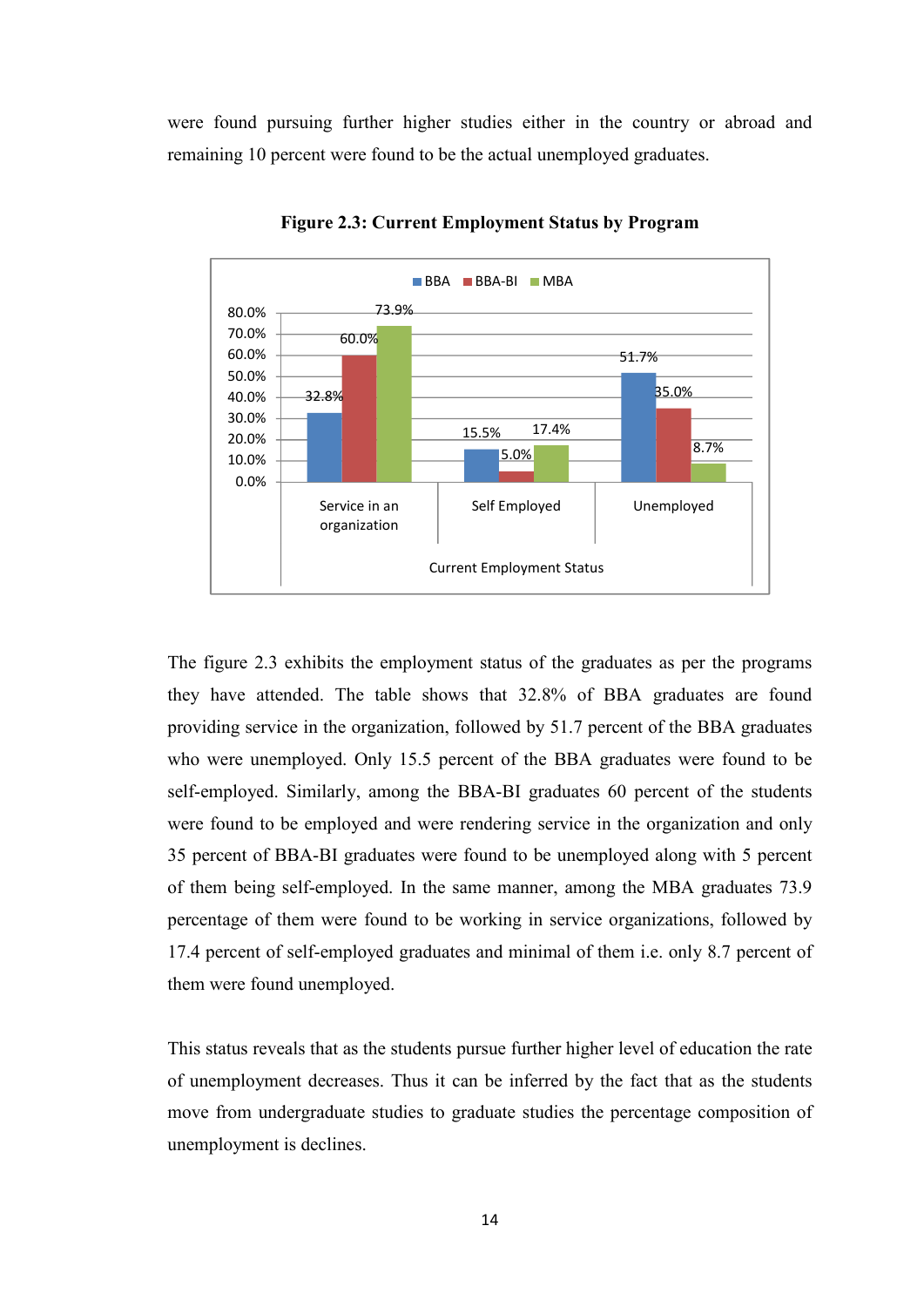were found pursuing further higher studies either in the country or abroad and remaining 10 percent were found to be the actual unemployed graduates.

**Figure 2.3: Current Employment Status by Program**

| Current Employment Status | BBA | BBA-BI | MBA |
|---|---|---|---|
| Service in an organization | 32.8% | 60.0% | 73.9% |
| Self Employed | 15.5% | 5.0% | 17.4% |
| Unemployed | 51.7% | 35.0% | 8.7% |

The figure 2.3 exhibits the employment status of the graduates as per the programs they have attended. The table shows that 32.8% of BBA graduates are found providing service in the organization, followed by 51.7 percent of the BBA graduates who were unemployed. Only 15.5 percent of the BBA graduates were found to be self-employed. Similarly, among the BBA-BI graduates 60 percent of the students were found to be employed and were rendering service in the organization and only 35 percent of BBA-BI graduates were found to be unemployed along with 5 percent of them being self-employed. In the same manner, among the MBA graduates 73.9 percentage of them were found to be working in service organizations, followed by 17.4 percent of self-employed graduates and minimal of them i.e. only 8.7 percent of them were found unemployed.

This status reveals that as the students pursue further higher level of education the rate of unemployment decreases. Thus it can be inferred by the fact that as the students move from undergraduate studies to graduate studies the percentage composition of unemployment is declines.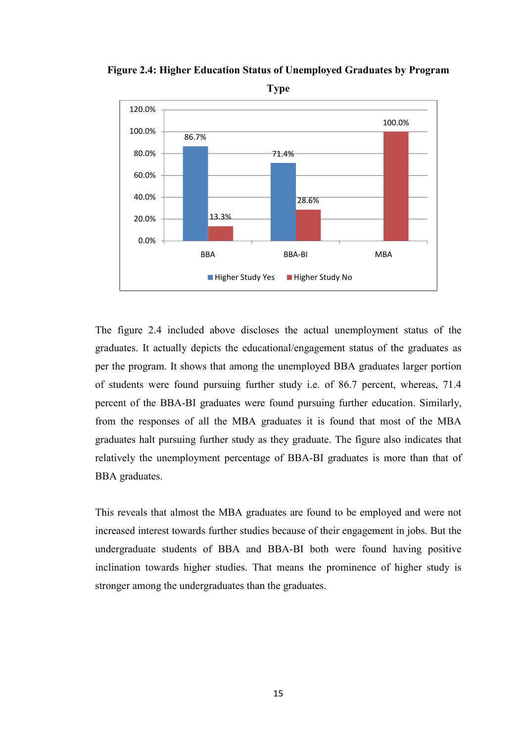**Figure 2.4: Higher Education Status of Unemployed Graduates by Program Type**

| Program | Higher Study Yes | Higher Study No |
|---|---|---|
| BBA | 86.7% | 13.3% |
| BBA-BI | 71.4% | 28.6% |
| MBA | | 100.0% |

The figure 2.4 included above discloses the actual unemployment status of the graduates. It actually depicts the educational/engagement status of the graduates as per the program. It shows that among the unemployed BBA graduates larger portion of students were found pursuing further study i.e. of 86.7 percent, whereas, 71.4 percent of the BBA-BI graduates were found pursuing further education. Similarly, from the responses of all the MBA graduates it is found that most of the MBA graduates halt pursuing further study as they graduate. The figure also indicates that relatively the unemployment percentage of BBA-BI graduates is more than that of BBA graduates.

This reveals that almost the MBA graduates are found to be employed and were not increased interest towards further studies because of their engagement in jobs. But the undergraduate students of BBA and BBA-BI both were found having positive inclination towards higher studies. That means the prominence of higher study is stronger among the undergraduates than the graduates.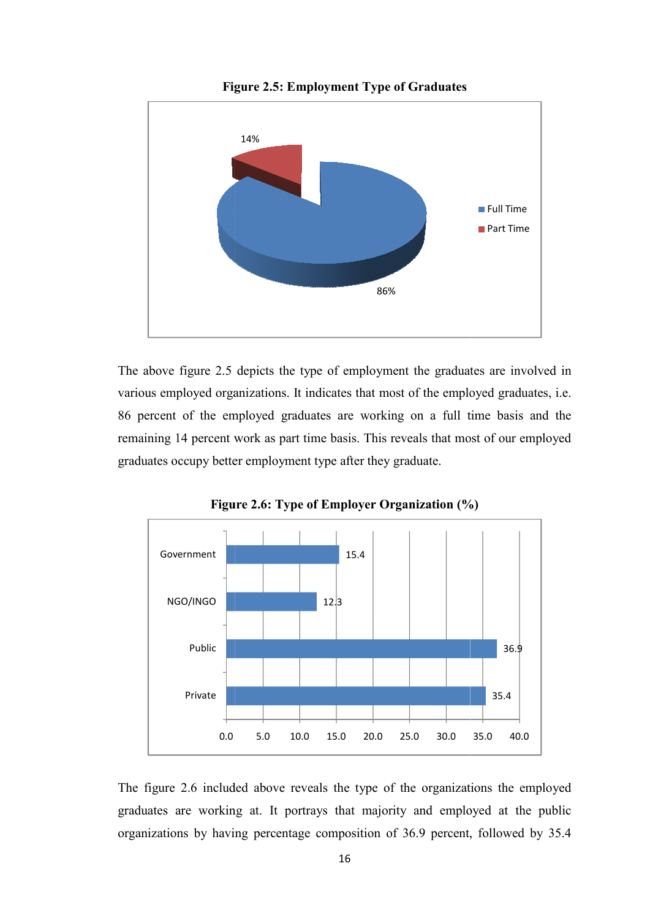**Figure 2.5: Employment Type of Graduates**

The above figure 2.5 depicts the type of employment the graduates are involved in various employed organizations. It indicates that most of the employed graduates, i.e. 86 percent of the employed graduates are working on a full time basis and the remaining 14 percent work as part time basis. This reveals that most of our employed graduates occupy better employment type after they graduate.

**Figure 2.6: Type of Employer Organization (%)**

The figure 2.6 included above reveals the type of the organizations the employed graduates are working at. It portrays that majority and employed at the public organizations by having percentage composition of 36.9 percent, followed by 35.4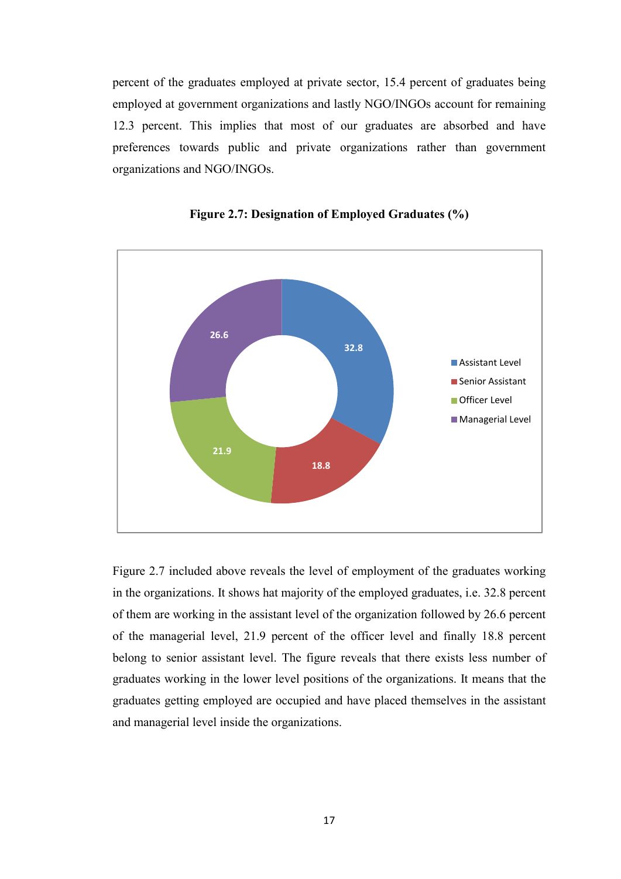percent of the graduates employed at private sector, 15.4 percent of graduates being employed at government organizations and lastly NGO/INGOs account for remaining 12.3 percent. This implies that most of our graduates are absorbed and have preferences towards public and private organizations rather than government organizations and NGO/INGOs.

**Figure 2.7: Designation of Employed Graduates (%)**

Figure 2.7 included above reveals the level of employment of the graduates working in the organizations. It shows hat majority of the employed graduates, i.e. 32.8 percent of them are working in the assistant level of the organization followed by 26.6 percent of the managerial level, 21.9 percent of the officer level and finally 18.8 percent belong to senior assistant level. The figure reveals that there exists less number of graduates working in the lower level positions of the organizations. It means that the graduates getting employed are occupied and have placed themselves in the assistant and managerial level inside the organizations.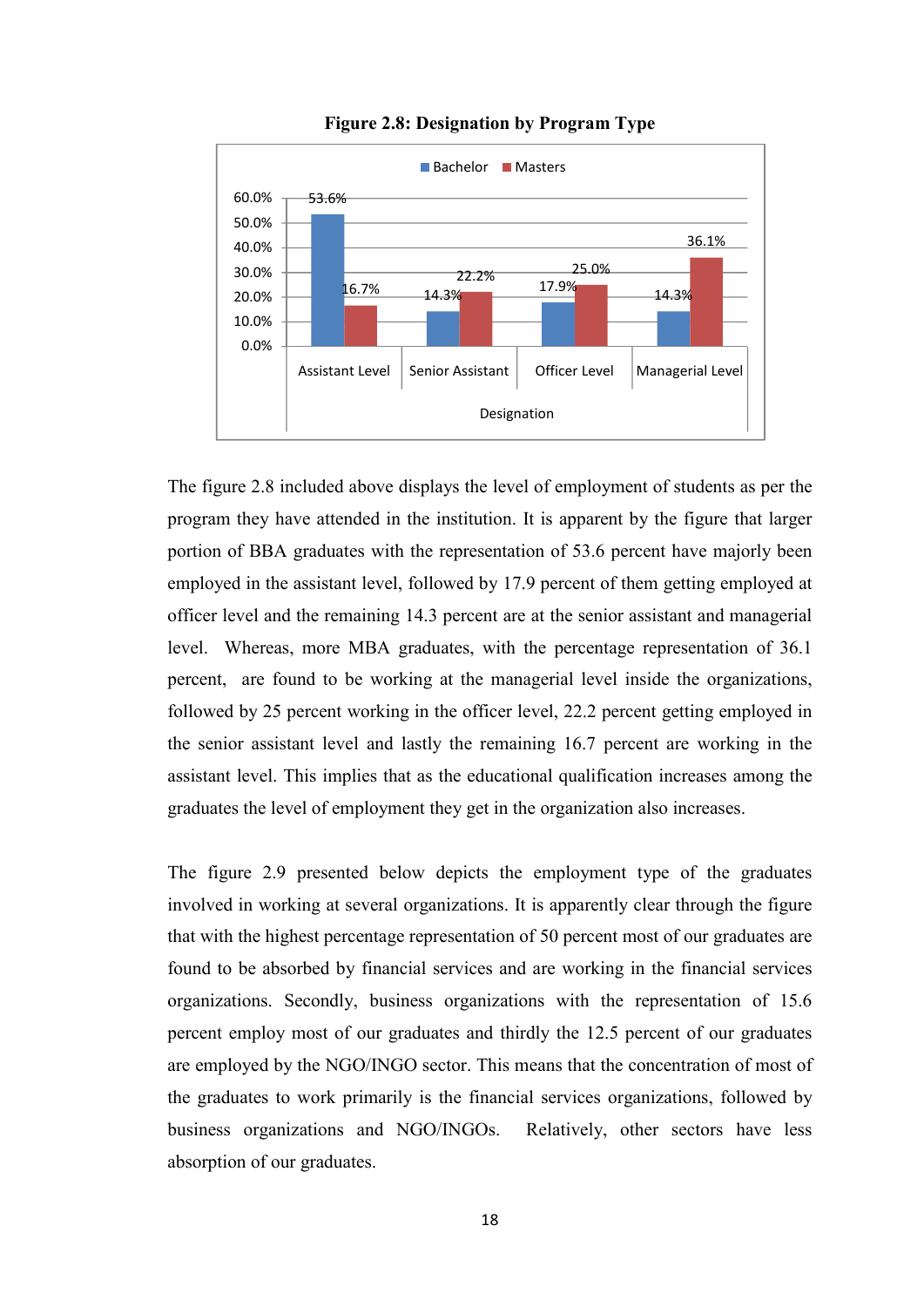**Figure 2.8: Designation by Program Type**

| Designation | Bachelor | Masters |
|---|---|---|
| Assistant Level | 53.6% | 16.7% |
| Senior Assistant | 14.3% | 22.2% |
| Officer Level | 17.9% | 25.0% |
| Managerial Level | 14.3% | 36.1% |

The figure 2.8 included above displays the level of employment of students as per the program they have attended in the institution. It is apparent by the figure that larger portion of BBA graduates with the representation of 53.6 percent have majorly been employed in the assistant level, followed by 17.9 percent of them getting employed at officer level and the remaining 14.3 percent are at the senior assistant and managerial level. Whereas, more MBA graduates, with the percentage representation of 36.1 percent, are found to be working at the managerial level inside the organizations, followed by 25 percent working in the officer level, 22.2 percent getting employed in the senior assistant level and lastly the remaining 16.7 percent are working in the assistant level. This implies that as the educational qualification increases among the graduates the level of employment they get in the organization also increases.

The figure 2.9 presented below depicts the employment type of the graduates involved in working at several organizations. It is apparently clear through the figure that with the highest percentage representation of 50 percent most of our graduates are found to be absorbed by financial services and are working in the financial services organizations. Secondly, business organizations with the representation of 15.6 percent employ most of our graduates and thirdly the 12.5 percent of our graduates are employed by the NGO/INGO sector. This means that the concentration of most of the graduates to work primarily is the financial services organizations, followed by business organizations and NGO/INGOs. Relatively, other sectors have less absorption of our graduates.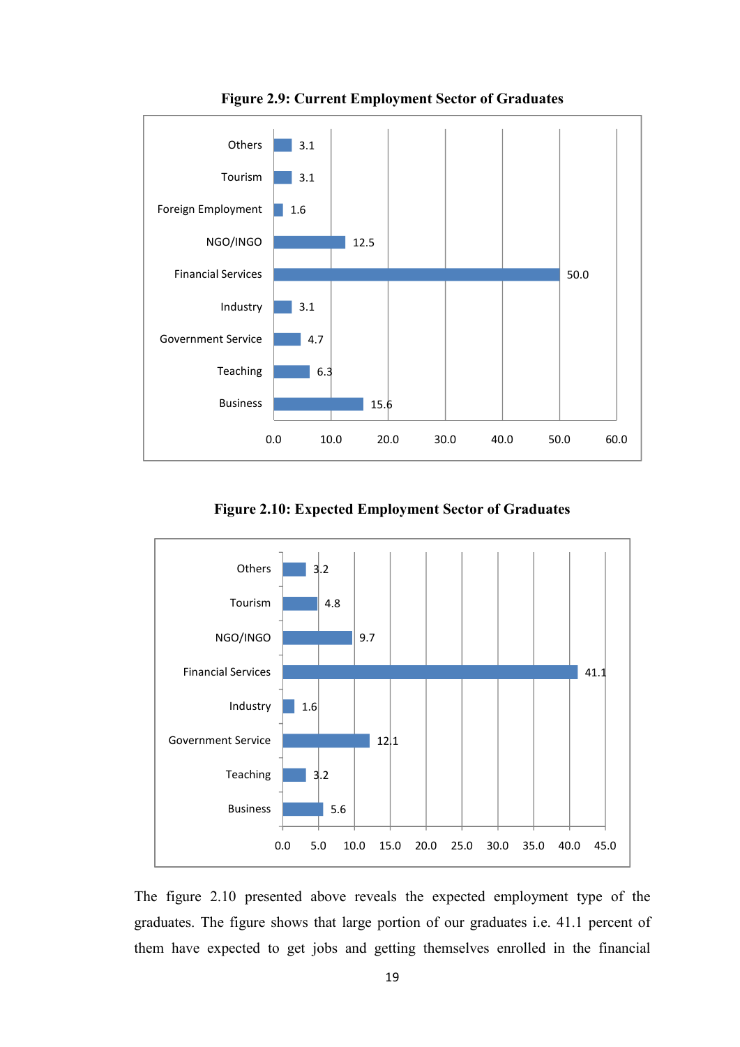**Figure 2.9: Current Employment Sector of Graduates**

| Sector | Percent |
|---|---|
| Others | 3.1 |
| Tourism | 3.1 |
| Foreign Employment | 1.6 |
| NGO/INGO | 12.5 |
| Financial Services | 50.0 |
| Industry | 3.1 |
| Government Service | 4.7 |
| Teaching | 6.3 |
| Business | 15.6 |

**Figure 2.10: Expected Employment Sector of Graduates**

| Sector | Percent |
|---|---|
| Others | 3.2 |
| Tourism | 4.8 |
| NGO/INGO | 9.7 |
| Financial Services | 41.1 |
| Industry | 1.6 |
| Government Service | 12.1 |
| Teaching | 3.2 |
| Business | 5.6 |

The figure 2.10 presented above reveals the expected employment type of the graduates. The figure shows that large portion of our graduates i.e. 41.1 percent of them have expected to get jobs and getting themselves enrolled in the financial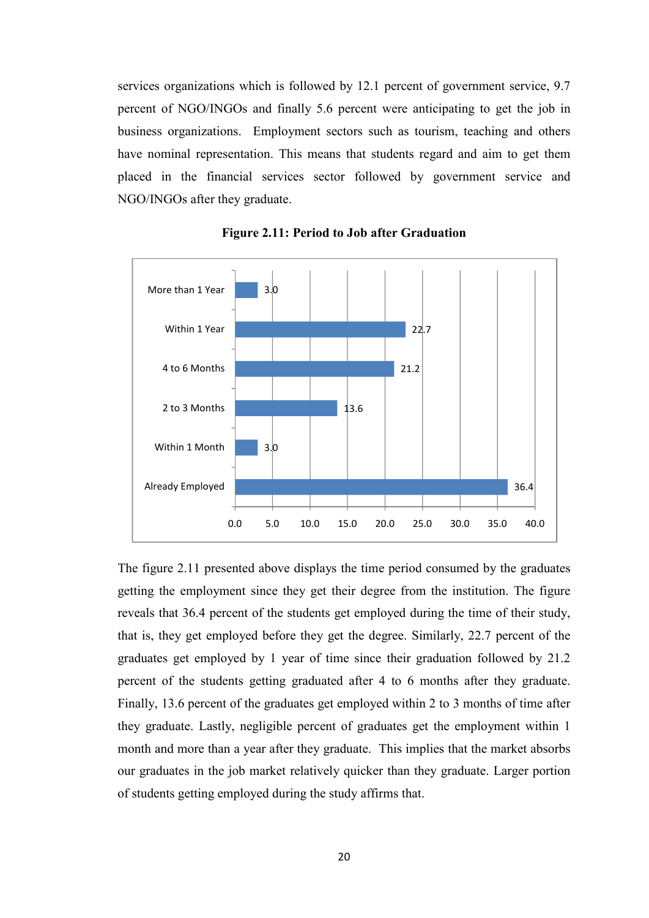services organizations which is followed by 12.1 percent of government service, 9.7 percent of NGO/INGOs and finally 5.6 percent were anticipating to get the job in business organizations. Employment sectors such as tourism, teaching and others have nominal representation. This means that students regard and aim to get them placed in the financial services sector followed by government service and NGO/INGOs after they graduate.

**Figure 2.11: Period to Job after Graduation**

| Period | Percent |
|---|---|
| More than 1 Year | 3.0 |
| Within 1 Year | 22.7 |
| 4 to 6 Months | 21.2 |
| 2 to 3 Months | 13.6 |
| Within 1 Month | 3.0 |
| Already Employed | 36.4 |

The figure 2.11 presented above displays the time period consumed by the graduates getting the employment since they get their degree from the institution. The figure reveals that 36.4 percent of the students get employed during the time of their study, that is, they get employed before they get the degree. Similarly, 22.7 percent of the graduates get employed by 1 year of time since their graduation followed by 21.2 percent of the students getting graduated after 4 to 6 months after they graduate. Finally, 13.6 percent of the graduates get employed within 2 to 3 months of time after they graduate. Lastly, negligible percent of graduates get the employment within 1 month and more than a year after they graduate. This implies that the market absorbs our graduates in the job market relatively quicker than they graduate. Larger portion of students getting employed during the study affirms that.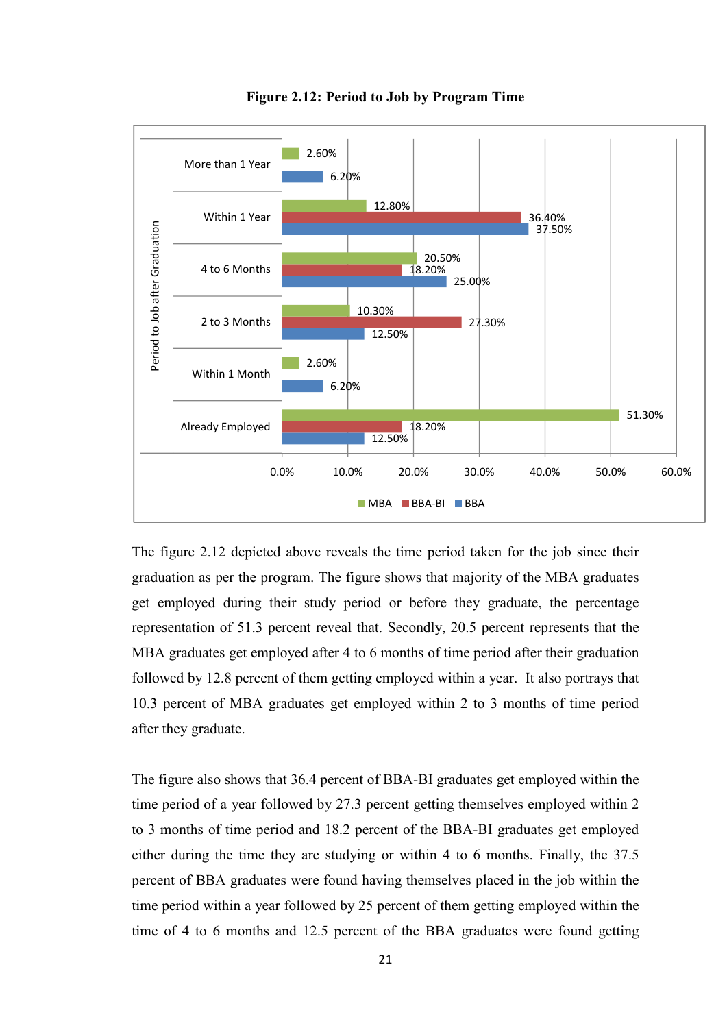**Figure 2.12: Period to Job by Program Time**

| Period to Job after Graduation | MBA | BBA-BI | BBA |
|---|---|---|---|
| More than 1 Year | 2.60% | | 6.20% |
| Within 1 Year | 12.80% | 36.40% | 37.50% |
| 4 to 6 Months | 20.50% | 18.20% | 25.00% |
| 2 to 3 Months | 10.30% | 27.30% | 12.50% |
| Within 1 Month | 2.60% | | 6.20% |
| Already Employed | 51.30% | 18.20% | 12.50% |

The figure 2.12 depicted above reveals the time period taken for the job since their graduation as per the program. The figure shows that majority of the MBA graduates get employed during their study period or before they graduate, the percentage representation of 51.3 percent reveal that. Secondly, 20.5 percent represents that the MBA graduates get employed after 4 to 6 months of time period after their graduation followed by 12.8 percent of them getting employed within a year. It also portrays that 10.3 percent of MBA graduates get employed within 2 to 3 months of time period after they graduate.

The figure also shows that 36.4 percent of BBA-BI graduates get employed within the time period of a year followed by 27.3 percent getting themselves employed within 2 to 3 months of time period and 18.2 percent of the BBA-BI graduates get employed either during the time they are studying or within 4 to 6 months. Finally, the 37.5 percent of BBA graduates were found having themselves placed in the job within the time period within a year followed by 25 percent of them getting employed within the time of 4 to 6 months and 12.5 percent of the BBA graduates were found getting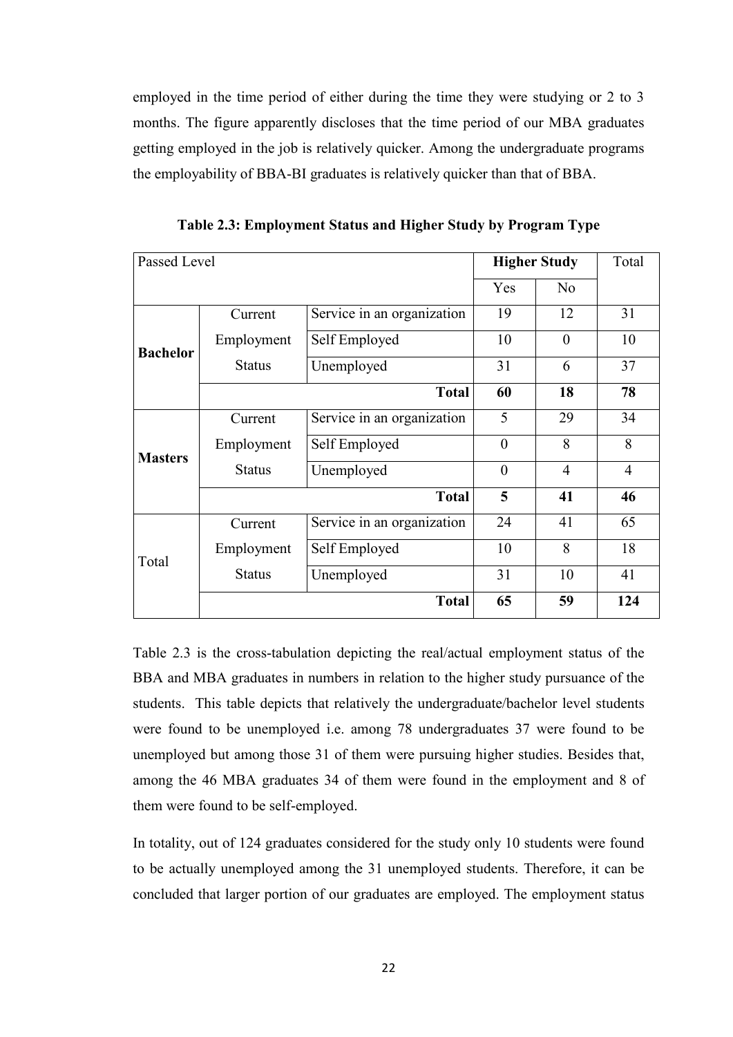employed in the time period of either during the time they were studying or 2 to 3 months. The figure apparently discloses that the time period of our MBA graduates getting employed in the job is relatively quicker. Among the undergraduate programs the employability of BBA-BI graduates is relatively quicker than that of BBA.

**Table 2.3: Employment Status and Higher Study by Program Type**

| Passed Level | | | **Higher Study** | | Total |
|---|---|---|---|---|---|
| | | | Yes | No | |
| **Bachelor** | Current Employment Status | Service in an organization | 19 | 12 | 31 |
| | | Self Employed | 10 | 0 | 10 |
| | | Unemployed | 31 | 6 | 37 |
| | | **Total** | **60** | **18** | **78** |
| **Masters** | Current Employment Status | Service in an organization | 5 | 29 | 34 |
| | | Self Employed | 0 | 8 | 8 |
| | | Unemployed | 0 | 4 | 4 |
| | | **Total** | **5** | **41** | **46** |
| Total | Current Employment Status | Service in an organization | 24 | 41 | 65 |
| | | Self Employed | 10 | 8 | 18 |
| | | Unemployed | 31 | 10 | 41 |
| | | **Total** | **65** | **59** | **124** |

Table 2.3 is the cross-tabulation depicting the real/actual employment status of the BBA and MBA graduates in numbers in relation to the higher study pursuance of the students. This table depicts that relatively the undergraduate/bachelor level students were found to be unemployed i.e. among 78 undergraduates 37 were found to be unemployed but among those 31 of them were pursuing higher studies. Besides that, among the 46 MBA graduates 34 of them were found in the employment and 8 of them were found to be self-employed.

In totality, out of 124 graduates considered for the study only 10 students were found to be actually unemployed among the 31 unemployed students. Therefore, it can be concluded that larger portion of our graduates are employed. The employment status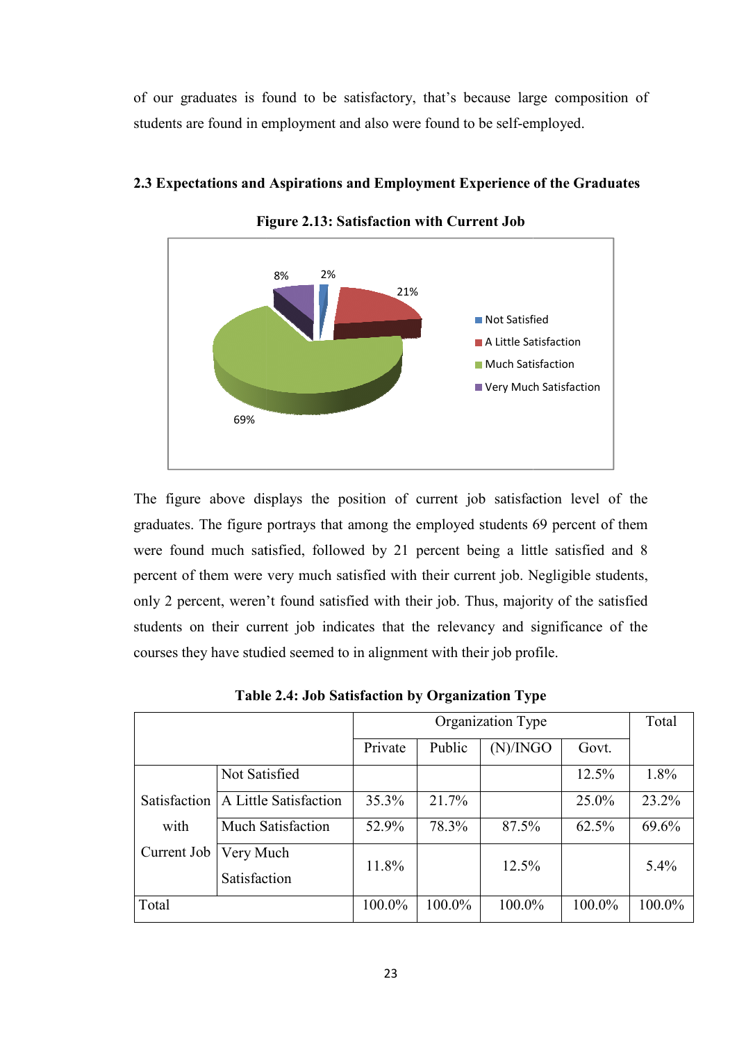of our graduates is found to be satisfactory, that's because large composition of students are found in employment and also were found to be self-employed.

### 2.3 Expectations and Aspirations and Employment Experience of the Graduates

**Figure 2.13: Satisfaction with Current Job**

The figure above displays the position of current job satisfaction level of the graduates. The figure portrays that among the employed students 69 percent of them were found much satisfied, followed by 21 percent being a little satisfied and 8 percent of them were very much satisfied with their current job. Negligible students, only 2 percent, weren't found satisfied with their job. Thus, majority of the satisfied students on their current job indicates that the relevancy and significance of the courses they have studied seemed to in alignment with their job profile.

**Table 2.4: Job Satisfaction by Organization Type**

| | | Organization Type | | | | Total |
|---|---|---|---|---|---|---|
| | | Private | Public | (N)/INGO | Govt. | |
| Satisfaction with Current Job | Not Satisfied | | | | 12.5% | 1.8% |
| | A Little Satisfaction | 35.3% | 21.7% | | 25.0% | 23.2% |
| | Much Satisfaction | 52.9% | 78.3% | 87.5% | 62.5% | 69.6% |
| | Very Much Satisfaction | 11.8% | | 12.5% | | 5.4% |
| Total | | 100.0% | 100.0% | 100.0% | 100.0% | 100.0% |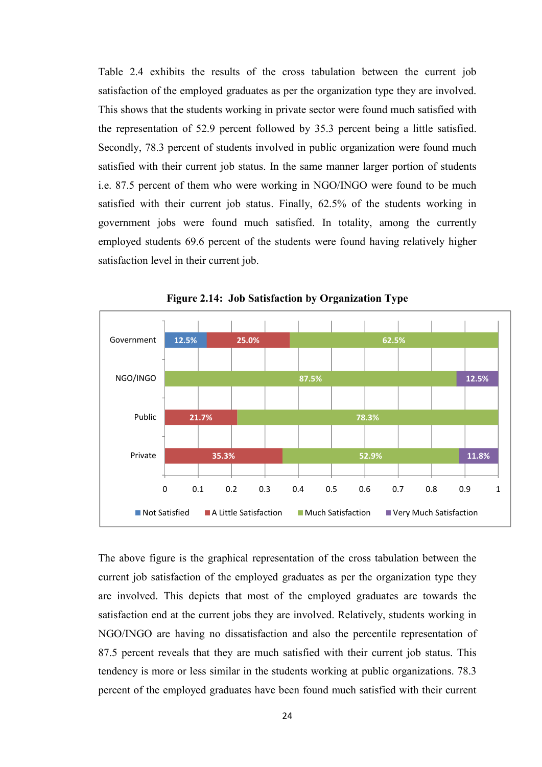Table 2.4 exhibits the results of the cross tabulation between the current job satisfaction of the employed graduates as per the organization type they are involved. This shows that the students working in private sector were found much satisfied with the representation of 52.9 percent followed by 35.3 percent being a little satisfied. Secondly, 78.3 percent of students involved in public organization were found much satisfied with their current job status. In the same manner larger portion of students i.e. 87.5 percent of them who were working in NGO/INGO were found to be much satisfied with their current job status. Finally, 62.5% of the students working in government jobs were found much satisfied. In totality, among the currently employed students 69.6 percent of the students were found having relatively higher satisfaction level in their current job.

**Figure 2.14: Job Satisfaction by Organization Type**

| Organization Type | Not Satisfied | A Little Satisfaction | Much Satisfaction | Very Much Satisfaction |
|---|---|---|---|---|
| Government | 12.5% | 25.0% | 62.5% | |
| NGO/INGO | | | 87.5% | 12.5% |
| Public | | 21.7% | 78.3% | |
| Private | | 35.3% | 52.9% | 11.8% |

The above figure is the graphical representation of the cross tabulation between the current job satisfaction of the employed graduates as per the organization type they are involved. This depicts that most of the employed graduates are towards the satisfaction end at the current jobs they are involved. Relatively, students working in NGO/INGO are having no dissatisfaction and also the percentile representation of 87.5 percent reveals that they are much satisfied with their current job status. This tendency is more or less similar in the students working at public organizations. 78.3 percent of the employed graduates have been found much satisfied with their current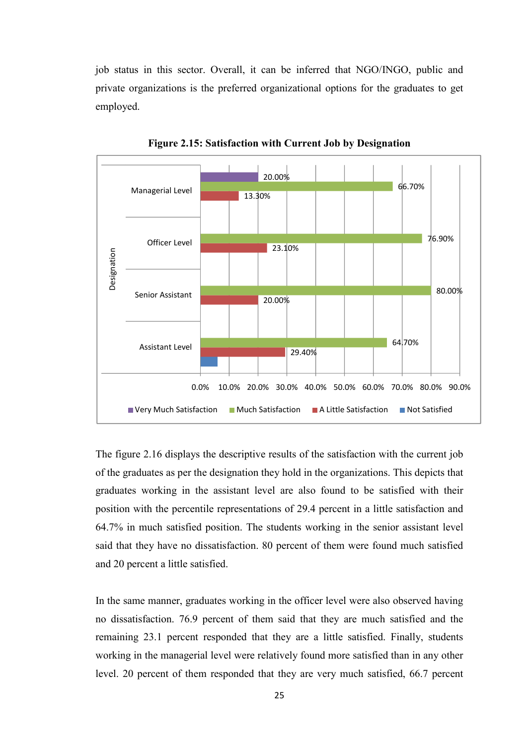job status in this sector. Overall, it can be inferred that NGO/INGO, public and private organizations is the preferred organizational options for the graduates to get employed.

**Figure 2.15: Satisfaction with Current Job by Designation**

| Designation | Very Much Satisfaction | Much Satisfaction | A Little Satisfaction | Not Satisfied |
|---|---|---|---|---|
| Managerial Level | 20.00% | 66.70% | 13.30% | |
| Officer Level | | 76.90% | 23.10% | |
| Senior Assistant | | 80.00% | 20.00% | |
| Assistant Level | | 64.70% | 29.40% | |

The figure 2.16 displays the descriptive results of the satisfaction with the current job of the graduates as per the designation they hold in the organizations. This depicts that graduates working in the assistant level are also found to be satisfied with their position with the percentile representations of 29.4 percent in a little satisfaction and 64.7% in much satisfied position. The students working in the senior assistant level said that they have no dissatisfaction. 80 percent of them were found much satisfied and 20 percent a little satisfied.

In the same manner, graduates working in the officer level were also observed having no dissatisfaction. 76.9 percent of them said that they are much satisfied and the remaining 23.1 percent responded that they are a little satisfied. Finally, students working in the managerial level were relatively found more satisfied than in any other level. 20 percent of them responded that they are very much satisfied, 66.7 percent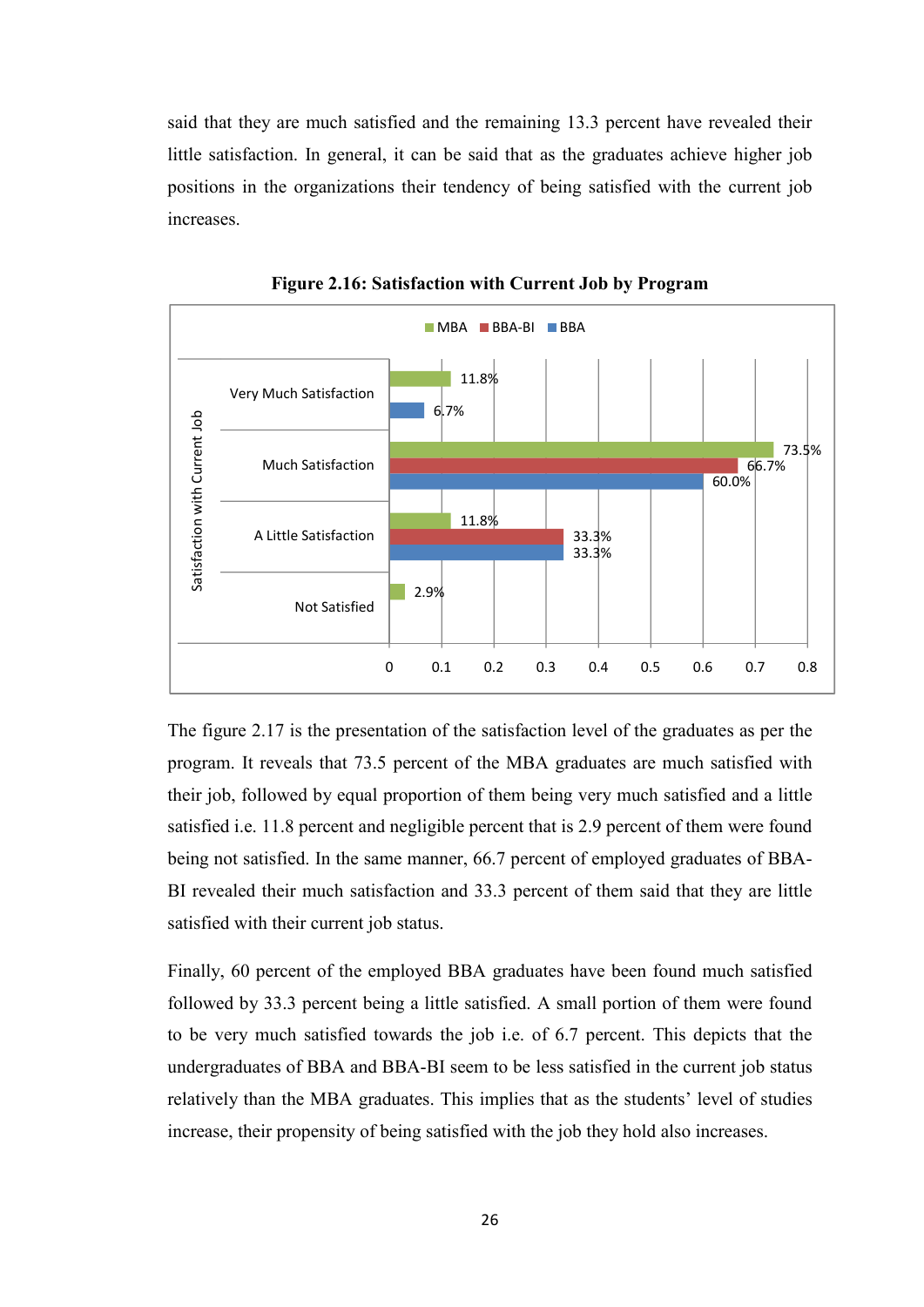said that they are much satisfied and the remaining 13.3 percent have revealed their little satisfaction. In general, it can be said that as the graduates achieve higher job positions in the organizations their tendency of being satisfied with the current job increases.

**Figure 2.16: Satisfaction with Current Job by Program**

| Satisfaction with Current Job | MBA | BBA-BI | BBA |
|---|---|---|---|
| Very Much Satisfaction | 11.8% | | 6.7% |
| Much Satisfaction | 73.5% | 66.7% | 60.0% |
| A Little Satisfaction | 11.8% | 33.3% | 33.3% |
| Not Satisfied | 2.9% | | |

The figure 2.17 is the presentation of the satisfaction level of the graduates as per the program. It reveals that 73.5 percent of the MBA graduates are much satisfied with their job, followed by equal proportion of them being very much satisfied and a little satisfied i.e. 11.8 percent and negligible percent that is 2.9 percent of them were found being not satisfied. In the same manner, 66.7 percent of employed graduates of BBA-BI revealed their much satisfaction and 33.3 percent of them said that they are little satisfied with their current job status.

Finally, 60 percent of the employed BBA graduates have been found much satisfied followed by 33.3 percent being a little satisfied. A small portion of them were found to be very much satisfied towards the job i.e. of 6.7 percent. This depicts that the undergraduates of BBA and BBA-BI seem to be less satisfied in the current job status relatively than the MBA graduates. This implies that as the students' level of studies increase, their propensity of being satisfied with the job they hold also increases.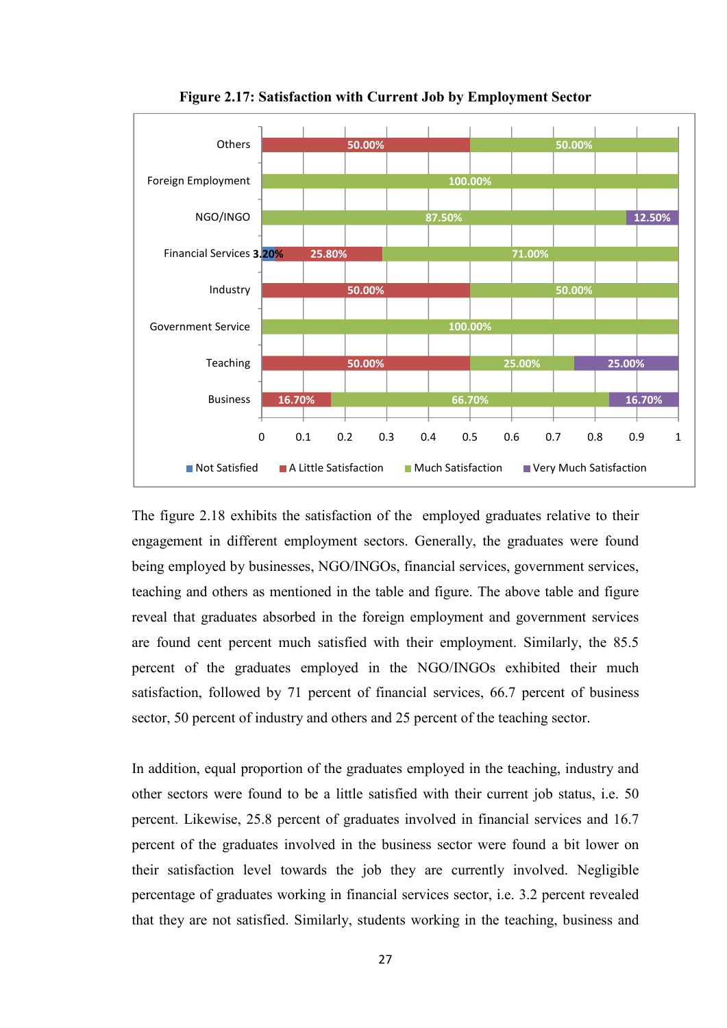**Figure 2.17: Satisfaction with Current Job by Employment Sector**

| Sector | Not Satisfied | A Little Satisfaction | Much Satisfaction | Very Much Satisfaction |
|---|---|---|---|---|
| Others | | 50.00% | 50.00% | |
| Foreign Employment | | | 100.00% | |
| NGO/INGO | | | 87.50% | 12.50% |
| Financial Services | 3.20% | 25.80% | 71.00% | |
| Industry | | 50.00% | 50.00% | |
| Government Service | | | 100.00% | |
| Teaching | | 50.00% | 25.00% | 25.00% |
| Business | | 16.70% | 66.70% | 16.70% |

The figure 2.18 exhibits the satisfaction of the employed graduates relative to their engagement in different employment sectors. Generally, the graduates were found being employed by businesses, NGO/INGOs, financial services, government services, teaching and others as mentioned in the table and figure. The above table and figure reveal that graduates absorbed in the foreign employment and government services are found cent percent much satisfied with their employment. Similarly, the 85.5 percent of the graduates employed in the NGO/INGOs exhibited their much satisfaction, followed by 71 percent of financial services, 66.7 percent of business sector, 50 percent of industry and others and 25 percent of the teaching sector.

In addition, equal proportion of the graduates employed in the teaching, industry and other sectors were found to be a little satisfied with their current job status, i.e. 50 percent. Likewise, 25.8 percent of graduates involved in financial services and 16.7 percent of the graduates involved in the business sector were found a bit lower on their satisfaction level towards the job they are currently involved. Negligible percentage of graduates working in financial services sector, i.e. 3.2 percent revealed that they are not satisfied. Similarly, students working in the teaching, business and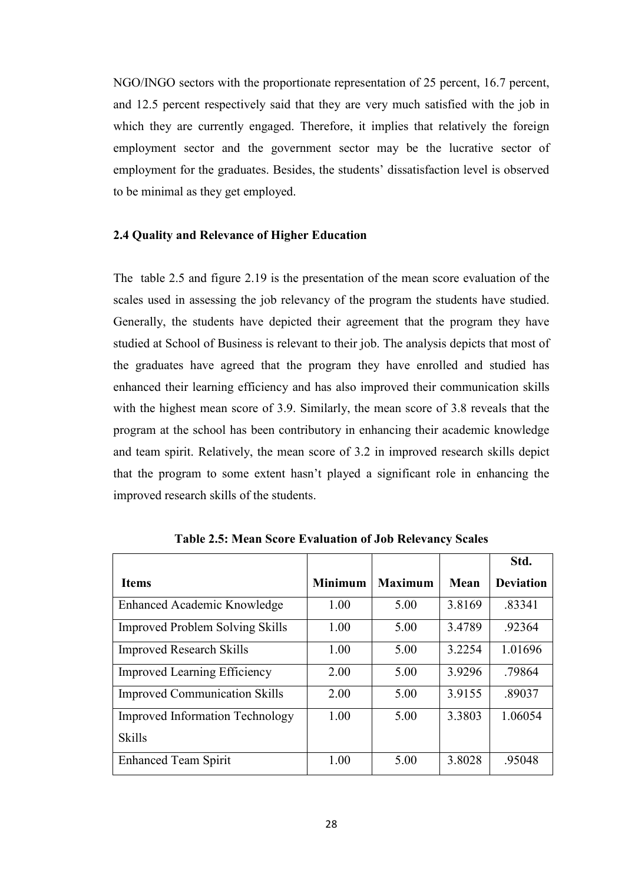NGO/INGO sectors with the proportionate representation of 25 percent, 16.7 percent, and 12.5 percent respectively said that they are very much satisfied with the job in which they are currently engaged. Therefore, it implies that relatively the foreign employment sector and the government sector may be the lucrative sector of employment for the graduates. Besides, the students' dissatisfaction level is observed to be minimal as they get employed.

### 2.4 Quality and Relevance of Higher Education

The table 2.5 and figure 2.19 is the presentation of the mean score evaluation of the scales used in assessing the job relevancy of the program the students have studied. Generally, the students have depicted their agreement that the program they have studied at School of Business is relevant to their job. The analysis depicts that most of the graduates have agreed that the program they have enrolled and studied has enhanced their learning efficiency and has also improved their communication skills with the highest mean score of 3.9. Similarly, the mean score of 3.8 reveals that the program at the school has been contributory in enhancing their academic knowledge and team spirit. Relatively, the mean score of 3.2 in improved research skills depict that the program to some extent hasn't played a significant role in enhancing the improved research skills of the students.

**Table 2.5: Mean Score Evaluation of Job Relevancy Scales**

| Items | Minimum | Maximum | Mean | Std. Deviation |
|---|---|---|---|---|
| Enhanced Academic Knowledge | 1.00 | 5.00 | 3.8169 | .83341 |
| Improved Problem Solving Skills | 1.00 | 5.00 | 3.4789 | .92364 |
| Improved Research Skills | 1.00 | 5.00 | 3.2254 | 1.01696 |
| Improved Learning Efficiency | 2.00 | 5.00 | 3.9296 | .79864 |
| Improved Communication Skills | 2.00 | 5.00 | 3.9155 | .89037 |
| Improved Information Technology Skills | 1.00 | 5.00 | 3.3803 | 1.06054 |
| Enhanced Team Spirit | 1.00 | 5.00 | 3.8028 | .95048 |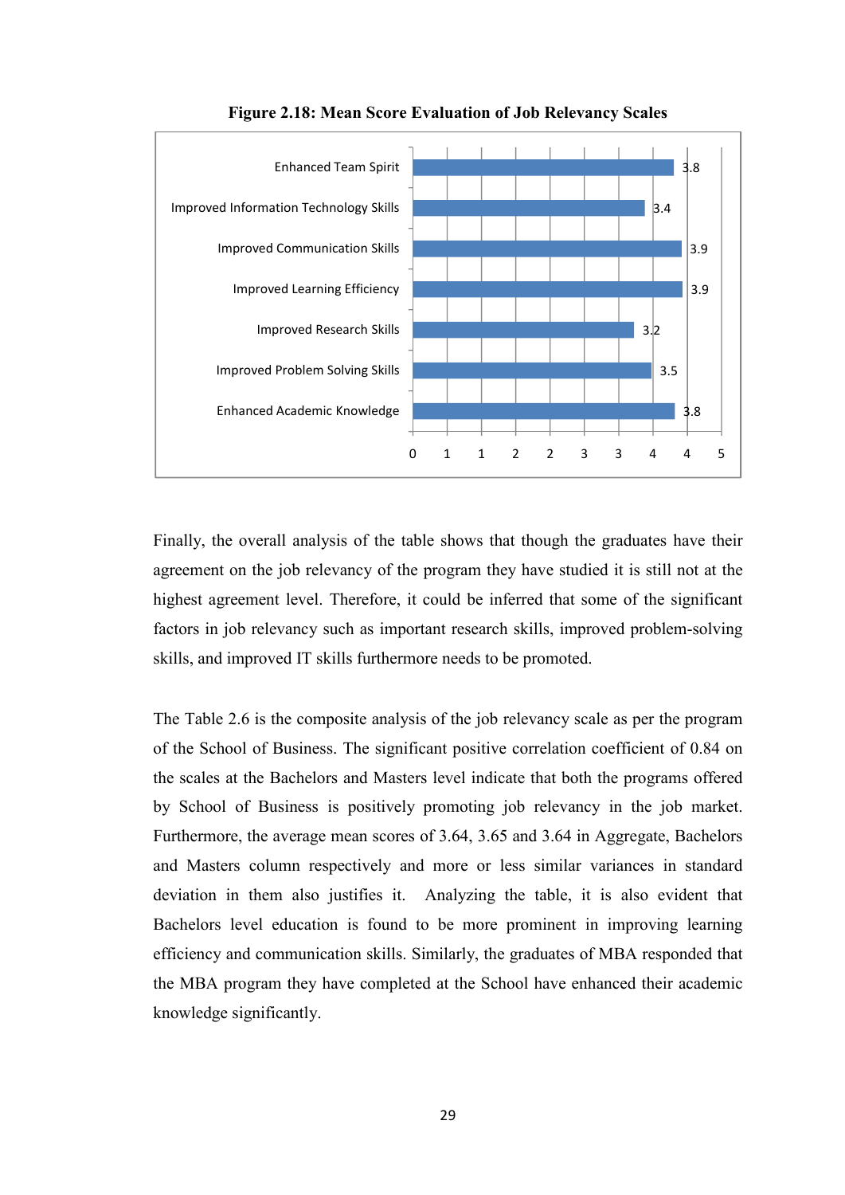**Figure 2.18: Mean Score Evaluation of Job Relevancy Scales**

| Scale | Mean Score |
|---|---|
| Enhanced Team Spirit | 3.8 |
| Improved Information Technology Skills | 3.4 |
| Improved Communication Skills | 3.9 |
| Improved Learning Efficiency | 3.9 |
| Improved Research Skills | 3.2 |
| Improved Problem Solving Skills | 3.5 |
| Enhanced Academic Knowledge | 3.8 |

Finally, the overall analysis of the table shows that though the graduates have their agreement on the job relevancy of the program they have studied it is still not at the highest agreement level. Therefore, it could be inferred that some of the significant factors in job relevancy such as important research skills, improved problem-solving skills, and improved IT skills furthermore needs to be promoted.

The Table 2.6 is the composite analysis of the job relevancy scale as per the program of the School of Business. The significant positive correlation coefficient of 0.84 on the scales at the Bachelors and Masters level indicate that both the programs offered by School of Business is positively promoting job relevancy in the job market. Furthermore, the average mean scores of 3.64, 3.65 and 3.64 in Aggregate, Bachelors and Masters column respectively and more or less similar variances in standard deviation in them also justifies it. Analyzing the table, it is also evident that Bachelors level education is found to be more prominent in improving learning efficiency and communication skills. Similarly, the graduates of MBA responded that the MBA program they have completed at the School have enhanced their academic knowledge significantly.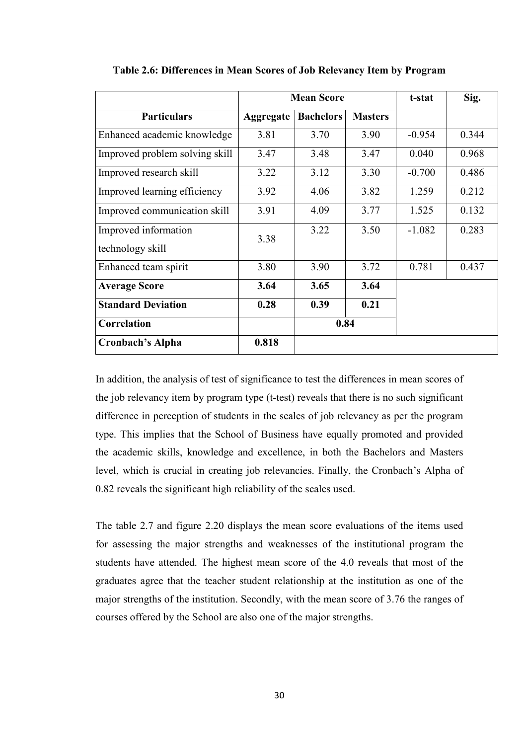**Table 2.6: Differences in Mean Scores of Job Relevancy Item by Program**

| | Mean Score | | | t-stat | Sig. |
|---|---|---|---|---|---|
| **Particulars** | **Aggregate** | **Bachelors** | **Masters** | | |
| Enhanced academic knowledge | 3.81 | 3.70 | 3.90 | -0.954 | 0.344 |
| Improved problem solving skill | 3.47 | 3.48 | 3.47 | 0.040 | 0.968 |
| Improved research skill | 3.22 | 3.12 | 3.30 | -0.700 | 0.486 |
| Improved learning efficiency | 3.92 | 4.06 | 3.82 | 1.259 | 0.212 |
| Improved communication skill | 3.91 | 4.09 | 3.77 | 1.525 | 0.132 |
| Improved information technology skill | 3.38 | 3.22 | 3.50 | -1.082 | 0.283 |
| Enhanced team spirit | 3.80 | 3.90 | 3.72 | 0.781 | 0.437 |
| **Average Score** | **3.64** | **3.65** | **3.64** | | |
| **Standard Deviation** | **0.28** | **0.39** | **0.21** | | |
| **Correlation** | | **0.84** | | | |
| **Cronbach's Alpha** | **0.818** | | | | |

In addition, the analysis of test of significance to test the differences in mean scores of the job relevancy item by program type (t-test) reveals that there is no such significant difference in perception of students in the scales of job relevancy as per the program type. This implies that the School of Business have equally promoted and provided the academic skills, knowledge and excellence, in both the Bachelors and Masters level, which is crucial in creating job relevancies. Finally, the Cronbach's Alpha of 0.82 reveals the significant high reliability of the scales used.

The table 2.7 and figure 2.20 displays the mean score evaluations of the items used for assessing the major strengths and weaknesses of the institutional program the students have attended. The highest mean score of the 4.0 reveals that most of the graduates agree that the teacher student relationship at the institution as one of the major strengths of the institution. Secondly, with the mean score of 3.76 the ranges of courses offered by the School are also one of the major strengths.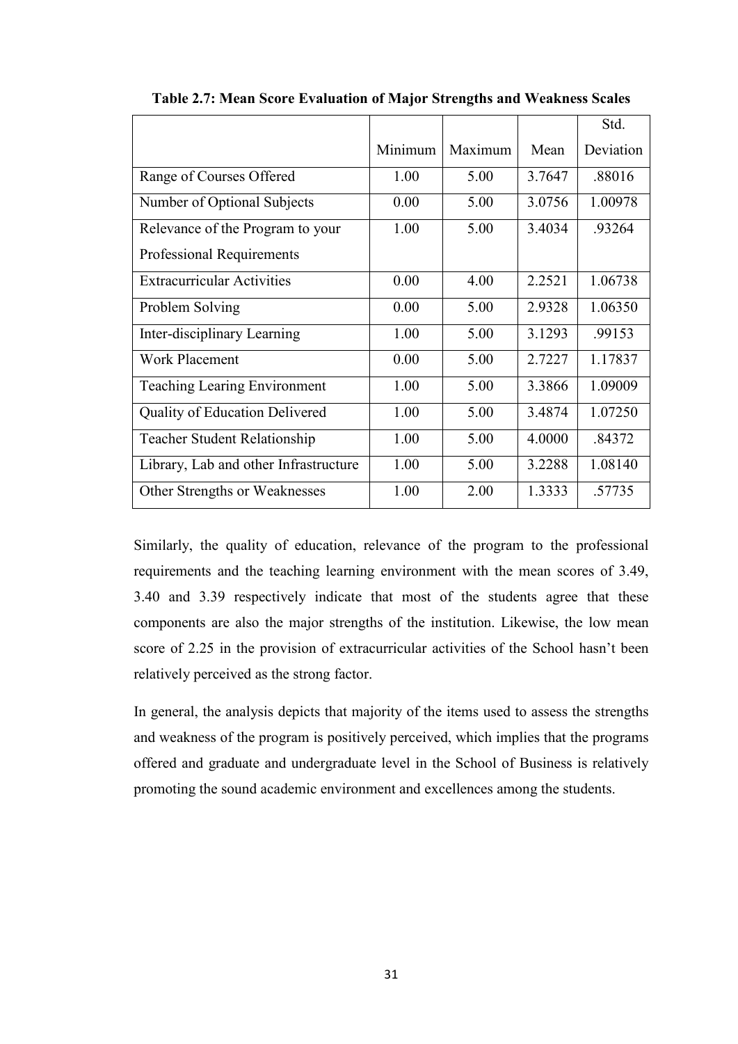**Table 2.7: Mean Score Evaluation of Major Strengths and Weakness Scales**

| | Minimum | Maximum | Mean | Std. Deviation |
|---|---|---|---|---|
| Range of Courses Offered | 1.00 | 5.00 | 3.7647 | .88016 |
| Number of Optional Subjects | 0.00 | 5.00 | 3.0756 | 1.00978 |
| Relevance of the Program to your Professional Requirements | 1.00 | 5.00 | 3.4034 | .93264 |
| Extracurricular Activities | 0.00 | 4.00 | 2.2521 | 1.06738 |
| Problem Solving | 0.00 | 5.00 | 2.9328 | 1.06350 |
| Inter-disciplinary Learning | 1.00 | 5.00 | 3.1293 | .99153 |
| Work Placement | 0.00 | 5.00 | 2.7227 | 1.17837 |
| Teaching Learing Environment | 1.00 | 5.00 | 3.3866 | 1.09009 |
| Quality of Education Delivered | 1.00 | 5.00 | 3.4874 | 1.07250 |
| Teacher Student Relationship | 1.00 | 5.00 | 4.0000 | .84372 |
| Library, Lab and other Infrastructure | 1.00 | 5.00 | 3.2288 | 1.08140 |
| Other Strengths or Weaknesses | 1.00 | 2.00 | 1.3333 | .57735 |

Similarly, the quality of education, relevance of the program to the professional requirements and the teaching learning environment with the mean scores of 3.49, 3.40 and 3.39 respectively indicate that most of the students agree that these components are also the major strengths of the institution. Likewise, the low mean score of 2.25 in the provision of extracurricular activities of the School hasn't been relatively perceived as the strong factor.

In general, the analysis depicts that majority of the items used to assess the strengths and weakness of the program is positively perceived, which implies that the programs offered and graduate and undergraduate level in the School of Business is relatively promoting the sound academic environment and excellences among the students.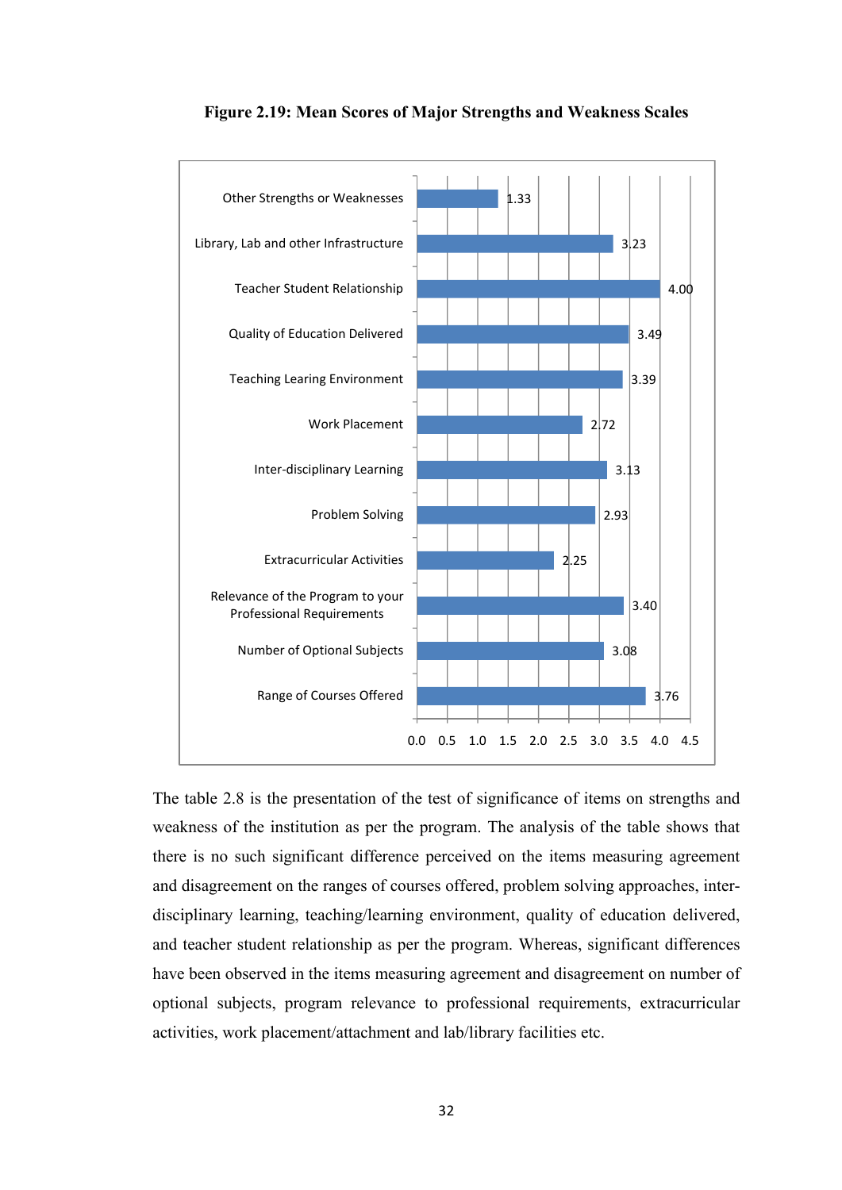**Figure 2.19: Mean Scores of Major Strengths and Weakness Scales**

| Scale | Mean Score |
|---|---|
| Other Strengths or Weaknesses | 1.33 |
| Library, Lab and other Infrastructure | 3.23 |
| Teacher Student Relationship | 4.00 |
| Quality of Education Delivered | 3.49 |
| Teaching Learing Environment | 3.39 |
| Work Placement | 2.72 |
| Inter-disciplinary Learning | 3.13 |
| Problem Solving | 2.93 |
| Extracurricular Activities | 2.25 |
| Relevance of the Program to your Professional Requirements | 3.40 |
| Number of Optional Subjects | 3.08 |
| Range of Courses Offered | 3.76 |

The table 2.8 is the presentation of the test of significance of items on strengths and weakness of the institution as per the program. The analysis of the table shows that there is no such significant difference perceived on the items measuring agreement and disagreement on the ranges of courses offered, problem solving approaches, inter-disciplinary learning, teaching/learning environment, quality of education delivered, and teacher student relationship as per the program. Whereas, significant differences have been observed in the items measuring agreement and disagreement on number of optional subjects, program relevance to professional requirements, extracurricular activities, work placement/attachment and lab/library facilities etc.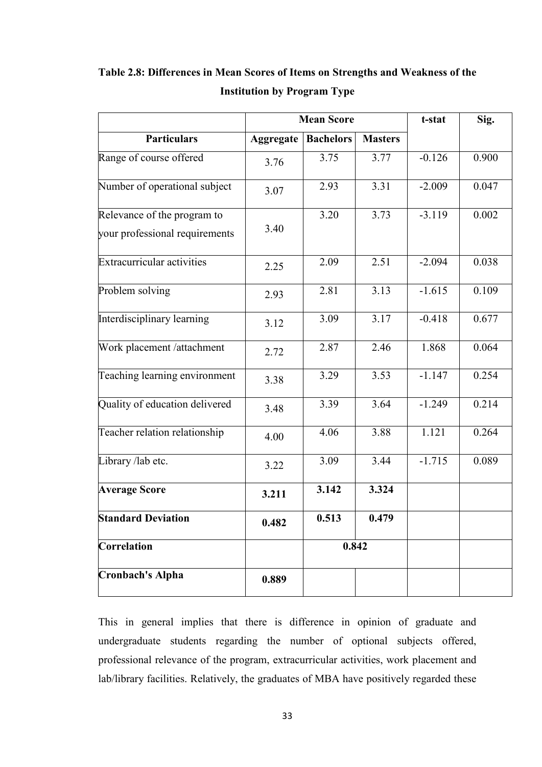**Table 2.8: Differences in Mean Scores of Items on Strengths and Weakness of the Institution by Program Type**

| | Mean Score | | | t-stat | Sig. |
|---|---|---|---|---|---|
| **Particulars** | **Aggregate** | **Bachelors** | **Masters** | | |
| Range of course offered | 3.76 | 3.75 | 3.77 | -0.126 | 0.900 |
| Number of operational subject | 3.07 | 2.93 | 3.31 | -2.009 | 0.047 |
| Relevance of the program to your professional requirements | 3.40 | 3.20 | 3.73 | -3.119 | 0.002 |
| Extracurricular activities | 2.25 | 2.09 | 2.51 | -2.094 | 0.038 |
| Problem solving | 2.93 | 2.81 | 3.13 | -1.615 | 0.109 |
| Interdisciplinary learning | 3.12 | 3.09 | 3.17 | -0.418 | 0.677 |
| Work placement /attachment | 2.72 | 2.87 | 2.46 | 1.868 | 0.064 |
| Teaching learning environment | 3.38 | 3.29 | 3.53 | -1.147 | 0.254 |
| Quality of education delivered | 3.48 | 3.39 | 3.64 | -1.249 | 0.214 |
| Teacher relation relationship | 4.00 | 4.06 | 3.88 | 1.121 | 0.264 |
| Library /lab etc. | 3.22 | 3.09 | 3.44 | -1.715 | 0.089 |
| **Average Score** | **3.211** | **3.142** | **3.324** | | |
| **Standard Deviation** | **0.482** | **0.513** | **0.479** | | |
| **Correlation** | | **0.842** | | | |
| **Cronbach's Alpha** | **0.889** | | | | |

This in general implies that there is difference in opinion of graduate and undergraduate students regarding the number of optional subjects offered, professional relevance of the program, extracurricular activities, work placement and lab/library facilities. Relatively, the graduates of MBA have positively regarded these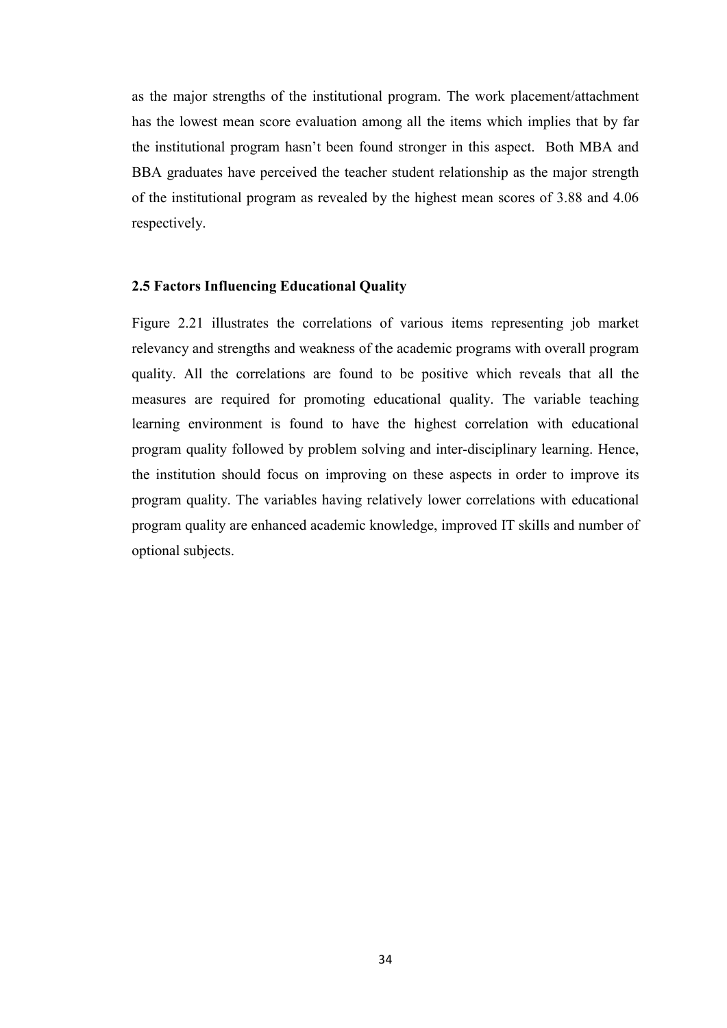as the major strengths of the institutional program. The work placement/attachment has the lowest mean score evaluation among all the items which implies that by far the institutional program hasn't been found stronger in this aspect. Both MBA and BBA graduates have perceived the teacher student relationship as the major strength of the institutional program as revealed by the highest mean scores of 3.88 and 4.06 respectively.

## 2.5 Factors Influencing Educational Quality

Figure 2.21 illustrates the correlations of various items representing job market relevancy and strengths and weakness of the academic programs with overall program quality. All the correlations are found to be positive which reveals that all the measures are required for promoting educational quality. The variable teaching learning environment is found to have the highest correlation with educational program quality followed by problem solving and inter-disciplinary learning. Hence, the institution should focus on improving on these aspects in order to improve its program quality. The variables having relatively lower correlations with educational program quality are enhanced academic knowledge, improved IT skills and number of optional subjects.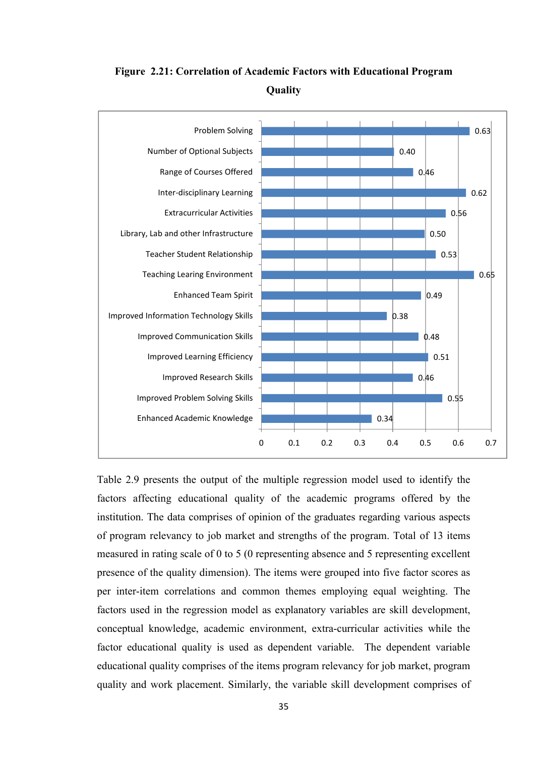**Figure 2.21: Correlation of Academic Factors with Educational Program Quality**

| Factor | Correlation |
|---|---|
| Problem Solving | 0.63 |
| Number of Optional Subjects | 0.40 |
| Range of Courses Offered | 0.46 |
| Inter-disciplinary Learning | 0.62 |
| Extracurricular Activities | 0.56 |
| Library, Lab and other Infrastructure | 0.50 |
| Teacher Student Relationship | 0.53 |
| Teaching Learing Environment | 0.65 |
| Enhanced Team Spirit | 0.49 |
| Improved Information Technology Skills | 0.38 |
| Improved Communication Skills | 0.48 |
| Improved Learning Efficiency | 0.51 |
| Improved Research Skills | 0.46 |
| Improved Problem Solving Skills | 0.55 |
| Enhanced Academic Knowledge | 0.34 |

Table 2.9 presents the output of the multiple regression model used to identify the factors affecting educational quality of the academic programs offered by the institution. The data comprises of opinion of the graduates regarding various aspects of program relevancy to job market and strengths of the program. Total of 13 items measured in rating scale of 0 to 5 (0 representing absence and 5 representing excellent presence of the quality dimension). The items were grouped into five factor scores as per inter-item correlations and common themes employing equal weighting. The factors used in the regression model as explanatory variables are skill development, conceptual knowledge, academic environment, extra-curricular activities while the factor educational quality is used as dependent variable. The dependent variable educational quality comprises of the items program relevancy for job market, program quality and work placement. Similarly, the variable skill development comprises of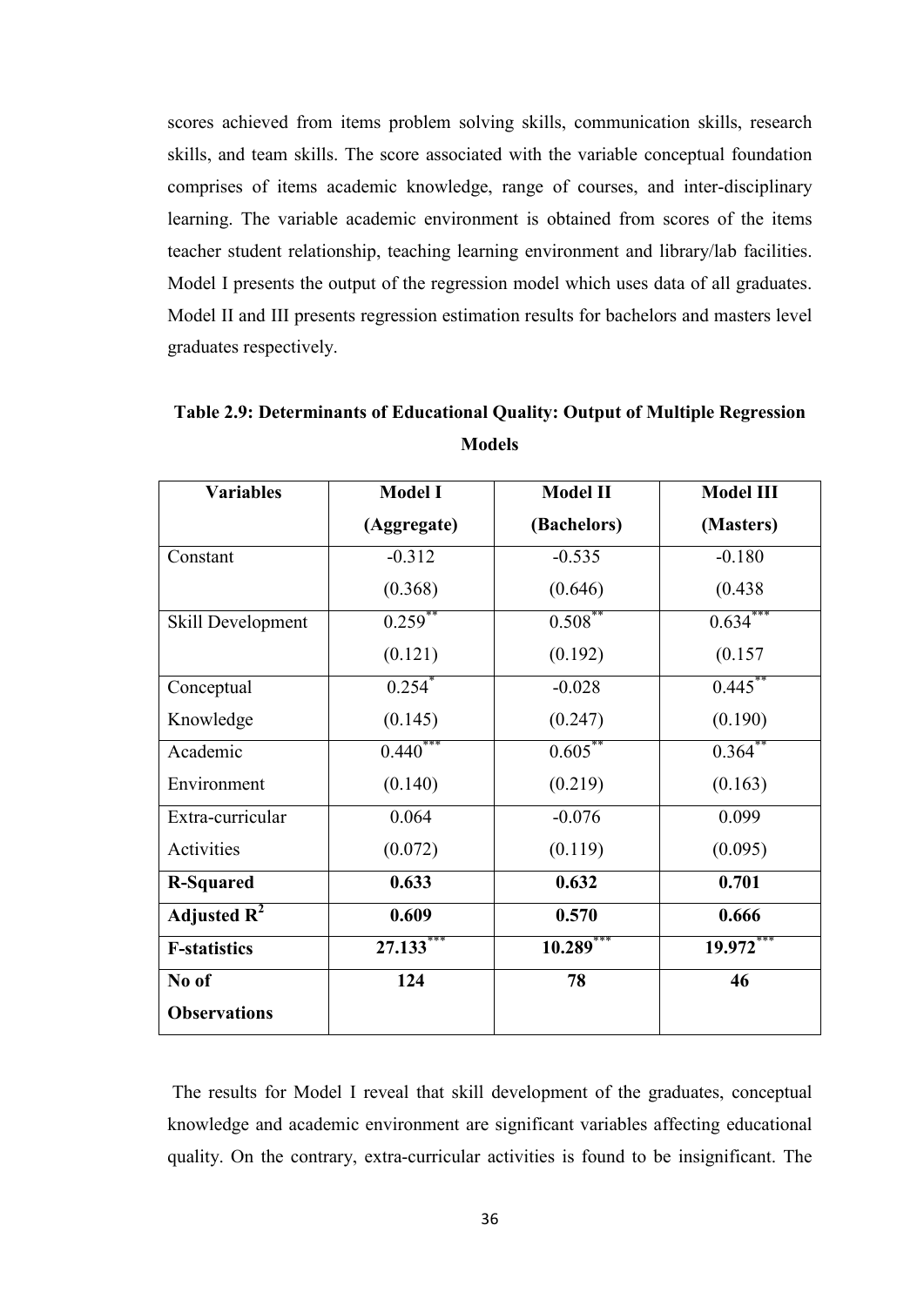scores achieved from items problem solving skills, communication skills, research skills, and team skills. The score associated with the variable conceptual foundation comprises of items academic knowledge, range of courses, and inter-disciplinary learning. The variable academic environment is obtained from scores of the items teacher student relationship, teaching learning environment and library/lab facilities. Model I presents the output of the regression model which uses data of all graduates. Model II and III presents regression estimation results for bachelors and masters level graduates respectively.

**Table 2.9: Determinants of Educational Quality: Output of Multiple Regression Models**

| Variables | Model I (Aggregate) | Model II (Bachelors) | Model III (Masters) |
|---|---|---|---|
| Constant | -0.312<br>(0.368) | -0.535<br>(0.646) | -0.180<br>(0.438 |
| Skill Development | 0.259\*\*<br>(0.121) | 0.508\*\*<br>(0.192) | 0.634\*\*\*<br>(0.157 |
| Conceptual Knowledge | 0.254\*<br>(0.145) | -0.028<br>(0.247) | 0.445\*\*<br>(0.190) |
| Academic Environment | 0.440\*\*\*<br>(0.140) | 0.605\*\*<br>(0.219) | 0.364\*\*<br>(0.163) |
| Extra-curricular Activities | 0.064<br>(0.072) | -0.076<br>(0.119) | 0.099<br>(0.095) |
| **R-Squared** | **0.633** | **0.632** | **0.701** |
| **Adjusted $R^2$** | **0.609** | **0.570** | **0.666** |
| **F-statistics** | **27.133\*\*\*** | **10.289\*\*\*** | **19.972\*\*\*** |
| **No of Observations** | **124** | **78** | **46** |

The results for Model I reveal that skill development of the graduates, conceptual knowledge and academic environment are significant variables affecting educational quality. On the contrary, extra-curricular activities is found to be insignificant. The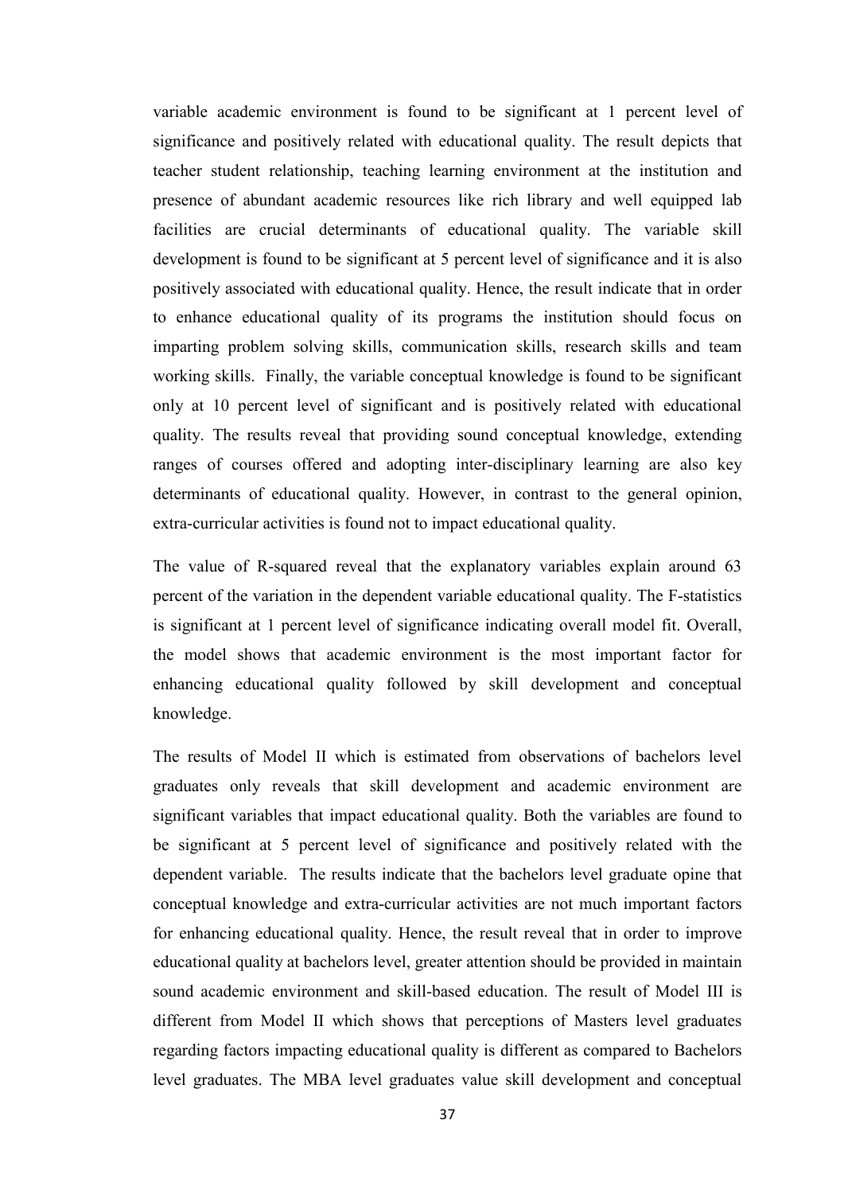variable academic environment is found to be significant at 1 percent level of significance and positively related with educational quality. The result depicts that teacher student relationship, teaching learning environment at the institution and presence of abundant academic resources like rich library and well equipped lab facilities are crucial determinants of educational quality. The variable skill development is found to be significant at 5 percent level of significance and it is also positively associated with educational quality. Hence, the result indicate that in order to enhance educational quality of its programs the institution should focus on imparting problem solving skills, communication skills, research skills and team working skills. Finally, the variable conceptual knowledge is found to be significant only at 10 percent level of significant and is positively related with educational quality. The results reveal that providing sound conceptual knowledge, extending ranges of courses offered and adopting inter-disciplinary learning are also key determinants of educational quality. However, in contrast to the general opinion, extra-curricular activities is found not to impact educational quality.

The value of R-squared reveal that the explanatory variables explain around 63 percent of the variation in the dependent variable educational quality. The F-statistics is significant at 1 percent level of significance indicating overall model fit. Overall, the model shows that academic environment is the most important factor for enhancing educational quality followed by skill development and conceptual knowledge.

The results of Model II which is estimated from observations of bachelors level graduates only reveals that skill development and academic environment are significant variables that impact educational quality. Both the variables are found to be significant at 5 percent level of significance and positively related with the dependent variable. The results indicate that the bachelors level graduate opine that conceptual knowledge and extra-curricular activities are not much important factors for enhancing educational quality. Hence, the result reveal that in order to improve educational quality at bachelors level, greater attention should be provided in maintain sound academic environment and skill-based education. The result of Model III is different from Model II which shows that perceptions of Masters level graduates regarding factors impacting educational quality is different as compared to Bachelors level graduates. The MBA level graduates value skill development and conceptual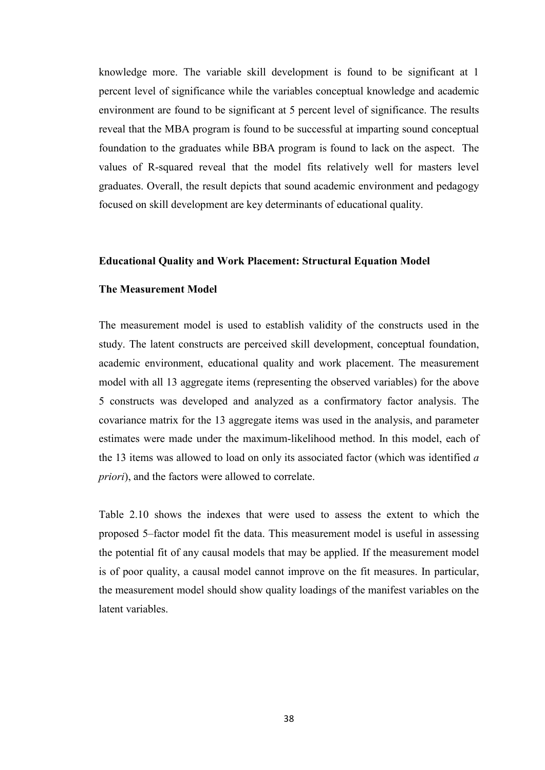knowledge more. The variable skill development is found to be significant at 1 percent level of significance while the variables conceptual knowledge and academic environment are found to be significant at 5 percent level of significance. The results reveal that the MBA program is found to be successful at imparting sound conceptual foundation to the graduates while BBA program is found to lack on the aspect. The values of R-squared reveal that the model fits relatively well for masters level graduates. Overall, the result depicts that sound academic environment and pedagogy focused on skill development are key determinants of educational quality.

**Educational Quality and Work Placement: Structural Equation Model**

**The Measurement Model**

The measurement model is used to establish validity of the constructs used in the study. The latent constructs are perceived skill development, conceptual foundation, academic environment, educational quality and work placement. The measurement model with all 13 aggregate items (representing the observed variables) for the above 5 constructs was developed and analyzed as a confirmatory factor analysis. The covariance matrix for the 13 aggregate items was used in the analysis, and parameter estimates were made under the maximum-likelihood method. In this model, each of the 13 items was allowed to load on only its associated factor (which was identified *a priori*), and the factors were allowed to correlate.

Table 2.10 shows the indexes that were used to assess the extent to which the proposed 5–factor model fit the data. This measurement model is useful in assessing the potential fit of any causal models that may be applied. If the measurement model is of poor quality, a causal model cannot improve on the fit measures. In particular, the measurement model should show quality loadings of the manifest variables on the latent variables.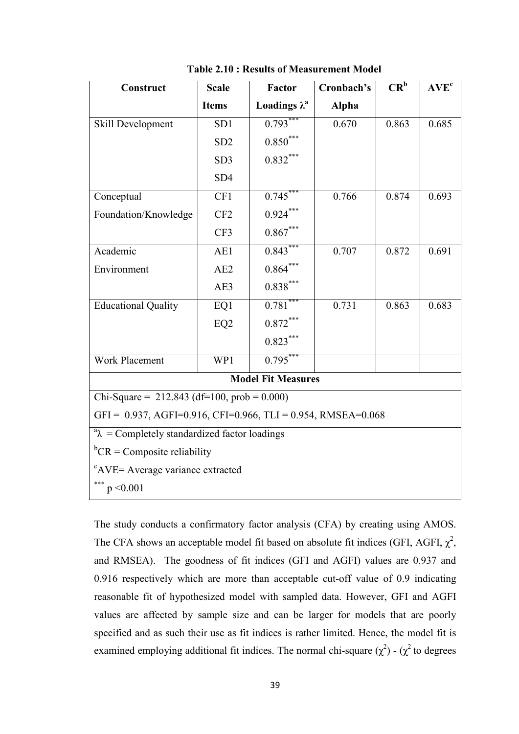**Table 2.10 : Results of Measurement Model**

| Construct | Scale Items | Factor Loadings $\lambda^a$ | Cronbach's Alpha | CR[b] | AVE[c] |
|---|---|---|---|---|---|
| Skill Development | SD1 | 0.793*** | 0.670 | 0.863 | 0.685 |
| | SD2 | 0.850*** | | | |
| | SD3 | 0.832*** | | | |
| | SD4 | | | | |
| Conceptual Foundation/Knowledge | CF1 | 0.745*** | 0.766 | 0.874 | 0.693 |
| | CF2 | 0.924*** | | | |
| | CF3 | 0.867*** | | | |
| Academic Environment | AE1 | 0.843*** | 0.707 | 0.872 | 0.691 |
| | AE2 | 0.864*** | | | |
| | AE3 | 0.838*** | | | |
| Educational Quality | EQ1 | 0.781*** | 0.731 | 0.863 | 0.683 |
| | EQ2 | 0.872*** | | | |
| | | 0.823*** | | | |
| Work Placement | WP1 | 0.795*** | | | |
| **Model Fit Measures** | | | | | |
| Chi-Square = 212.843 (df=100, prob = 0.000) | | | | | |
| GFI = 0.937, AGFI=0.916, CFI=0.966, TLI = 0.954, RMSEA=0.068 | | | | | |
| [a]$\lambda$ = Completely standardized factor loadings | | | | | |
| [b]CR = Composite reliability | | | | | |
| [c]AVE= Average variance extracted | | | | | |
| *** $p < 0.001$ | | | | | |

The study conducts a confirmatory factor analysis (CFA) by creating using AMOS. The CFA shows an acceptable model fit based on absolute fit indices (GFI, AGFI, $\chi^2$, and RMSEA). The goodness of fit indices (GFI and AGFI) values are 0.937 and 0.916 respectively which are more than acceptable cut-off value of 0.9 indicating reasonable fit of hypothesized model with sampled data. However, GFI and AGFI values are affected by sample size and can be larger for models that are poorly specified and as such their use as fit indices is rather limited. Hence, the model fit is examined employing additional fit indices. The normal chi-square ($\chi^2$) - ($\chi^2$ to degrees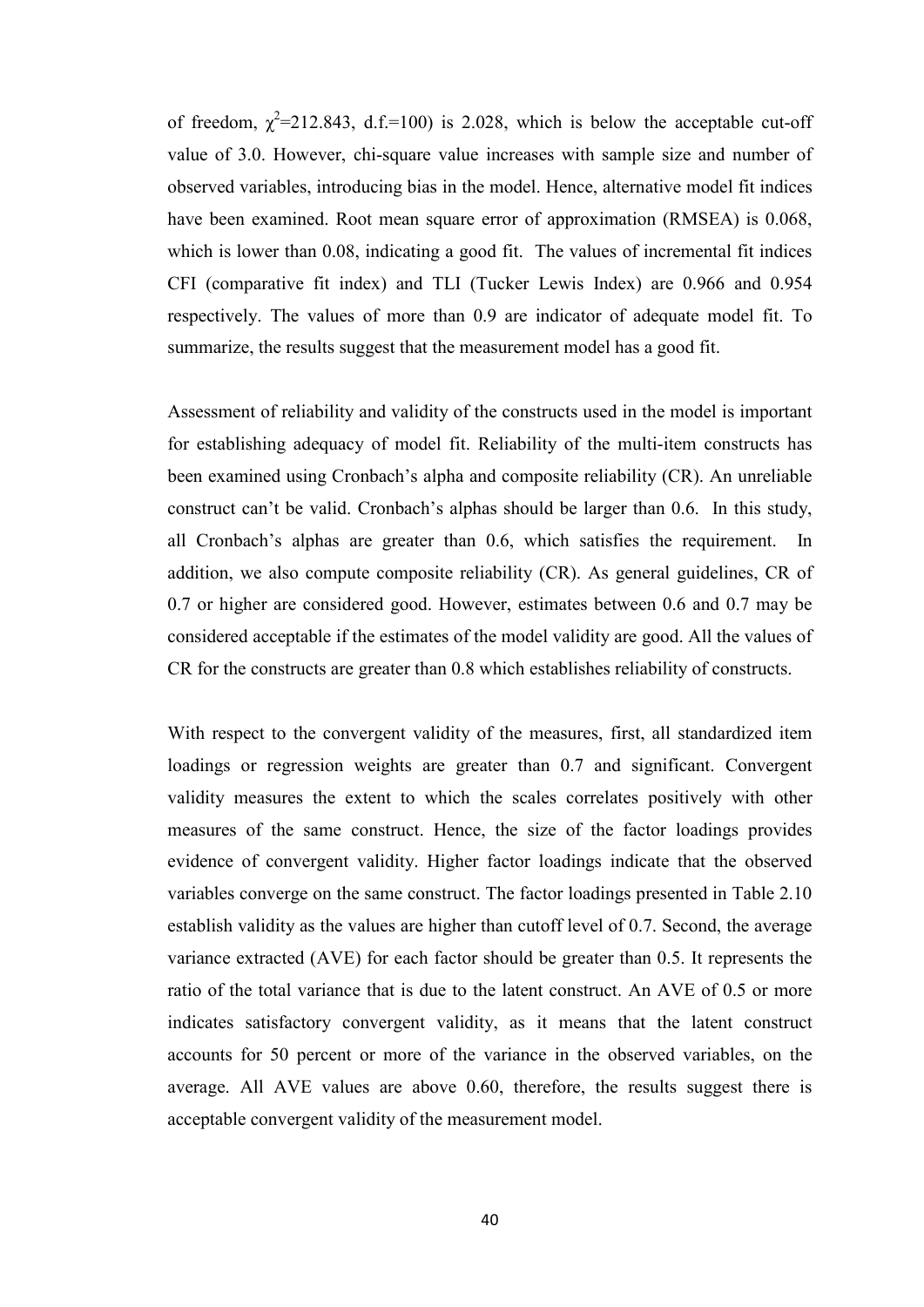of freedom, $\chi^2$=212.843, d.f.=100) is 2.028, which is below the acceptable cut-off value of 3.0. However, chi-square value increases with sample size and number of observed variables, introducing bias in the model. Hence, alternative model fit indices have been examined. Root mean square error of approximation (RMSEA) is 0.068, which is lower than 0.08, indicating a good fit. The values of incremental fit indices CFI (comparative fit index) and TLI (Tucker Lewis Index) are 0.966 and 0.954 respectively. The values of more than 0.9 are indicator of adequate model fit. To summarize, the results suggest that the measurement model has a good fit.

Assessment of reliability and validity of the constructs used in the model is important for establishing adequacy of model fit. Reliability of the multi-item constructs has been examined using Cronbach's alpha and composite reliability (CR). An unreliable construct can't be valid. Cronbach's alphas should be larger than 0.6. In this study, all Cronbach's alphas are greater than 0.6, which satisfies the requirement. In addition, we also compute composite reliability (CR). As general guidelines, CR of 0.7 or higher are considered good. However, estimates between 0.6 and 0.7 may be considered acceptable if the estimates of the model validity are good. All the values of CR for the constructs are greater than 0.8 which establishes reliability of constructs.

With respect to the convergent validity of the measures, first, all standardized item loadings or regression weights are greater than 0.7 and significant. Convergent validity measures the extent to which the scales correlates positively with other measures of the same construct. Hence, the size of the factor loadings provides evidence of convergent validity. Higher factor loadings indicate that the observed variables converge on the same construct. The factor loadings presented in Table 2.10 establish validity as the values are higher than cutoff level of 0.7. Second, the average variance extracted (AVE) for each factor should be greater than 0.5. It represents the ratio of the total variance that is due to the latent construct. An AVE of 0.5 or more indicates satisfactory convergent validity, as it means that the latent construct accounts for 50 percent or more of the variance in the observed variables, on the average. All AVE values are above 0.60, therefore, the results suggest there is acceptable convergent validity of the measurement model.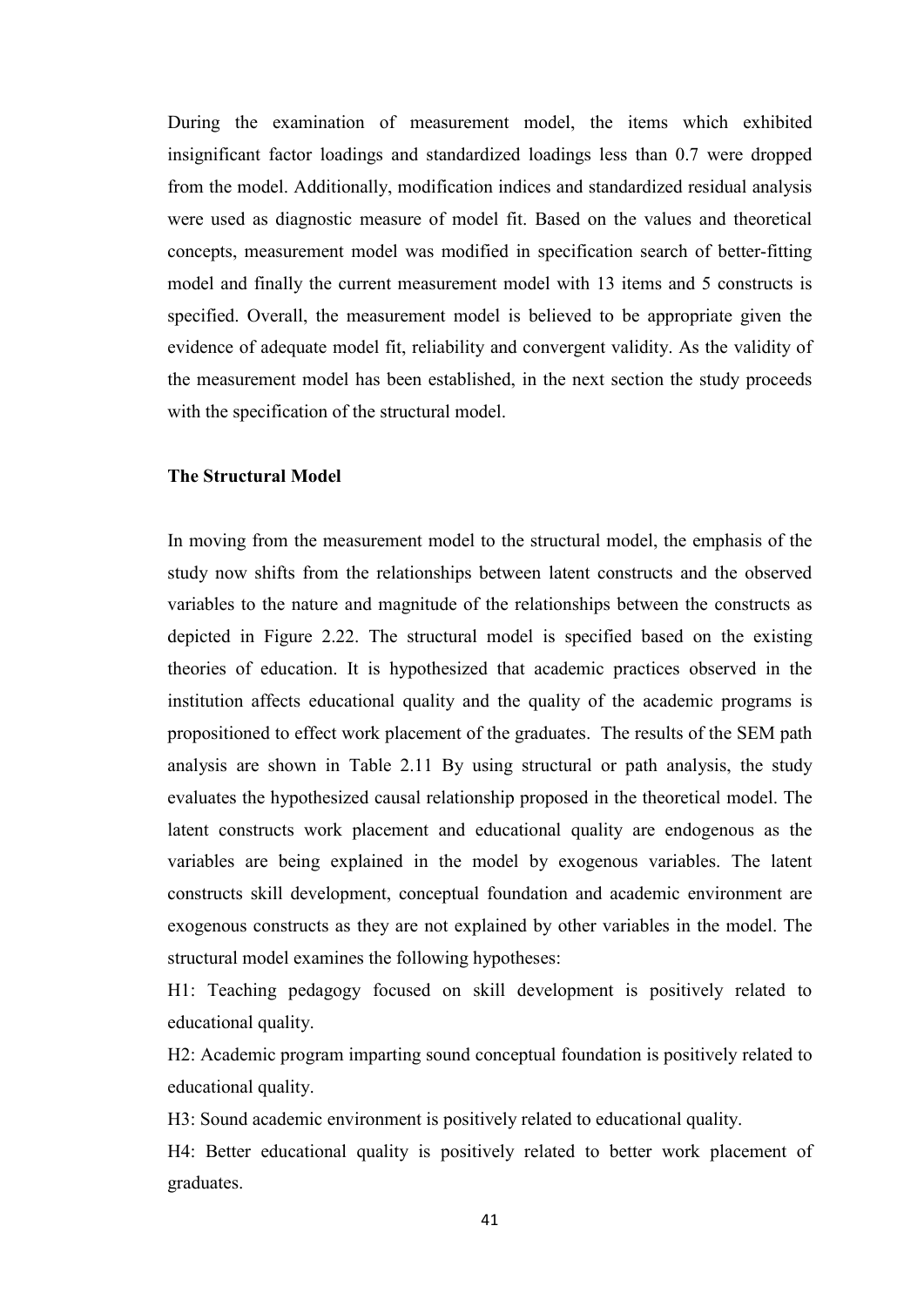During the examination of measurement model, the items which exhibited insignificant factor loadings and standardized loadings less than 0.7 were dropped from the model. Additionally, modification indices and standardized residual analysis were used as diagnostic measure of model fit. Based on the values and theoretical concepts, measurement model was modified in specification search of better-fitting model and finally the current measurement model with 13 items and 5 constructs is specified. Overall, the measurement model is believed to be appropriate given the evidence of adequate model fit, reliability and convergent validity. As the validity of the measurement model has been established, in the next section the study proceeds with the specification of the structural model.

**The Structural Model**

In moving from the measurement model to the structural model, the emphasis of the study now shifts from the relationships between latent constructs and the observed variables to the nature and magnitude of the relationships between the constructs as depicted in Figure 2.22. The structural model is specified based on the existing theories of education. It is hypothesized that academic practices observed in the institution affects educational quality and the quality of the academic programs is propositioned to effect work placement of the graduates. The results of the SEM path analysis are shown in Table 2.11 By using structural or path analysis, the study evaluates the hypothesized causal relationship proposed in the theoretical model. The latent constructs work placement and educational quality are endogenous as the variables are being explained in the model by exogenous variables. The latent constructs skill development, conceptual foundation and academic environment are exogenous constructs as they are not explained by other variables in the model. The structural model examines the following hypotheses:

H1: Teaching pedagogy focused on skill development is positively related to educational quality.

H2: Academic program imparting sound conceptual foundation is positively related to educational quality.

H3: Sound academic environment is positively related to educational quality.

H4: Better educational quality is positively related to better work placement of graduates.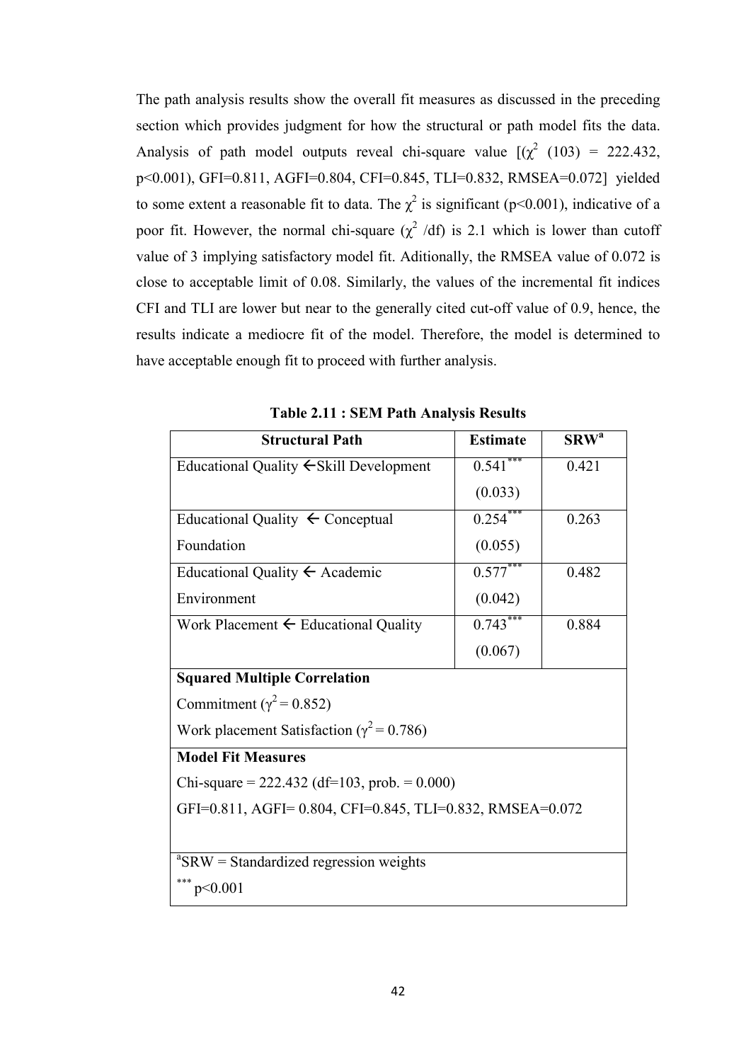The path analysis results show the overall fit measures as discussed in the preceding section which provides judgment for how the structural or path model fits the data. Analysis of path model outputs reveal chi-square value [($\chi^2$ (103) = 222.432, $p<0.001$), GFI=0.811, AGFI=0.804, CFI=0.845, TLI=0.832, RMSEA=0.072] yielded to some extent a reasonable fit to data. The $\chi^2$ is significant ($p<0.001$), indicative of a poor fit. However, the normal chi-square ($\chi^2$ /df) is 2.1 which is lower than cutoff value of 3 implying satisfactory model fit. Aditionally, the RMSEA value of 0.072 is close to acceptable limit of 0.08. Similarly, the values of the incremental fit indices CFI and TLI are lower but near to the generally cited cut-off value of 0.9, hence, the results indicate a mediocre fit of the model. Therefore, the model is determined to have acceptable enough fit to proceed with further analysis.

**Table 2.11 : SEM Path Analysis Results**

| Structural Path | Estimate | SRW[a] |
|---|---|---|
| Educational Quality ← Skill Development | $0.541^{***}$ (0.033) | 0.421 |
| Educational Quality ← Conceptual Foundation | $0.254^{***}$ (0.055) | 0.263 |
| Educational Quality ← Academic Environment | $0.577^{***}$ (0.042) | 0.482 |
| Work Placement ← Educational Quality | $0.743^{***}$ (0.067) | 0.884 |
| **Squared Multiple Correlation** | | |
| Commitment ($\gamma^2 = 0.852$) | | |
| Work placement Satisfaction ($\gamma^2 = 0.786$) | | |
| **Model Fit Measures** | | |
| Chi-square = 222.432 (df=103, prob. = 0.000) | | |
| GFI=0.811, AGFI= 0.804, CFI=0.845, TLI=0.832, RMSEA=0.072 | | |
| [a]SRW = Standardized regression weights | | |
| $^{***}p<0.001$ | | |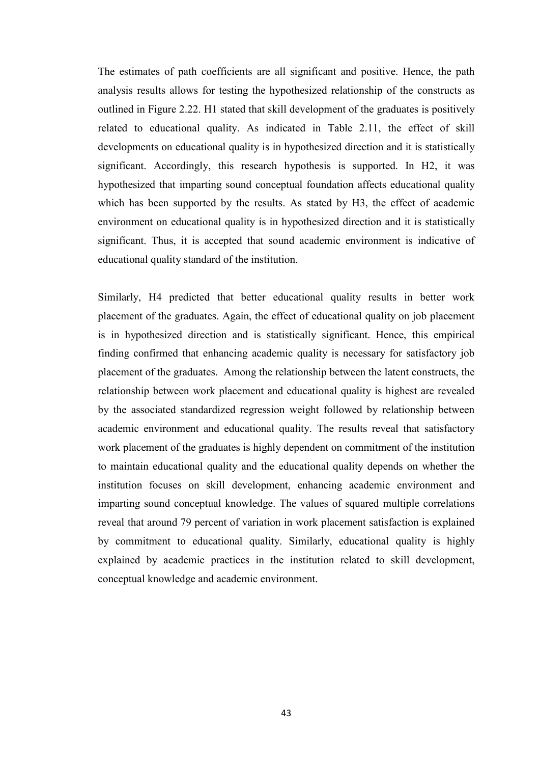The estimates of path coefficients are all significant and positive. Hence, the path analysis results allows for testing the hypothesized relationship of the constructs as outlined in Figure 2.22. H1 stated that skill development of the graduates is positively related to educational quality. As indicated in Table 2.11, the effect of skill developments on educational quality is in hypothesized direction and it is statistically significant. Accordingly, this research hypothesis is supported. In H2, it was hypothesized that imparting sound conceptual foundation affects educational quality which has been supported by the results. As stated by H3, the effect of academic environment on educational quality is in hypothesized direction and it is statistically significant. Thus, it is accepted that sound academic environment is indicative of educational quality standard of the institution.

Similarly, H4 predicted that better educational quality results in better work placement of the graduates. Again, the effect of educational quality on job placement is in hypothesized direction and is statistically significant. Hence, this empirical finding confirmed that enhancing academic quality is necessary for satisfactory job placement of the graduates. Among the relationship between the latent constructs, the relationship between work placement and educational quality is highest are revealed by the associated standardized regression weight followed by relationship between academic environment and educational quality. The results reveal that satisfactory work placement of the graduates is highly dependent on commitment of the institution to maintain educational quality and the educational quality depends on whether the institution focuses on skill development, enhancing academic environment and imparting sound conceptual knowledge. The values of squared multiple correlations reveal that around 79 percent of variation in work placement satisfaction is explained by commitment to educational quality. Similarly, educational quality is highly explained by academic practices in the institution related to skill development, conceptual knowledge and academic environment.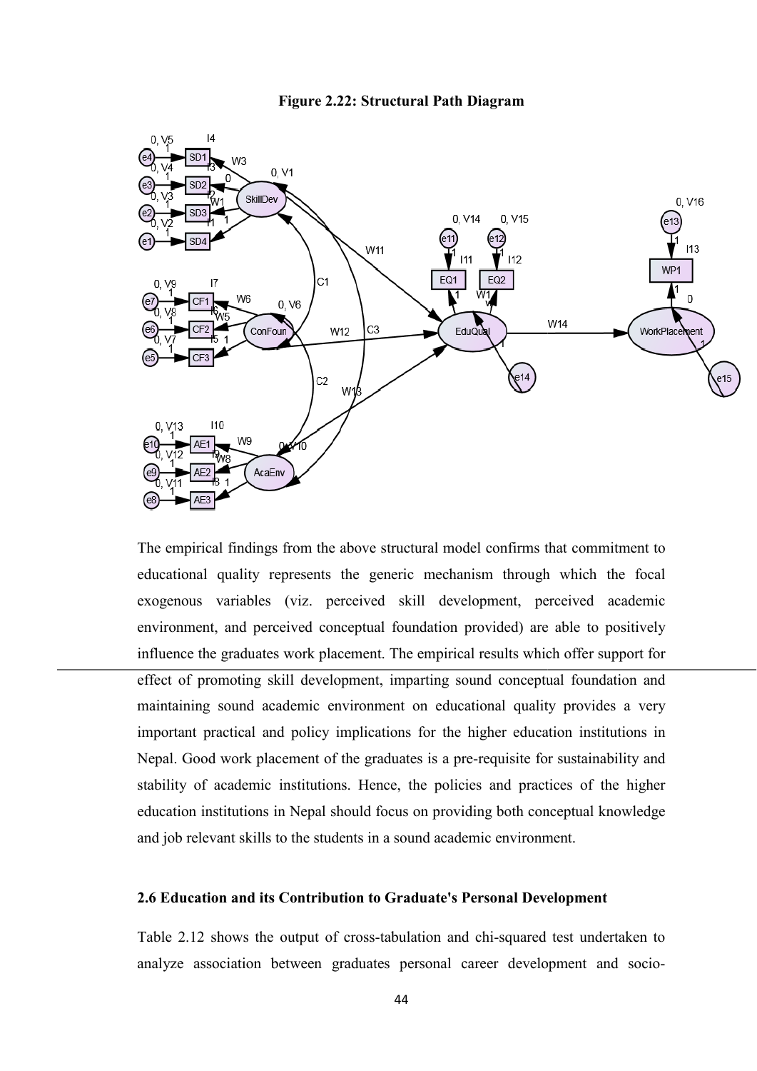**Figure 2.22: Structural Path Diagram**

The empirical findings from the above structural model confirms that commitment to educational quality represents the generic mechanism through which the focal exogenous variables (viz. perceived skill development, perceived academic environment, and perceived conceptual foundation provided) are able to positively influence the graduates work placement. The empirical results which offer support for effect of promoting skill development, imparting sound conceptual foundation and maintaining sound academic environment on educational quality provides a very important practical and policy implications for the higher education institutions in Nepal. Good work placement of the graduates is a pre-requisite for sustainability and stability of academic institutions. Hence, the policies and practices of the higher education institutions in Nepal should focus on providing both conceptual knowledge and job relevant skills to the students in a sound academic environment.

## 2.6 Education and its Contribution to Graduate's Personal Development

Table 2.12 shows the output of cross-tabulation and chi-squared test undertaken to analyze association between graduates personal career development and socio-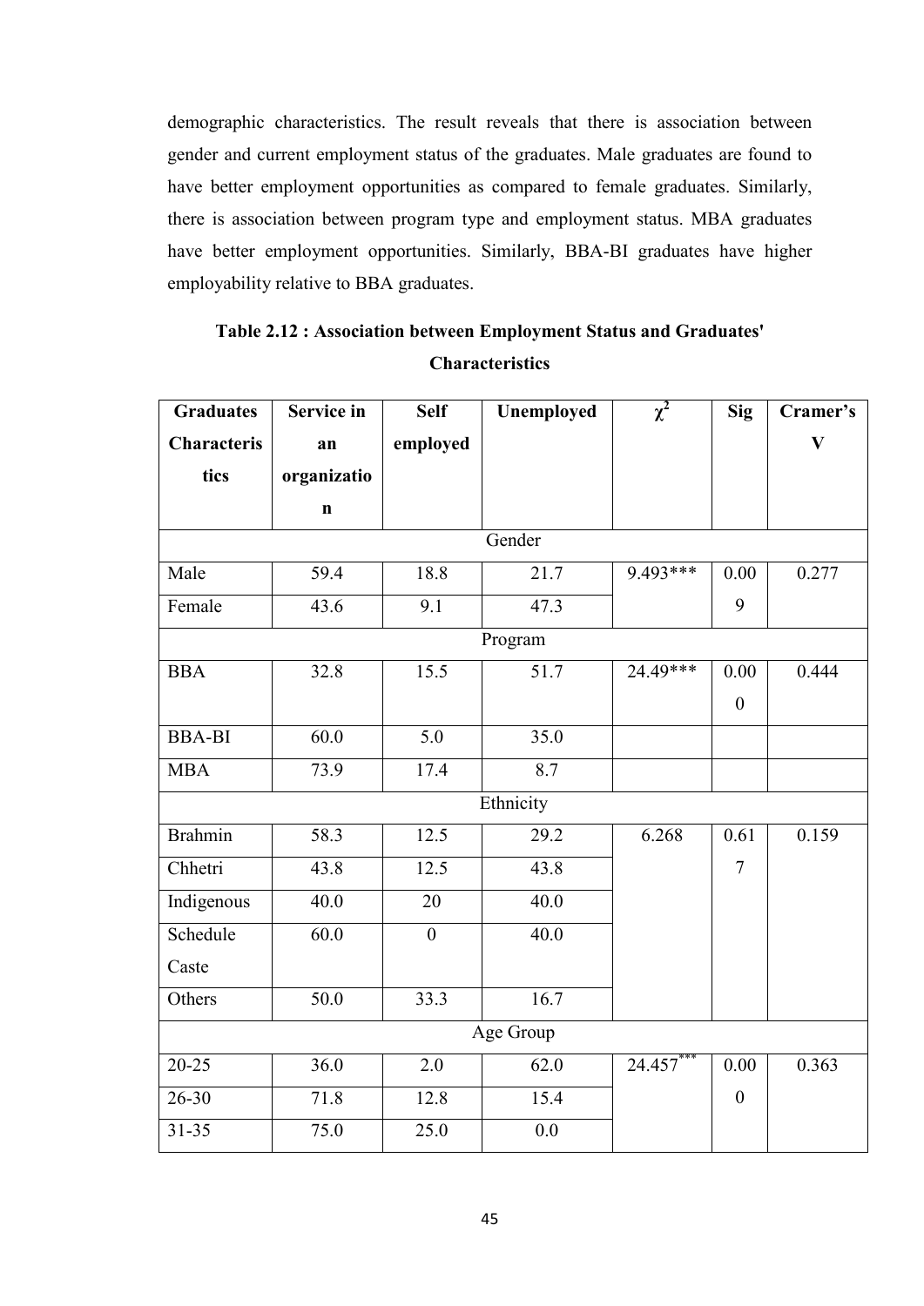demographic characteristics. The result reveals that there is association between gender and current employment status of the graduates. Male graduates are found to have better employment opportunities as compared to female graduates. Similarly, there is association between program type and employment status. MBA graduates have better employment opportunities. Similarly, BBA-BI graduates have higher employability relative to BBA graduates.

**Table 2.12 : Association between Employment Status and Graduates' Characteristics**

| Graduates Characteristics | Service in an organization | Self employed | Unemployed | $\chi^2$ | Sig | Cramer's V |
|---|---|---|---|---|---|---|
| Gender | | | | | | |
| Male | 59.4 | 18.8 | 21.7 | 9.493*** | 0.009 | 0.277 |
| Female | 43.6 | 9.1 | 47.3 | | | |
| Program | | | | | | |
| BBA | 32.8 | 15.5 | 51.7 | 24.49*** | 0.000 | 0.444 |
| BBA-BI | 60.0 | 5.0 | 35.0 | | | |
| MBA | 73.9 | 17.4 | 8.7 | | | |
| Ethnicity | | | | | | |
| Brahmin | 58.3 | 12.5 | 29.2 | 6.268 | 0.617 | 0.159 |
| Chhetri | 43.8 | 12.5 | 43.8 | | | |
| Indigenous | 40.0 | 20 | 40.0 | | | |
| Schedule Caste | 60.0 | 0 | 40.0 | | | |
| Others | 50.0 | 33.3 | 16.7 | | | |
| Age Group | | | | | | |
| 20-25 | 36.0 | 2.0 | 62.0 | 24.457*** | 0.000 | 0.363 |
| 26-30 | 71.8 | 12.8 | 15.4 | | | |
| 31-35 | 75.0 | 25.0 | 0.0 | | | |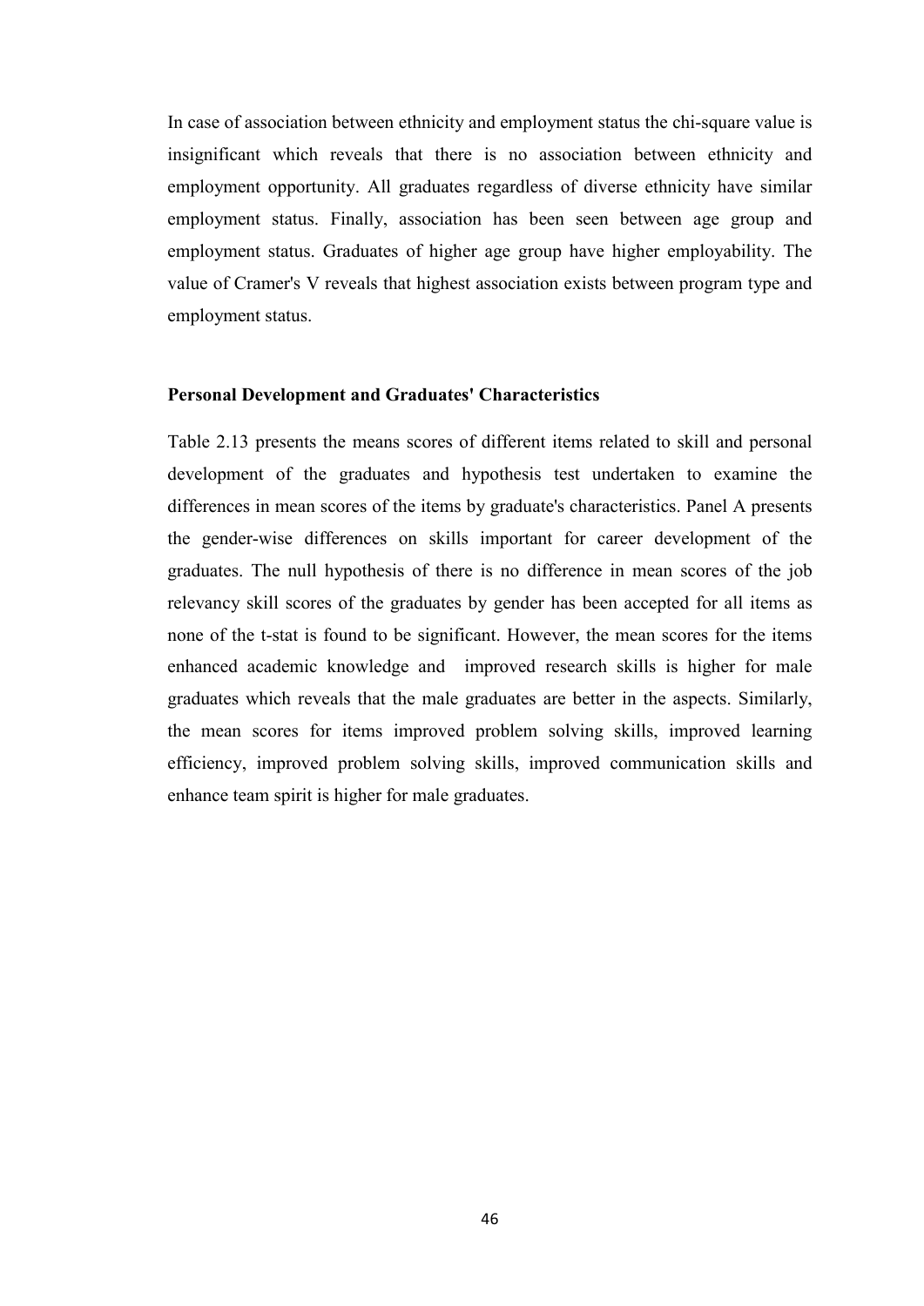In case of association between ethnicity and employment status the chi-square value is insignificant which reveals that there is no association between ethnicity and employment opportunity. All graduates regardless of diverse ethnicity have similar employment status. Finally, association has been seen between age group and employment status. Graduates of higher age group have higher employability. The value of Cramer's V reveals that highest association exists between program type and employment status.

**Personal Development and Graduates' Characteristics**

Table 2.13 presents the means scores of different items related to skill and personal development of the graduates and hypothesis test undertaken to examine the differences in mean scores of the items by graduate's characteristics. Panel A presents the gender-wise differences on skills important for career development of the graduates. The null hypothesis of there is no difference in mean scores of the job relevancy skill scores of the graduates by gender has been accepted for all items as none of the t-stat is found to be significant. However, the mean scores for the items enhanced academic knowledge and improved research skills is higher for male graduates which reveals that the male graduates are better in the aspects. Similarly, the mean scores for items improved problem solving skills, improved learning efficiency, improved problem solving skills, improved communication skills and enhance team spirit is higher for male graduates.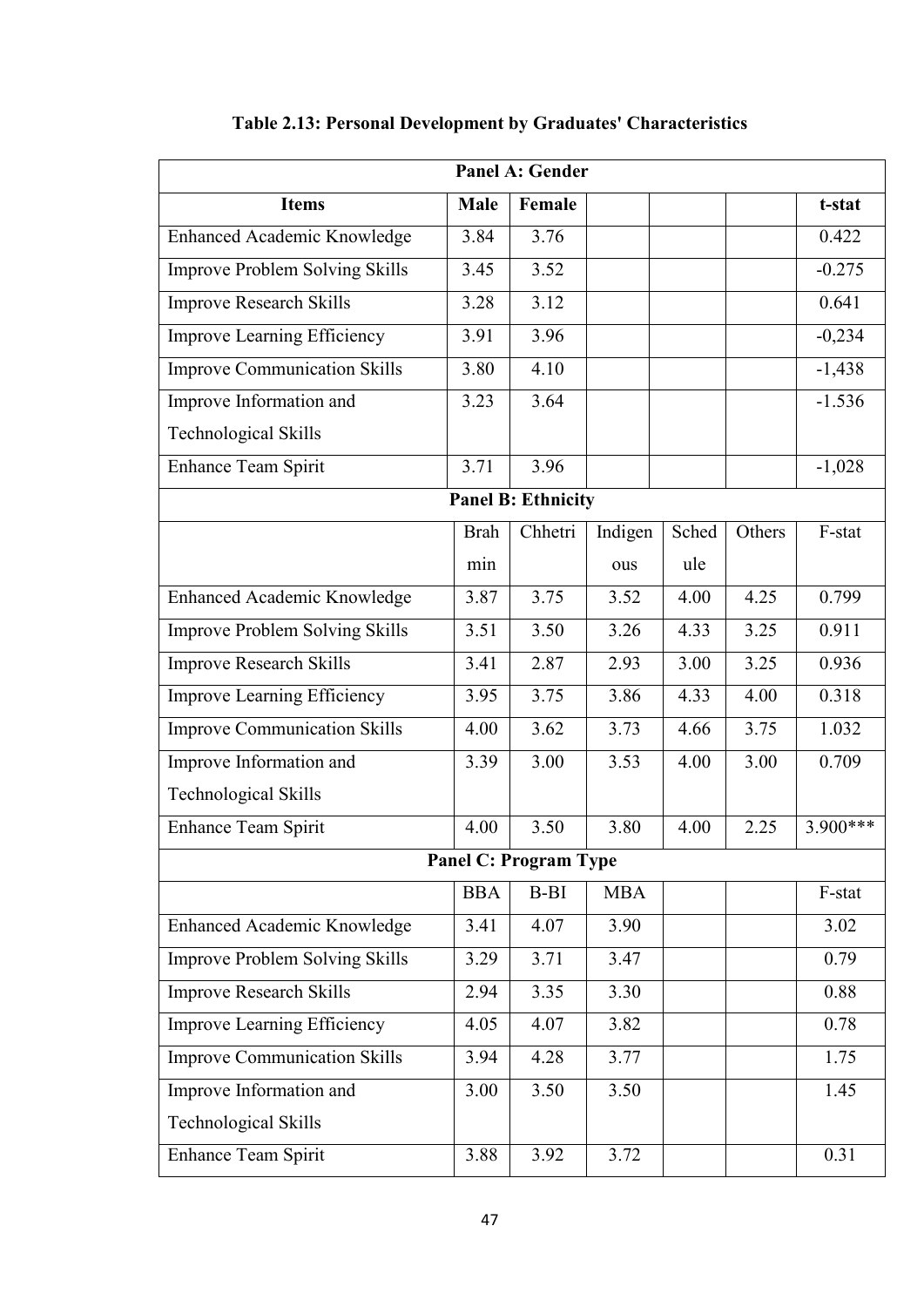**Table 2.13: Personal Development by Graduates' Characteristics**

| Panel A: Gender | | | | | | |
|---|---|---|---|---|---|---|
| **Items** | **Male** | **Female** | | | | **t-stat** |
| Enhanced Academic Knowledge | 3.84 | 3.76 | | | | 0.422 |
| Improve Problem Solving Skills | 3.45 | 3.52 | | | | -0.275 |
| Improve Research Skills | 3.28 | 3.12 | | | | 0.641 |
| Improve Learning Efficiency | 3.91 | 3.96 | | | | -0,234 |
| Improve Communication Skills | 3.80 | 4.10 | | | | -1,438 |
| Improve Information and Technological Skills | 3.23 | 3.64 | | | | -1.536 |
| Enhance Team Spirit | 3.71 | 3.96 | | | | -1,028 |
| **Panel B: Ethnicity** | | | | | | |
| | Brahmin | Chhetri | Indigenous | Schedule | Others | F-stat |
| Enhanced Academic Knowledge | 3.87 | 3.75 | 3.52 | 4.00 | 4.25 | 0.799 |
| Improve Problem Solving Skills | 3.51 | 3.50 | 3.26 | 4.33 | 3.25 | 0.911 |
| Improve Research Skills | 3.41 | 2.87 | 2.93 | 3.00 | 3.25 | 0.936 |
| Improve Learning Efficiency | 3.95 | 3.75 | 3.86 | 4.33 | 4.00 | 0.318 |
| Improve Communication Skills | 4.00 | 3.62 | 3.73 | 4.66 | 3.75 | 1.032 |
| Improve Information and Technological Skills | 3.39 | 3.00 | 3.53 | 4.00 | 3.00 | 0.709 |
| Enhance Team Spirit | 4.00 | 3.50 | 3.80 | 4.00 | 2.25 | 3.900*** |
| **Panel C: Program Type** | | | | | | |
| | BBA | B-BI | MBA | | | F-stat |
| Enhanced Academic Knowledge | 3.41 | 4.07 | 3.90 | | | 3.02 |
| Improve Problem Solving Skills | 3.29 | 3.71 | 3.47 | | | 0.79 |
| Improve Research Skills | 2.94 | 3.35 | 3.30 | | | 0.88 |
| Improve Learning Efficiency | 4.05 | 4.07 | 3.82 | | | 0.78 |
| Improve Communication Skills | 3.94 | 4.28 | 3.77 | | | 1.75 |
| Improve Information and Technological Skills | 3.00 | 3.50 | 3.50 | | | 1.45 |
| Enhance Team Spirit | 3.88 | 3.92 | 3.72 | | | 0.31 |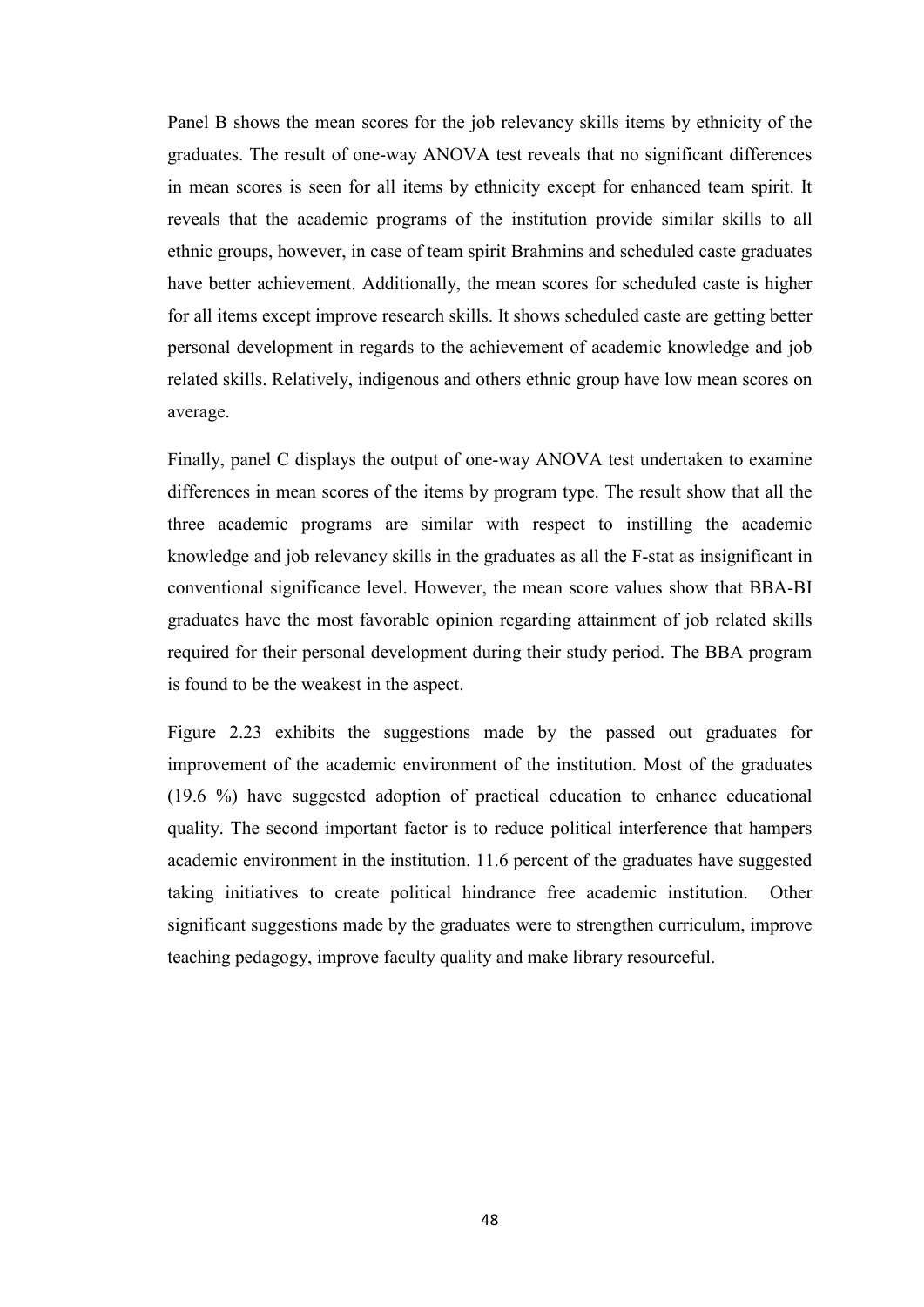Panel B shows the mean scores for the job relevancy skills items by ethnicity of the graduates. The result of one-way ANOVA test reveals that no significant differences in mean scores is seen for all items by ethnicity except for enhanced team spirit. It reveals that the academic programs of the institution provide similar skills to all ethnic groups, however, in case of team spirit Brahmins and scheduled caste graduates have better achievement. Additionally, the mean scores for scheduled caste is higher for all items except improve research skills. It shows scheduled caste are getting better personal development in regards to the achievement of academic knowledge and job related skills. Relatively, indigenous and others ethnic group have low mean scores on average.

Finally, panel C displays the output of one-way ANOVA test undertaken to examine differences in mean scores of the items by program type. The result show that all the three academic programs are similar with respect to instilling the academic knowledge and job relevancy skills in the graduates as all the F-stat as insignificant in conventional significance level. However, the mean score values show that BBA-BI graduates have the most favorable opinion regarding attainment of job related skills required for their personal development during their study period. The BBA program is found to be the weakest in the aspect.

Figure 2.23 exhibits the suggestions made by the passed out graduates for improvement of the academic environment of the institution. Most of the graduates (19.6 %) have suggested adoption of practical education to enhance educational quality. The second important factor is to reduce political interference that hampers academic environment in the institution. 11.6 percent of the graduates have suggested taking initiatives to create political hindrance free academic institution. Other significant suggestions made by the graduates were to strengthen curriculum, improve teaching pedagogy, improve faculty quality and make library resourceful.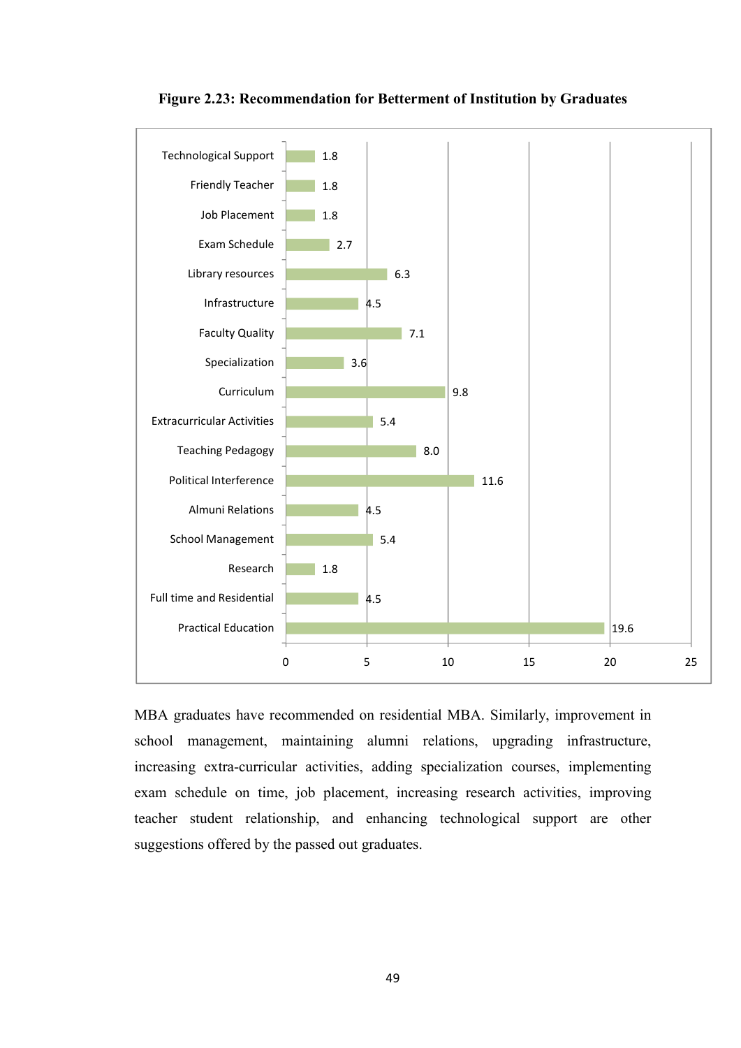**Figure 2.23: Recommendation for Betterment of Institution by Graduates**

| Recommendation | Value |
|---|---|
| Technological Support | 1.8 |
| Friendly Teacher | 1.8 |
| Job Placement | 1.8 |
| Exam Schedule | 2.7 |
| Library resources | 6.3 |
| Infrastructure | 4.5 |
| Faculty Quality | 7.1 |
| Specialization | 3.6 |
| Curriculum | 9.8 |
| Extracurricular Activities | 5.4 |
| Teaching Pedagogy | 8.0 |
| Political Interference | 11.6 |
| Almuni Relations | 4.5 |
| School Management | 5.4 |
| Research | 1.8 |
| Full time and Residential | 4.5 |
| Practical Education | 19.6 |

MBA graduates have recommended on residential MBA. Similarly, improvement in school management, maintaining alumni relations, upgrading infrastructure, increasing extra-curricular activities, adding specialization courses, implementing exam schedule on time, job placement, increasing research activities, improving teacher student relationship, and enhancing technological support are other suggestions offered by the passed out graduates.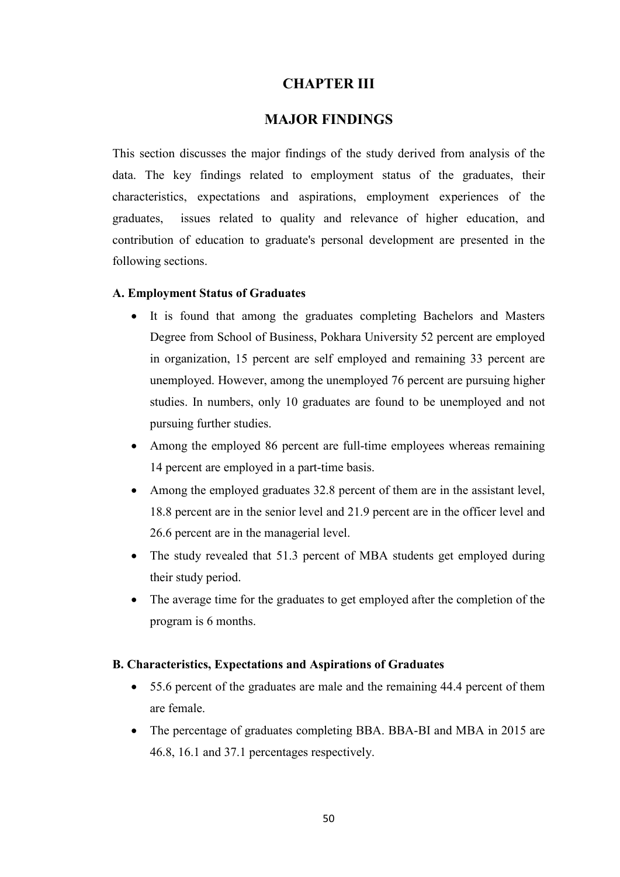# CHAPTER III

# MAJOR FINDINGS

This section discusses the major findings of the study derived from analysis of the data. The key findings related to employment status of the graduates, their characteristics, expectations and aspirations, employment experiences of the graduates, issues related to quality and relevance of higher education, and contribution of education to graduate's personal development are presented in the following sections.

**A. Employment Status of Graduates**

- It is found that among the graduates completing Bachelors and Masters Degree from School of Business, Pokhara University 52 percent are employed in organization, 15 percent are self employed and remaining 33 percent are unemployed. However, among the unemployed 76 percent are pursuing higher studies. In numbers, only 10 graduates are found to be unemployed and not pursuing further studies.
- Among the employed 86 percent are full-time employees whereas remaining 14 percent are employed in a part-time basis.
- Among the employed graduates 32.8 percent of them are in the assistant level, 18.8 percent are in the senior level and 21.9 percent are in the officer level and 26.6 percent are in the managerial level.
- The study revealed that 51.3 percent of MBA students get employed during their study period.
- The average time for the graduates to get employed after the completion of the program is 6 months.

**B. Characteristics, Expectations and Aspirations of Graduates**

- 55.6 percent of the graduates are male and the remaining 44.4 percent of them are female.
- The percentage of graduates completing BBA. BBA-BI and MBA in 2015 are 46.8, 16.1 and 37.1 percentages respectively.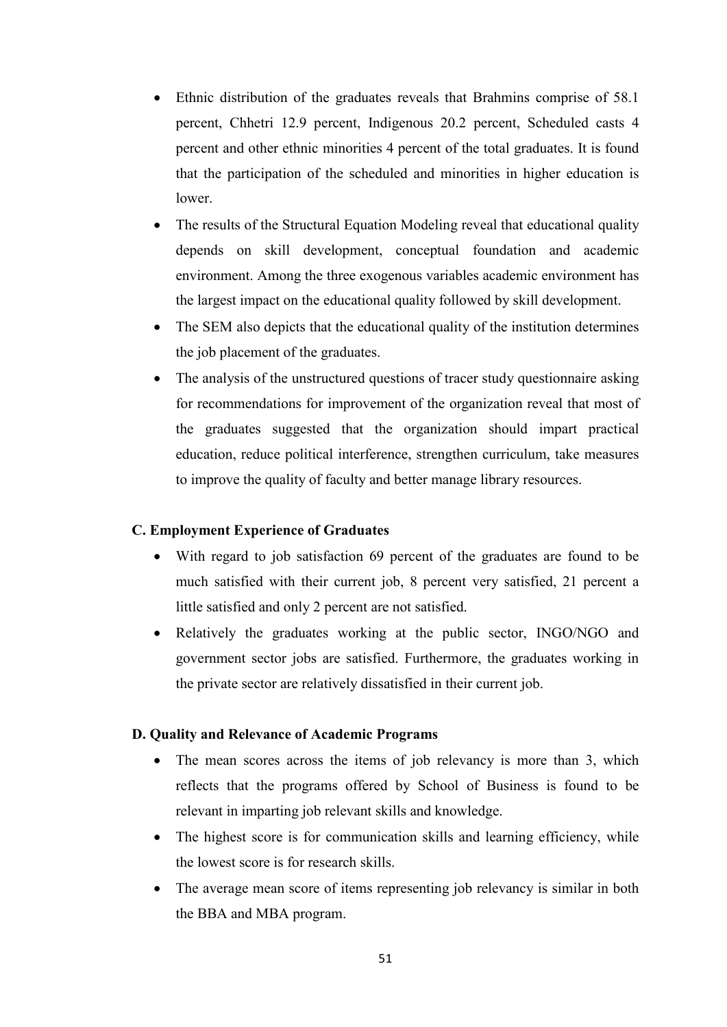- Ethnic distribution of the graduates reveals that Brahmins comprise of 58.1 percent, Chhetri 12.9 percent, Indigenous 20.2 percent, Scheduled casts 4 percent and other ethnic minorities 4 percent of the total graduates. It is found that the participation of the scheduled and minorities in higher education is lower.
- The results of the Structural Equation Modeling reveal that educational quality depends on skill development, conceptual foundation and academic environment. Among the three exogenous variables academic environment has the largest impact on the educational quality followed by skill development.
- The SEM also depicts that the educational quality of the institution determines the job placement of the graduates.
- The analysis of the unstructured questions of tracer study questionnaire asking for recommendations for improvement of the organization reveal that most of the graduates suggested that the organization should impart practical education, reduce political interference, strengthen curriculum, take measures to improve the quality of faculty and better manage library resources.

**C. Employment Experience of Graduates**

- With regard to job satisfaction 69 percent of the graduates are found to be much satisfied with their current job, 8 percent very satisfied, 21 percent a little satisfied and only 2 percent are not satisfied.
- Relatively the graduates working at the public sector, INGO/NGO and government sector jobs are satisfied. Furthermore, the graduates working in the private sector are relatively dissatisfied in their current job.

**D. Quality and Relevance of Academic Programs**

- The mean scores across the items of job relevancy is more than 3, which reflects that the programs offered by School of Business is found to be relevant in imparting job relevant skills and knowledge.
- The highest score is for communication skills and learning efficiency, while the lowest score is for research skills.
- The average mean score of items representing job relevancy is similar in both the BBA and MBA program.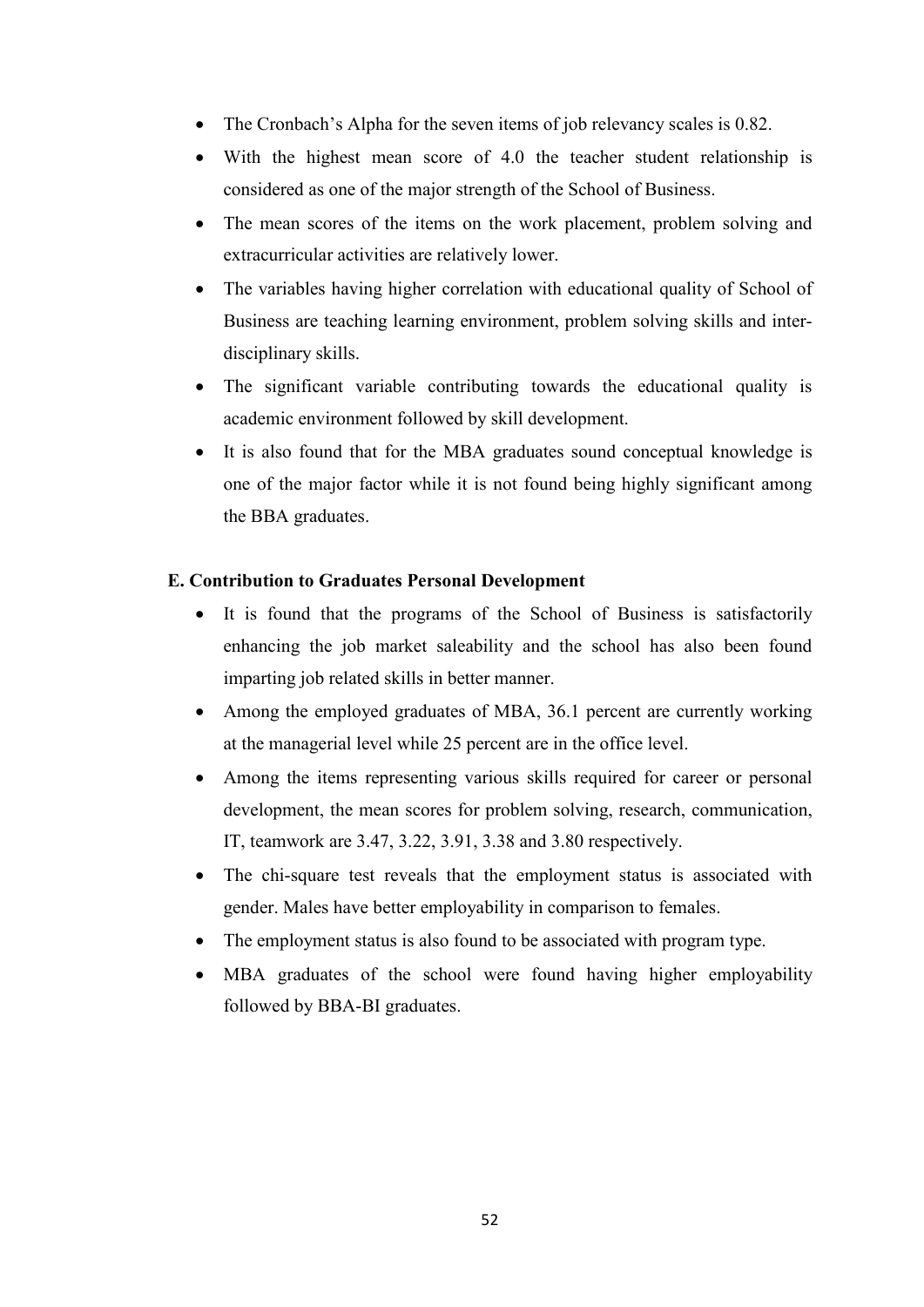- The Cronbach's Alpha for the seven items of job relevancy scales is 0.82.
- With the highest mean score of 4.0 the teacher student relationship is considered as one of the major strength of the School of Business.
- The mean scores of the items on the work placement, problem solving and extracurricular activities are relatively lower.
- The variables having higher correlation with educational quality of School of Business are teaching learning environment, problem solving skills and inter-disciplinary skills.
- The significant variable contributing towards the educational quality is academic environment followed by skill development.
- It is also found that for the MBA graduates sound conceptual knowledge is one of the major factor while it is not found being highly significant among the BBA graduates.

**E. Contribution to Graduates Personal Development**

- It is found that the programs of the School of Business is satisfactorily enhancing the job market saleability and the school has also been found imparting job related skills in better manner.
- Among the employed graduates of MBA, 36.1 percent are currently working at the managerial level while 25 percent are in the office level.
- Among the items representing various skills required for career or personal development, the mean scores for problem solving, research, communication, IT, teamwork are 3.47, 3.22, 3.91, 3.38 and 3.80 respectively.
- The chi-square test reveals that the employment status is associated with gender. Males have better employability in comparison to females.
- The employment status is also found to be associated with program type.
- MBA graduates of the school were found having higher employability followed by BBA-BI graduates.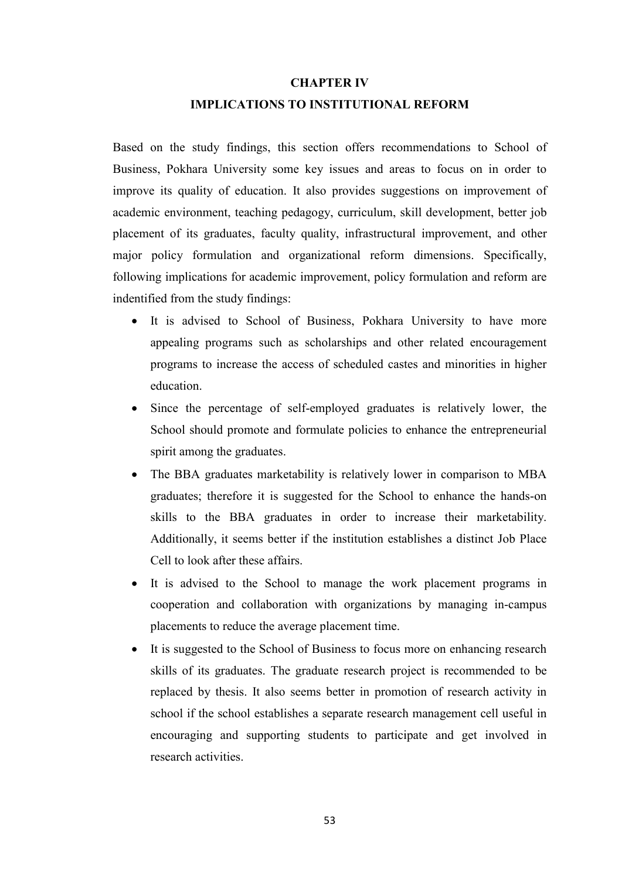# CHAPTER IV

# IMPLICATIONS TO INSTITUTIONAL REFORM

Based on the study findings, this section offers recommendations to School of Business, Pokhara University some key issues and areas to focus on in order to improve its quality of education. It also provides suggestions on improvement of academic environment, teaching pedagogy, curriculum, skill development, better job placement of its graduates, faculty quality, infrastructural improvement, and other major policy formulation and organizational reform dimensions. Specifically, following implications for academic improvement, policy formulation and reform are indentified from the study findings:

- It is advised to School of Business, Pokhara University to have more appealing programs such as scholarships and other related encouragement programs to increase the access of scheduled castes and minorities in higher education.
- Since the percentage of self-employed graduates is relatively lower, the School should promote and formulate policies to enhance the entrepreneurial spirit among the graduates.
- The BBA graduates marketability is relatively lower in comparison to MBA graduates; therefore it is suggested for the School to enhance the hands-on skills to the BBA graduates in order to increase their marketability. Additionally, it seems better if the institution establishes a distinct Job Place Cell to look after these affairs.
- It is advised to the School to manage the work placement programs in cooperation and collaboration with organizations by managing in-campus placements to reduce the average placement time.
- It is suggested to the School of Business to focus more on enhancing research skills of its graduates. The graduate research project is recommended to be replaced by thesis. It also seems better in promotion of research activity in school if the school establishes a separate research management cell useful in encouraging and supporting students to participate and get involved in research activities.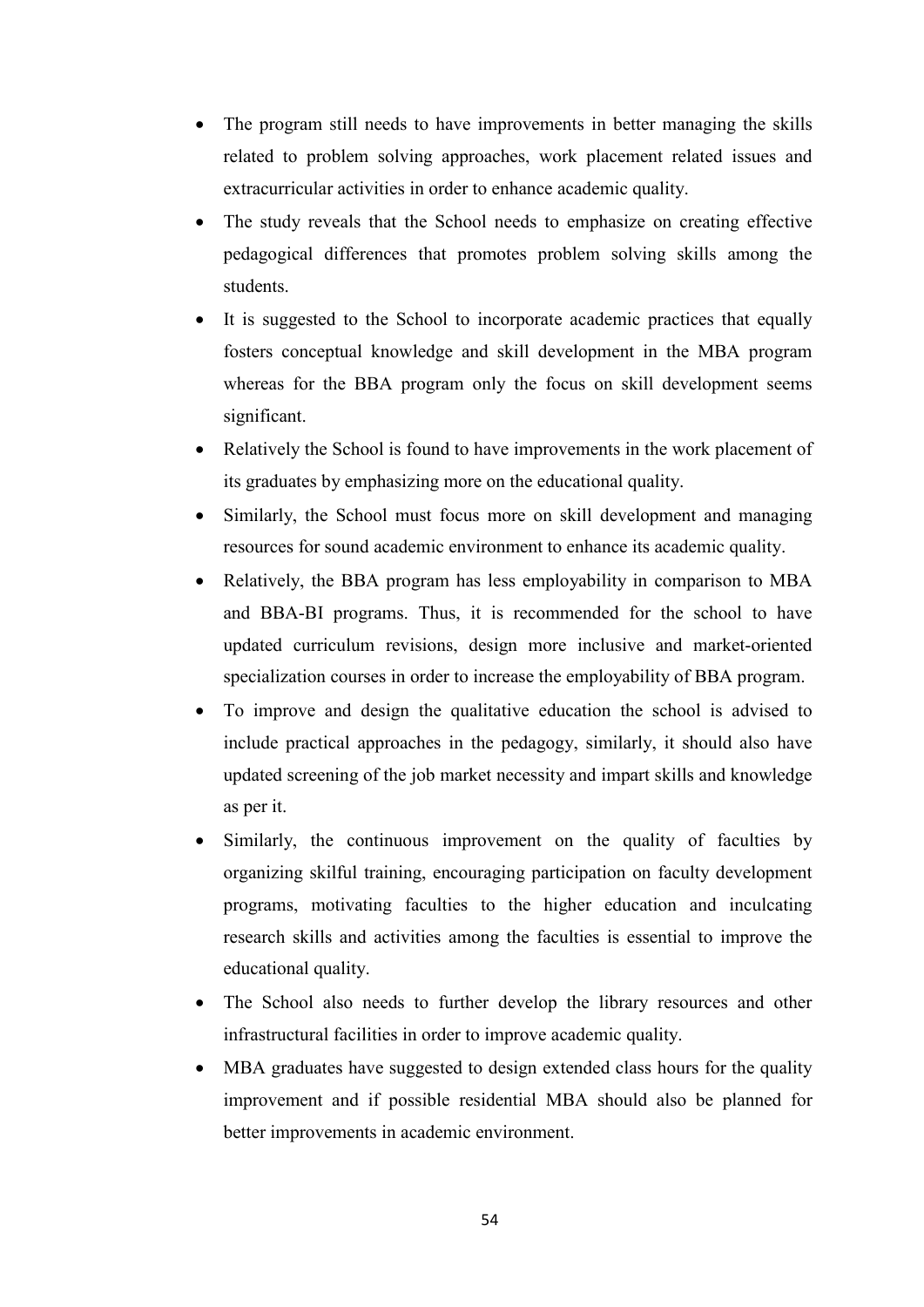- The program still needs to have improvements in better managing the skills related to problem solving approaches, work placement related issues and extracurricular activities in order to enhance academic quality.
- The study reveals that the School needs to emphasize on creating effective pedagogical differences that promotes problem solving skills among the students.
- It is suggested to the School to incorporate academic practices that equally fosters conceptual knowledge and skill development in the MBA program whereas for the BBA program only the focus on skill development seems significant.
- Relatively the School is found to have improvements in the work placement of its graduates by emphasizing more on the educational quality.
- Similarly, the School must focus more on skill development and managing resources for sound academic environment to enhance its academic quality.
- Relatively, the BBA program has less employability in comparison to MBA and BBA-BI programs. Thus, it is recommended for the school to have updated curriculum revisions, design more inclusive and market-oriented specialization courses in order to increase the employability of BBA program.
- To improve and design the qualitative education the school is advised to include practical approaches in the pedagogy, similarly, it should also have updated screening of the job market necessity and impart skills and knowledge as per it.
- Similarly, the continuous improvement on the quality of faculties by organizing skilful training, encouraging participation on faculty development programs, motivating faculties to the higher education and inculcating research skills and activities among the faculties is essential to improve the educational quality.
- The School also needs to further develop the library resources and other infrastructural facilities in order to improve academic quality.
- MBA graduates have suggested to design extended class hours for the quality improvement and if possible residential MBA should also be planned for better improvements in academic environment.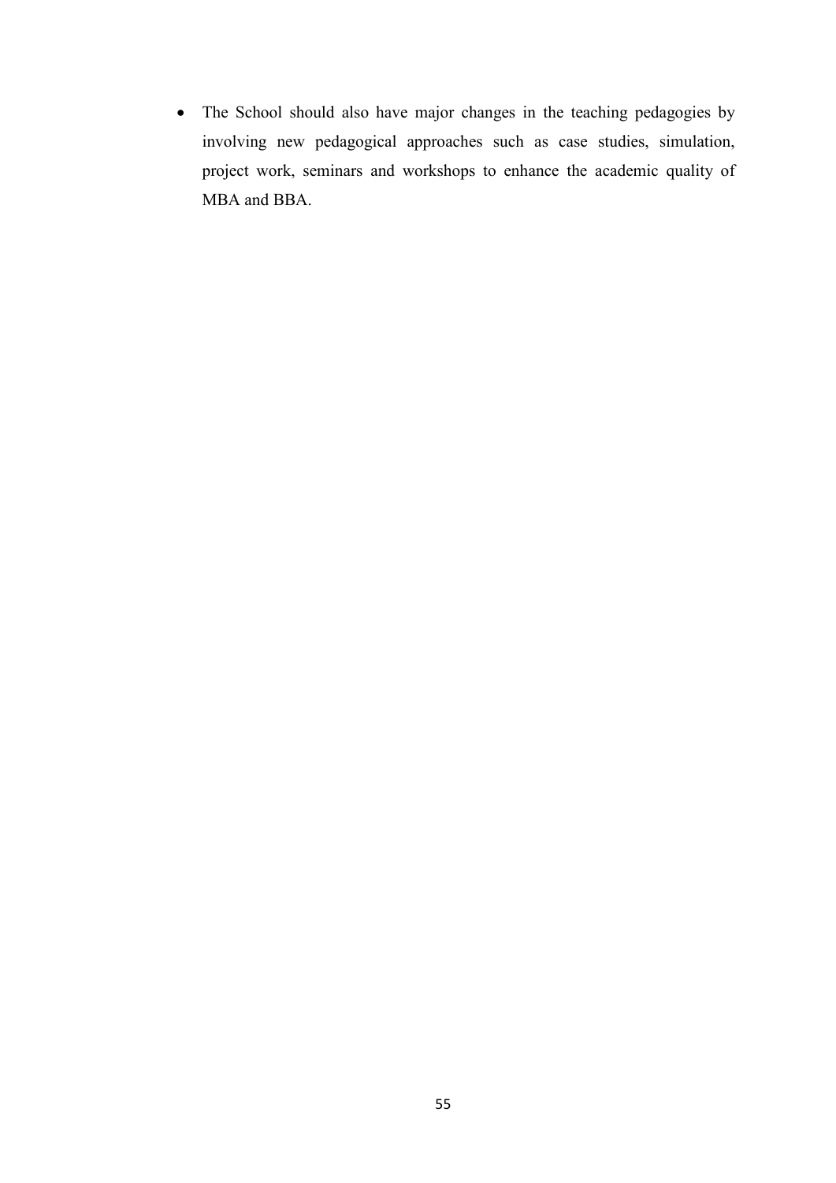- The School should also have major changes in the teaching pedagogies by involving new pedagogical approaches such as case studies, simulation, project work, seminars and workshops to enhance the academic quality of MBA and BBA.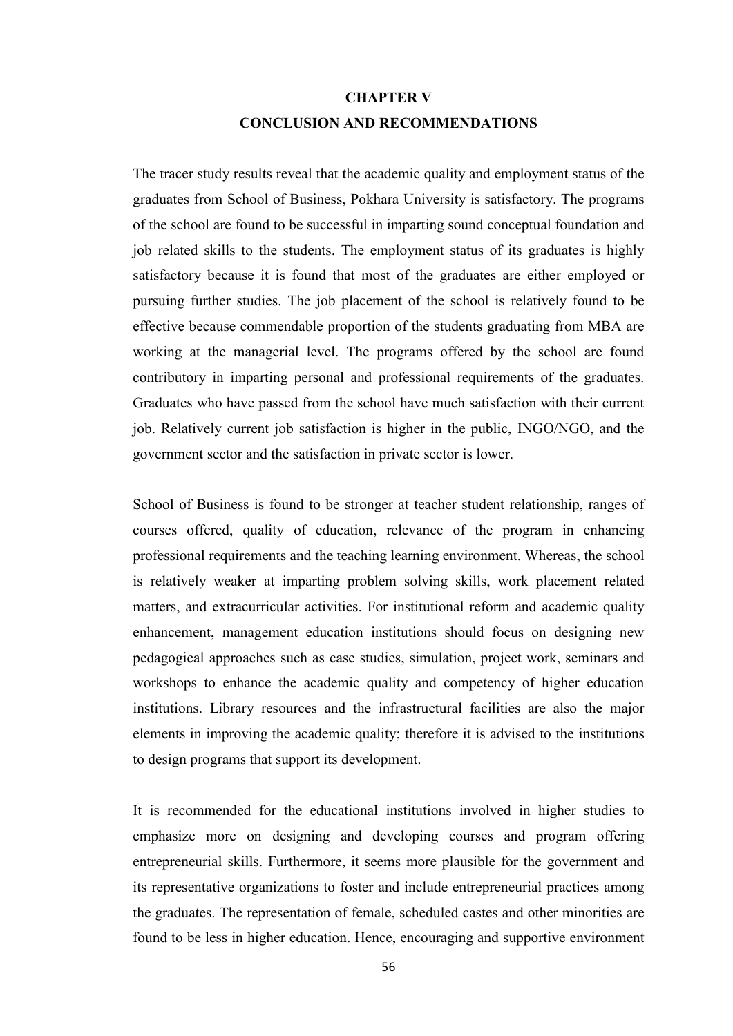# CHAPTER V

# CONCLUSION AND RECOMMENDATIONS

The tracer study results reveal that the academic quality and employment status of the graduates from School of Business, Pokhara University is satisfactory. The programs of the school are found to be successful in imparting sound conceptual foundation and job related skills to the students. The employment status of its graduates is highly satisfactory because it is found that most of the graduates are either employed or pursuing further studies. The job placement of the school is relatively found to be effective because commendable proportion of the students graduating from MBA are working at the managerial level. The programs offered by the school are found contributory in imparting personal and professional requirements of the graduates. Graduates who have passed from the school have much satisfaction with their current job. Relatively current job satisfaction is higher in the public, INGO/NGO, and the government sector and the satisfaction in private sector is lower.

School of Business is found to be stronger at teacher student relationship, ranges of courses offered, quality of education, relevance of the program in enhancing professional requirements and the teaching learning environment. Whereas, the school is relatively weaker at imparting problem solving skills, work placement related matters, and extracurricular activities. For institutional reform and academic quality enhancement, management education institutions should focus on designing new pedagogical approaches such as case studies, simulation, project work, seminars and workshops to enhance the academic quality and competency of higher education institutions. Library resources and the infrastructural facilities are also the major elements in improving the academic quality; therefore it is advised to the institutions to design programs that support its development.

It is recommended for the educational institutions involved in higher studies to emphasize more on designing and developing courses and program offering entrepreneurial skills. Furthermore, it seems more plausible for the government and its representative organizations to foster and include entrepreneurial practices among the graduates. The representation of female, scheduled castes and other minorities are found to be less in higher education. Hence, encouraging and supportive environment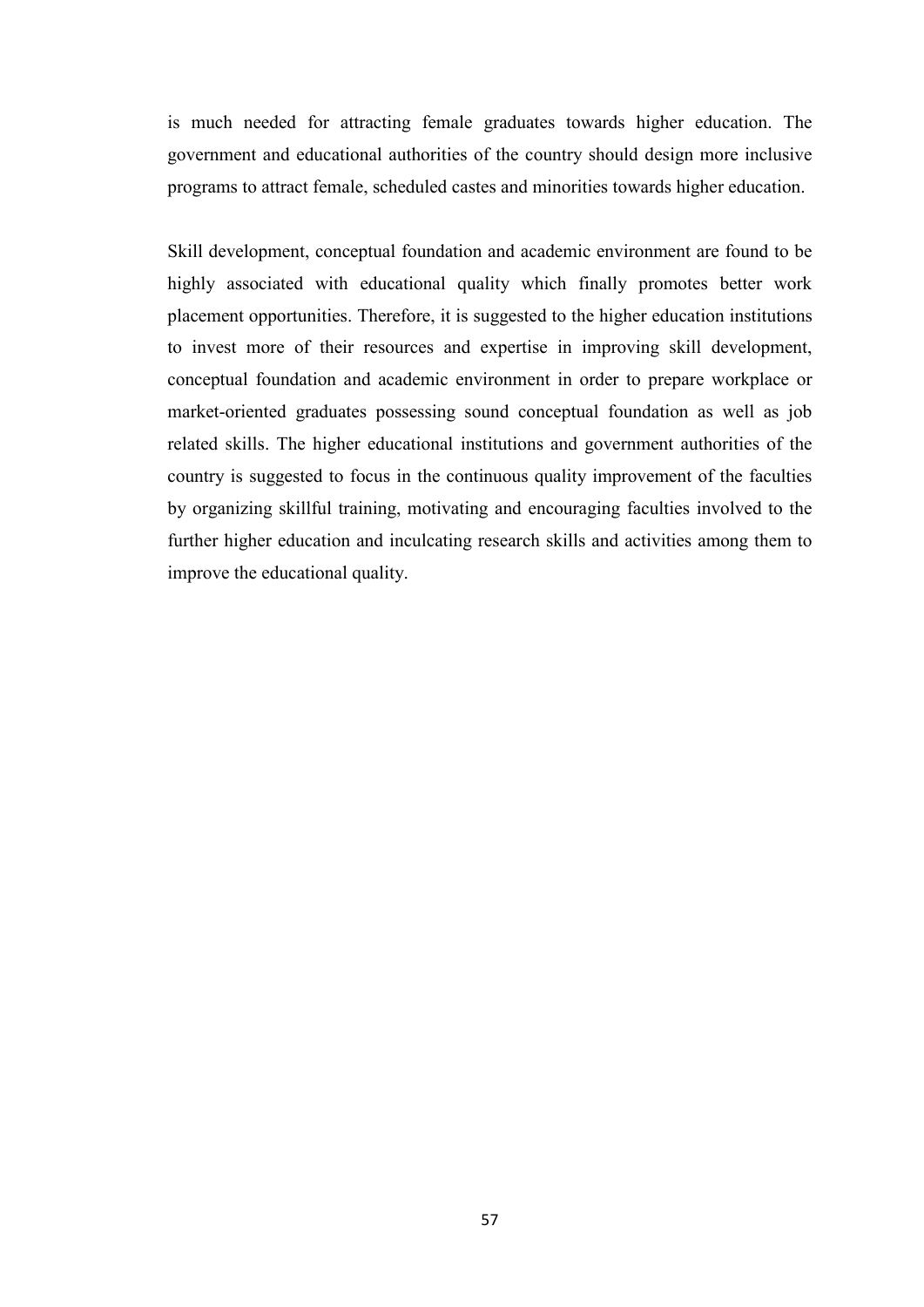is much needed for attracting female graduates towards higher education. The government and educational authorities of the country should design more inclusive programs to attract female, scheduled castes and minorities towards higher education.

Skill development, conceptual foundation and academic environment are found to be highly associated with educational quality which finally promotes better work placement opportunities. Therefore, it is suggested to the higher education institutions to invest more of their resources and expertise in improving skill development, conceptual foundation and academic environment in order to prepare workplace or market-oriented graduates possessing sound conceptual foundation as well as job related skills. The higher educational institutions and government authorities of the country is suggested to focus in the continuous quality improvement of the faculties by organizing skillful training, motivating and encouraging faculties involved to the further higher education and inculcating research skills and activities among them to improve the educational quality.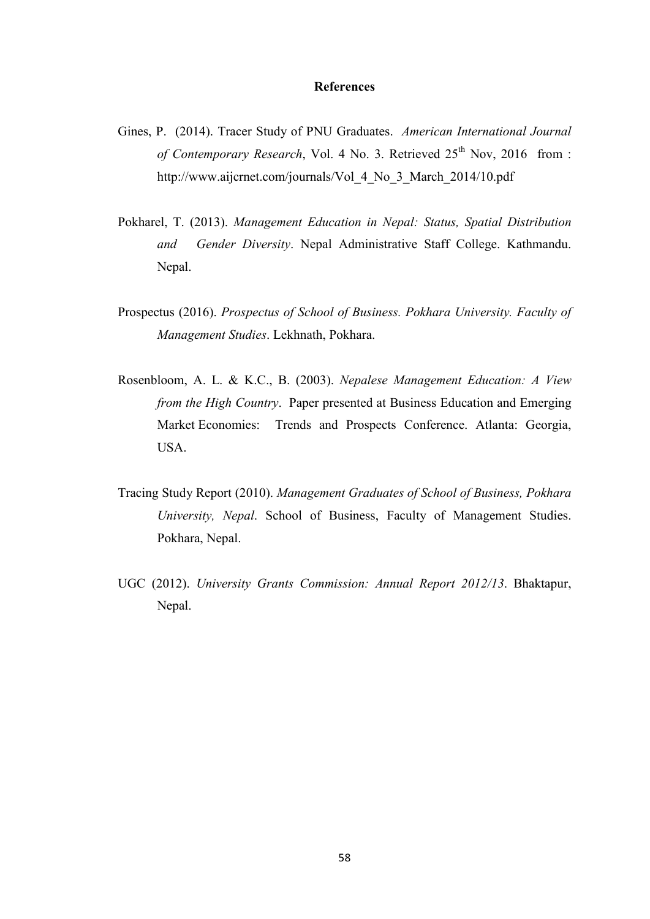# References

Gines, P. (2014). Tracer Study of PNU Graduates. *American International Journal of Contemporary Research*, Vol. 4 No. 3. Retrieved 25th Nov, 2016 from : http://www.aijcrnet.com/journals/Vol_4_No_3_March_2014/10.pdf

Pokharel, T. (2013). *Management Education in Nepal: Status, Spatial Distribution and Gender Diversity*. Nepal Administrative Staff College. Kathmandu. Nepal.

Prospectus (2016). *Prospectus of School of Business. Pokhara University. Faculty of Management Studies*. Lekhnath, Pokhara.

Rosenbloom, A. L. & K.C., B. (2003). *Nepalese Management Education: A View from the High Country*. Paper presented at Business Education and Emerging Market Economies: Trends and Prospects Conference. Atlanta: Georgia, USA.

Tracing Study Report (2010). *Management Graduates of School of Business, Pokhara University, Nepal*. School of Business, Faculty of Management Studies. Pokhara, Nepal.

UGC (2012). *University Grants Commission: Annual Report 2012/13*. Bhaktapur, Nepal.